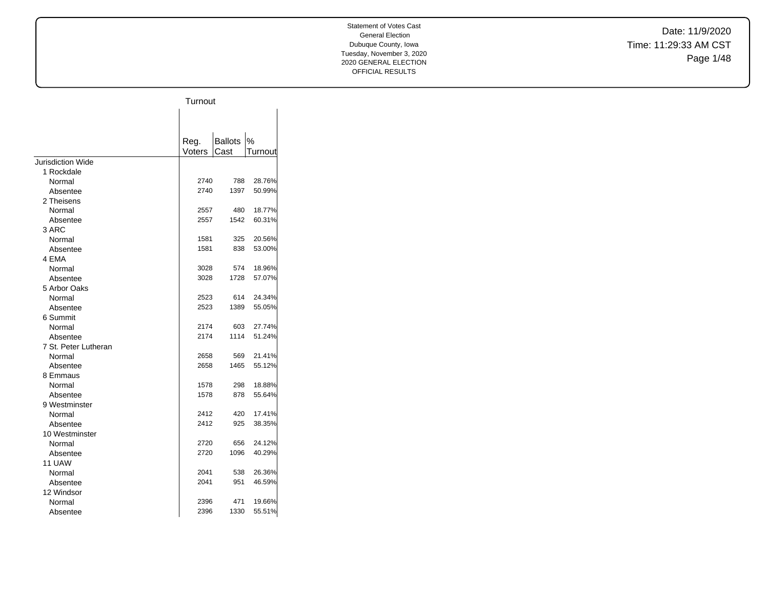Statement of Votes Cast
General Election
Dubuque County, Iowa
Tuesday, November 3, 2020
2020 GENERAL ELECTION
OFFICIAL RESULTS

Date: 11/9/2020
Time: 11:29:33 AM CST

| | Turnout | | |
|---|---|---|---|
| | Reg. Voters | Ballots Cast | % Turnout |
| Jurisdiction Wide | | | |
| 1 Rockdale | | | |
| Normal | 2740 | 788 | 28.76% |
| Absentee | 2740 | 1397 | 50.99% |
| 2 Theisens | | | |
| Normal | 2557 | 480 | 18.77% |
| Absentee | 2557 | 1542 | 60.31% |
| 3 ARC | | | |
| Normal | 1581 | 325 | 20.56% |
| Absentee | 1581 | 838 | 53.00% |
| 4 EMA | | | |
| Normal | 3028 | 574 | 18.96% |
| Absentee | 3028 | 1728 | 57.07% |
| 5 Arbor Oaks | | | |
| Normal | 2523 | 614 | 24.34% |
| Absentee | 2523 | 1389 | 55.05% |
| 6 Summit | | | |
| Normal | 2174 | 603 | 27.74% |
| Absentee | 2174 | 1114 | 51.24% |
| 7 St. Peter Lutheran | | | |
| Normal | 2658 | 569 | 21.41% |
| Absentee | 2658 | 1465 | 55.12% |
| 8 Emmaus | | | |
| Normal | 1578 | 298 | 18.88% |
| Absentee | 1578 | 878 | 55.64% |
| 9 Westminster | | | |
| Normal | 2412 | 420 | 17.41% |
| Absentee | 2412 | 925 | 38.35% |
| 10 Westminster | | | |
| Normal | 2720 | 656 | 24.12% |
| Absentee | 2720 | 1096 | 40.29% |
| 11 UAW | | | |
| Normal | 2041 | 538 | 26.36% |
| Absentee | 2041 | 951 | 46.59% |
| 12 Windsor | | | |
| Normal | 2396 | 471 | 19.66% |
| Absentee | 2396 | 1330 | 55.51% |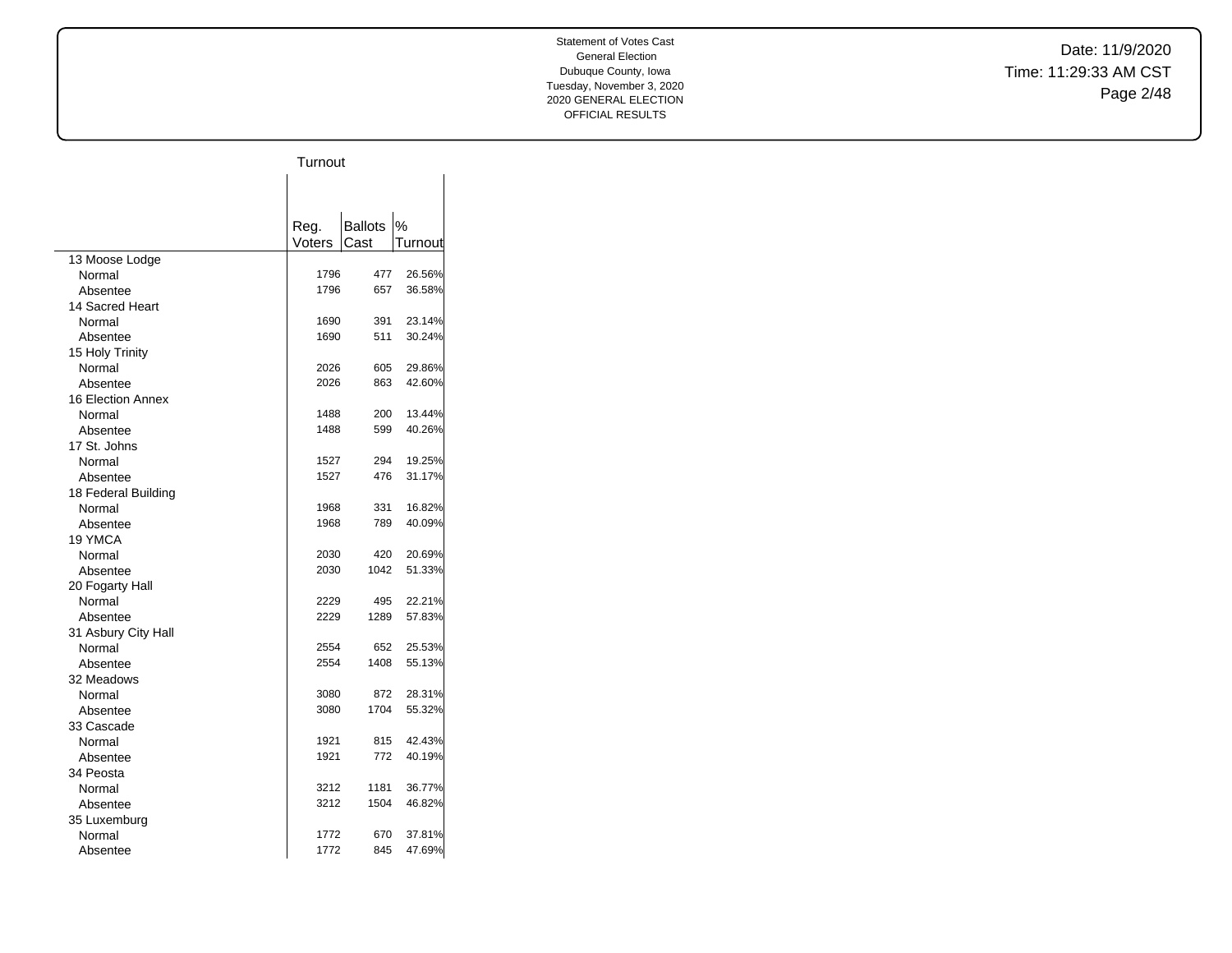Statement of Votes Cast
General Election
Dubuque County, Iowa
Tuesday, November 3, 2020
2020 GENERAL ELECTION
OFFICIAL RESULTS

Date: 11/9/2020
Time: 11:29:33 AM CST

| | Turnout | | |
|---|---|---|---|
| | Reg. Voters | Ballots Cast | % Turnout |
| 13 Moose Lodge | | | |
| Normal | 1796 | 477 | 26.56% |
| Absentee | 1796 | 657 | 36.58% |
| 14 Sacred Heart | | | |
| Normal | 1690 | 391 | 23.14% |
| Absentee | 1690 | 511 | 30.24% |
| 15 Holy Trinity | | | |
| Normal | 2026 | 605 | 29.86% |
| Absentee | 2026 | 863 | 42.60% |
| 16 Election Annex | | | |
| Normal | 1488 | 200 | 13.44% |
| Absentee | 1488 | 599 | 40.26% |
| 17 St. Johns | | | |
| Normal | 1527 | 294 | 19.25% |
| Absentee | 1527 | 476 | 31.17% |
| 18 Federal Building | | | |
| Normal | 1968 | 331 | 16.82% |
| Absentee | 1968 | 789 | 40.09% |
| 19 YMCA | | | |
| Normal | 2030 | 420 | 20.69% |
| Absentee | 2030 | 1042 | 51.33% |
| 20 Fogarty Hall | | | |
| Normal | 2229 | 495 | 22.21% |
| Absentee | 2229 | 1289 | 57.83% |
| 31 Asbury City Hall | | | |
| Normal | 2554 | 652 | 25.53% |
| Absentee | 2554 | 1408 | 55.13% |
| 32 Meadows | | | |
| Normal | 3080 | 872 | 28.31% |
| Absentee | 3080 | 1704 | 55.32% |
| 33 Cascade | | | |
| Normal | 1921 | 815 | 42.43% |
| Absentee | 1921 | 772 | 40.19% |
| 34 Peosta | | | |
| Normal | 3212 | 1181 | 36.77% |
| Absentee | 3212 | 1504 | 46.82% |
| 35 Luxemburg | | | |
| Normal | 1772 | 670 | 37.81% |
| Absentee | 1772 | 845 | 47.69% |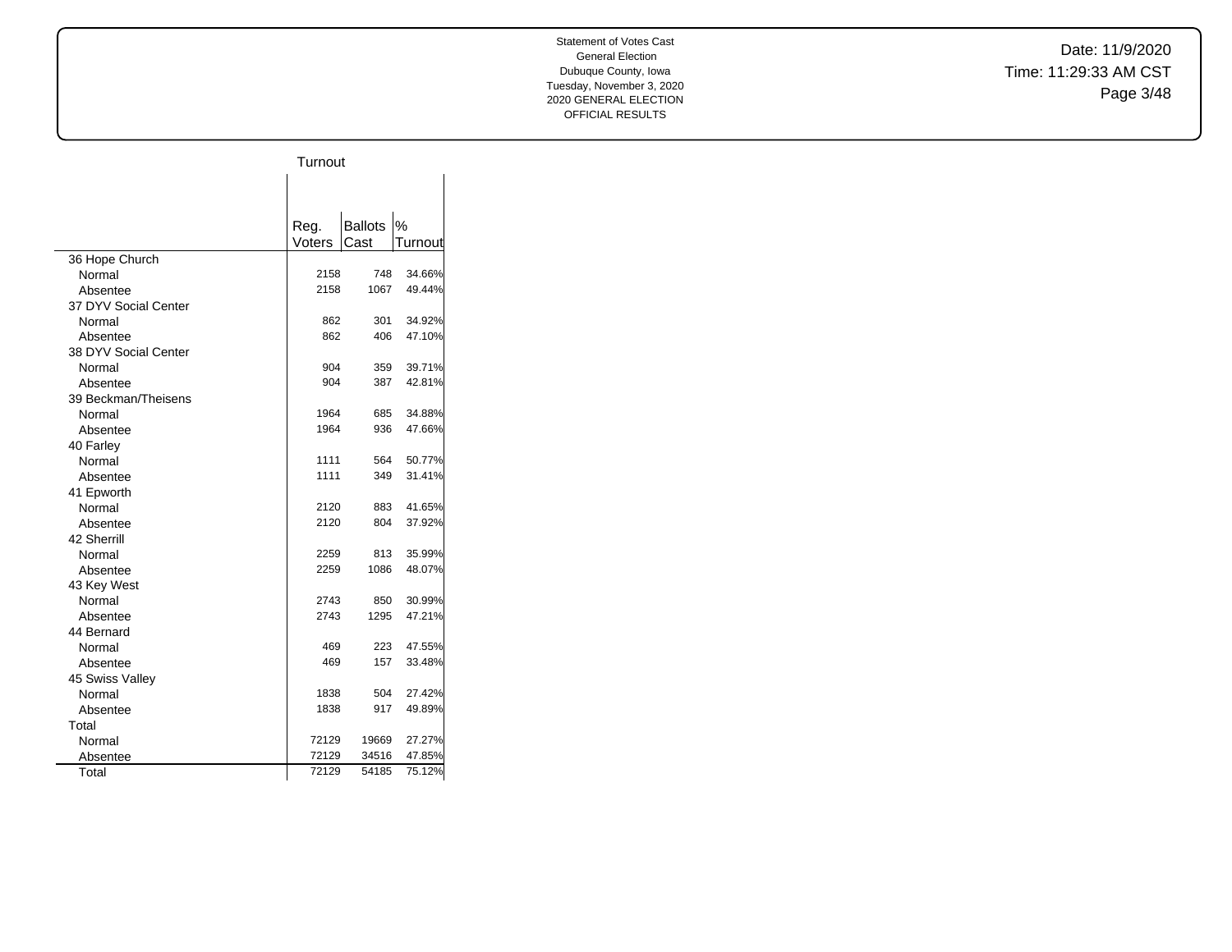Statement of Votes Cast
General Election
Dubuque County, Iowa
Tuesday, November 3, 2020
2020 GENERAL ELECTION
OFFICIAL RESULTS

Date: 11/9/2020
Time: 11:29:33 AM CST

| | Turnout | | |
|---|---|---|---|
| | Reg. Voters | Ballots Cast | % Turnout |
| 36 Hope Church | | | |
| Normal | 2158 | 748 | 34.66% |
| Absentee | 2158 | 1067 | 49.44% |
| 37 DYV Social Center | | | |
| Normal | 862 | 301 | 34.92% |
| Absentee | 862 | 406 | 47.10% |
| 38 DYV Social Center | | | |
| Normal | 904 | 359 | 39.71% |
| Absentee | 904 | 387 | 42.81% |
| 39 Beckman/Theisens | | | |
| Normal | 1964 | 685 | 34.88% |
| Absentee | 1964 | 936 | 47.66% |
| 40 Farley | | | |
| Normal | 1111 | 564 | 50.77% |
| Absentee | 1111 | 349 | 31.41% |
| 41 Epworth | | | |
| Normal | 2120 | 883 | 41.65% |
| Absentee | 2120 | 804 | 37.92% |
| 42 Sherrill | | | |
| Normal | 2259 | 813 | 35.99% |
| Absentee | 2259 | 1086 | 48.07% |
| 43 Key West | | | |
| Normal | 2743 | 850 | 30.99% |
| Absentee | 2743 | 1295 | 47.21% |
| 44 Bernard | | | |
| Normal | 469 | 223 | 47.55% |
| Absentee | 469 | 157 | 33.48% |
| 45 Swiss Valley | | | |
| Normal | 1838 | 504 | 27.42% |
| Absentee | 1838 | 917 | 49.89% |
| Total | | | |
| Normal | 72129 | 19669 | 27.27% |
| Absentee | 72129 | 34516 | 47.85% |
| Total | 72129 | 54185 | 75.12% |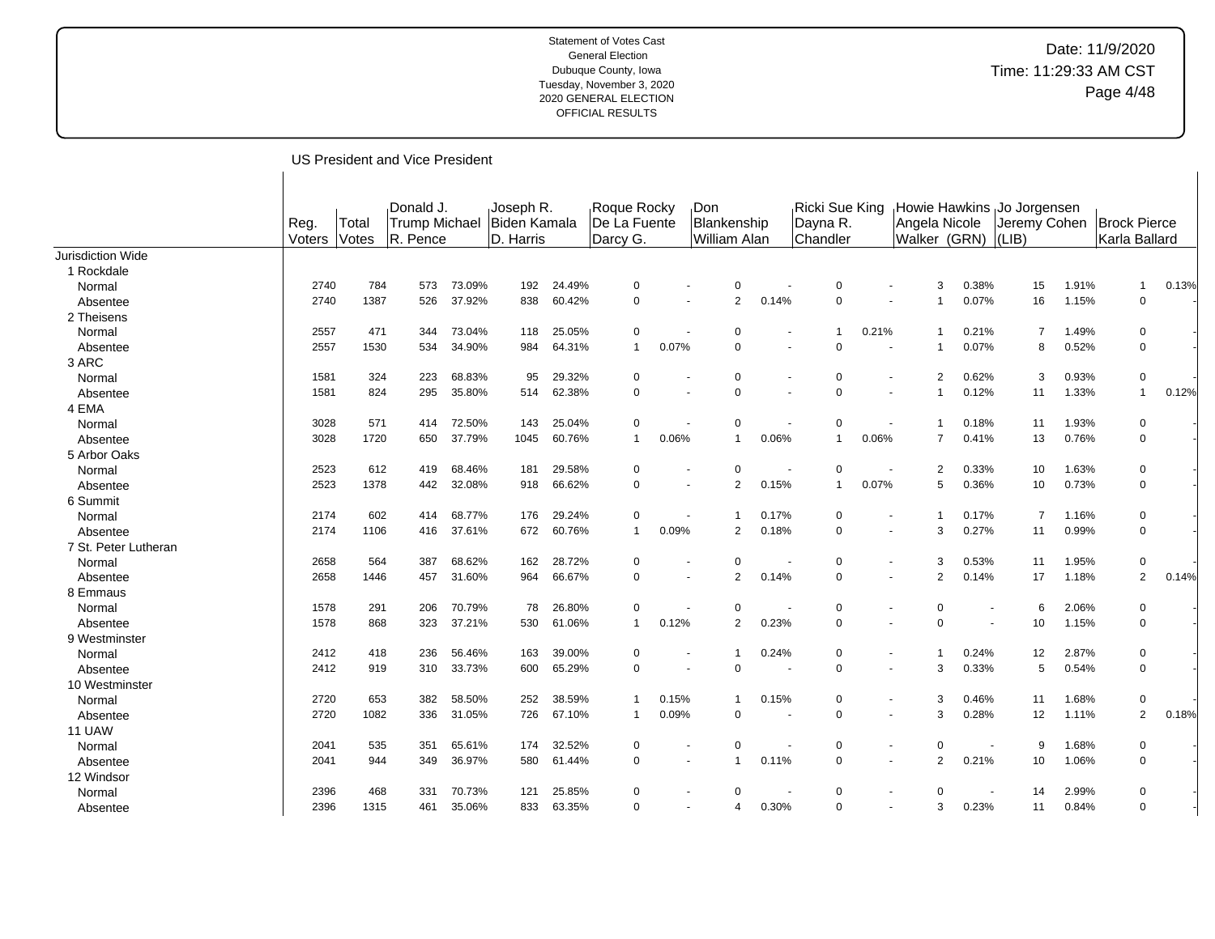Statement of Votes Cast
General Election
Dubuque County, Iowa
Tuesday, November 3, 2020
2020 GENERAL ELECTION
OFFICIAL RESULTS

Date: 11/9/2020
Time: 11:29:33 AM CST

## US President and Vice President

| | Reg. Voters | Total Votes | Donald J. Trump Michael R. Pence | | Joseph R. Biden Kamala D. Harris | | Roque Rocky De La Fuente Darcy G. | | Don Blankenship William Alan | | Ricki Sue King Dayna R. Chandler | | Howie Hawkins Angela Nicole Walker (GRN) | | Jo Jorgensen Jeremy Cohen (LIB) | | Brock Pierce Karla Ballard | |
|---|---|---|---|---|---|---|---|---|---|---|---|---|---|---|---|---|---|---|
| Jurisdiction Wide | | | | | | | | | | | | | | | | | | |
| 1 Rockdale | | | | | | | | | | | | | | | | | | |
| Normal | 2740 | 784 | 573 | 73.09% | 192 | 24.49% | 0 | - | 0 | - | 0 | - | 3 | 0.38% | 15 | 1.91% | 1 | 0.13% |
| Absentee | 2740 | 1387 | 526 | 37.92% | 838 | 60.42% | 0 | - | 2 | 0.14% | 0 | - | 1 | 0.07% | 16 | 1.15% | 0 | - |
| 2 Theisens | | | | | | | | | | | | | | | | | | |
| Normal | 2557 | 471 | 344 | 73.04% | 118 | 25.05% | 0 | - | 0 | - | 1 | 0.21% | 1 | 0.21% | 7 | 1.49% | 0 | - |
| Absentee | 2557 | 1530 | 534 | 34.90% | 984 | 64.31% | 1 | 0.07% | 0 | - | 0 | - | 1 | 0.07% | 8 | 0.52% | 0 | - |
| 3 ARC | | | | | | | | | | | | | | | | | | |
| Normal | 1581 | 324 | 223 | 68.83% | 95 | 29.32% | 0 | - | 0 | - | 0 | - | 2 | 0.62% | 3 | 0.93% | 0 | - |
| Absentee | 1581 | 824 | 295 | 35.80% | 514 | 62.38% | 0 | - | 0 | - | 0 | - | 1 | 0.12% | 11 | 1.33% | 1 | 0.12% |
| 4 EMA | | | | | | | | | | | | | | | | | | |
| Normal | 3028 | 571 | 414 | 72.50% | 143 | 25.04% | 0 | - | 0 | - | 0 | - | 1 | 0.18% | 11 | 1.93% | 0 | - |
| Absentee | 3028 | 1720 | 650 | 37.79% | 1045 | 60.76% | 1 | 0.06% | 1 | 0.06% | 1 | 0.06% | 7 | 0.41% | 13 | 0.76% | 0 | - |
| 5 Arbor Oaks | | | | | | | | | | | | | | | | | | |
| Normal | 2523 | 612 | 419 | 68.46% | 181 | 29.58% | 0 | - | 0 | - | 0 | - | 2 | 0.33% | 10 | 1.63% | 0 | - |
| Absentee | 2523 | 1378 | 442 | 32.08% | 918 | 66.62% | 0 | - | 2 | 0.15% | 1 | 0.07% | 5 | 0.36% | 10 | 0.73% | 0 | - |
| 6 Summit | | | | | | | | | | | | | | | | | | |
| Normal | 2174 | 602 | 414 | 68.77% | 176 | 29.24% | 0 | - | 1 | 0.17% | 0 | - | 1 | 0.17% | 7 | 1.16% | 0 | - |
| Absentee | 2174 | 1106 | 416 | 37.61% | 672 | 60.76% | 1 | 0.09% | 2 | 0.18% | 0 | - | 3 | 0.27% | 11 | 0.99% | 0 | - |
| 7 St. Peter Lutheran | | | | | | | | | | | | | | | | | | |
| Normal | 2658 | 564 | 387 | 68.62% | 162 | 28.72% | 0 | - | 0 | - | 0 | - | 3 | 0.53% | 11 | 1.95% | 0 | - |
| Absentee | 2658 | 1446 | 457 | 31.60% | 964 | 66.67% | 0 | - | 2 | 0.14% | 0 | - | 2 | 0.14% | 17 | 1.18% | 2 | 0.14% |
| 8 Emmaus | | | | | | | | | | | | | | | | | | |
| Normal | 1578 | 291 | 206 | 70.79% | 78 | 26.80% | 0 | - | 0 | - | 0 | - | 0 | - | 6 | 2.06% | 0 | - |
| Absentee | 1578 | 868 | 323 | 37.21% | 530 | 61.06% | 1 | 0.12% | 2 | 0.23% | 0 | - | 0 | - | 10 | 1.15% | 0 | - |
| 9 Westminster | | | | | | | | | | | | | | | | | | |
| Normal | 2412 | 418 | 236 | 56.46% | 163 | 39.00% | 0 | - | 1 | 0.24% | 0 | - | 1 | 0.24% | 12 | 2.87% | 0 | - |
| Absentee | 2412 | 919 | 310 | 33.73% | 600 | 65.29% | 0 | - | 0 | - | 0 | - | 3 | 0.33% | 5 | 0.54% | 0 | - |
| 10 Westminster | | | | | | | | | | | | | | | | | | |
| Normal | 2720 | 653 | 382 | 58.50% | 252 | 38.59% | 1 | 0.15% | 1 | 0.15% | 0 | - | 3 | 0.46% | 11 | 1.68% | 0 | - |
| Absentee | 2720 | 1082 | 336 | 31.05% | 726 | 67.10% | 1 | 0.09% | 0 | - | 0 | - | 3 | 0.28% | 12 | 1.11% | 2 | 0.18% |
| 11 UAW | | | | | | | | | | | | | | | | | | |
| Normal | 2041 | 535 | 351 | 65.61% | 174 | 32.52% | 0 | - | 0 | - | 0 | - | 0 | - | 9 | 1.68% | 0 | - |
| Absentee | 2041 | 944 | 349 | 36.97% | 580 | 61.44% | 0 | - | 1 | 0.11% | 0 | - | 2 | 0.21% | 10 | 1.06% | 0 | - |
| 12 Windsor | | | | | | | | | | | | | | | | | | |
| Normal | 2396 | 468 | 331 | 70.73% | 121 | 25.85% | 0 | - | 0 | - | 0 | - | 0 | - | 14 | 2.99% | 0 | - |
| Absentee | 2396 | 1315 | 461 | 35.06% | 833 | 63.35% | 0 | - | 4 | 0.30% | 0 | - | 3 | 0.23% | 11 | 0.84% | 0 | - |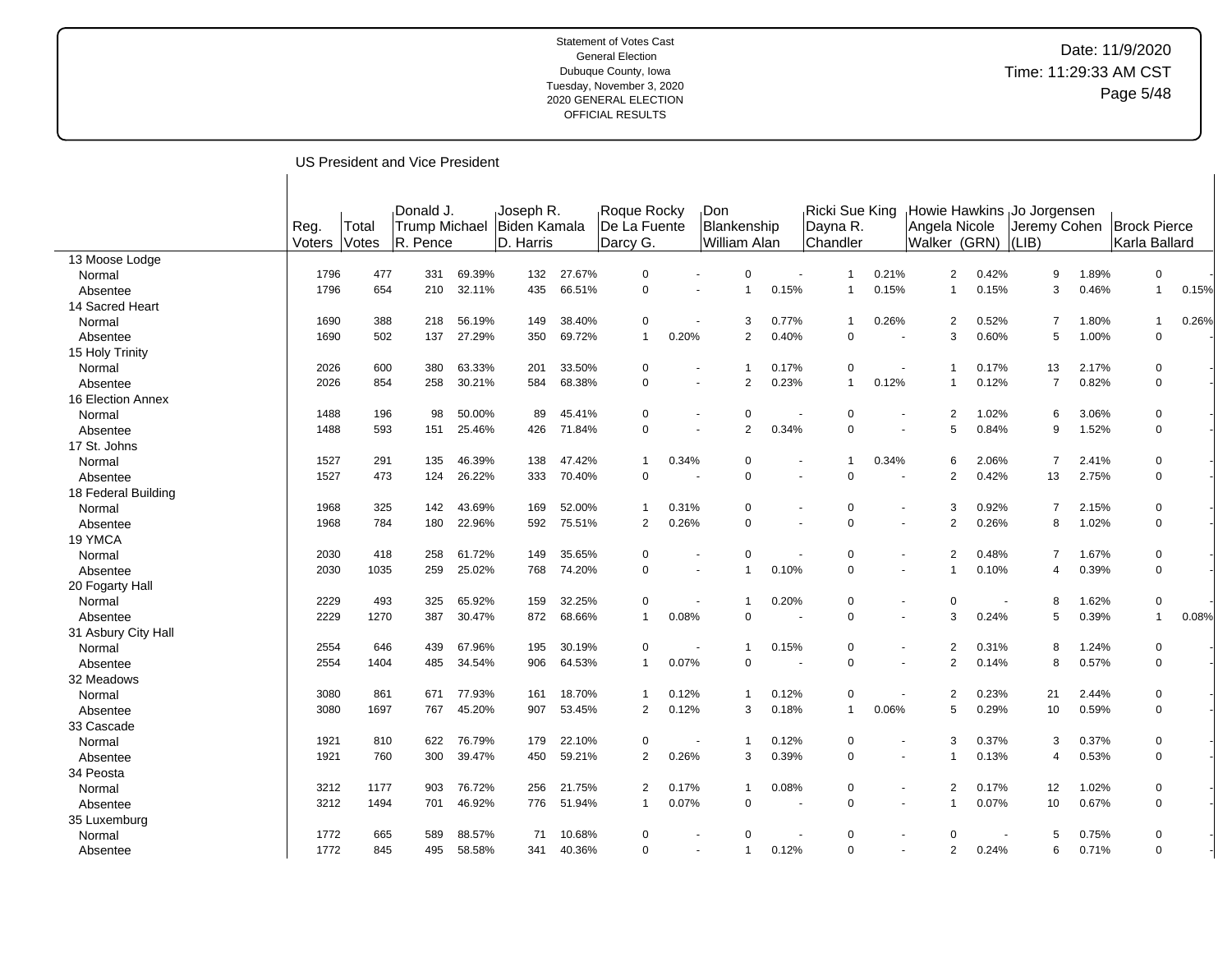Statement of Votes Cast
General Election
Dubuque County, Iowa
Tuesday, November 3, 2020
2020 GENERAL ELECTION
OFFICIAL RESULTS

Date: 11/9/2020
Time: 11:29:33 AM CST

## US President and Vice President

| | Reg. Voters | Total Votes | Donald J. Trump Michael R. Pence | | Joseph R. Biden Kamala D. Harris | | Roque Rocky De La Fuente Darcy G. | | Don Blankenship William Alan | | Ricki Sue King Dayna R. Chandler | | Howie Hawkins Angela Nicole Walker (GRN) | | Jo Jorgensen Jeremy Cohen (LIB) | | Brock Pierce Karla Ballard | |
|---|---|---|---|---|---|---|---|---|---|---|---|---|---|---|---|---|---|---|
| **13 Moose Lodge** | | | | | | | | | | | | | | | | | | |
| Normal | 1796 | 477 | 331 | 69.39% | 132 | 27.67% | 0 | - | 0 | - | 1 | 0.21% | 2 | 0.42% | 9 | 1.89% | 0 | - |
| Absentee | 1796 | 654 | 210 | 32.11% | 435 | 66.51% | 0 | - | 1 | 0.15% | 1 | 0.15% | 1 | 0.15% | 3 | 0.46% | 1 | 0.15% |
| **14 Sacred Heart** | | | | | | | | | | | | | | | | | | |
| Normal | 1690 | 388 | 218 | 56.19% | 149 | 38.40% | 0 | - | 3 | 0.77% | 1 | 0.26% | 2 | 0.52% | 7 | 1.80% | 1 | 0.26% |
| Absentee | 1690 | 502 | 137 | 27.29% | 350 | 69.72% | 1 | 0.20% | 2 | 0.40% | 0 | - | 3 | 0.60% | 5 | 1.00% | 0 | - |
| **15 Holy Trinity** | | | | | | | | | | | | | | | | | | |
| Normal | 2026 | 600 | 380 | 63.33% | 201 | 33.50% | 0 | - | 1 | 0.17% | 0 | - | 1 | 0.17% | 13 | 2.17% | 0 | - |
| Absentee | 2026 | 854 | 258 | 30.21% | 584 | 68.38% | 0 | - | 2 | 0.23% | 1 | 0.12% | 1 | 0.12% | 7 | 0.82% | 0 | - |
| **16 Election Annex** | | | | | | | | | | | | | | | | | | |
| Normal | 1488 | 196 | 98 | 50.00% | 89 | 45.41% | 0 | - | 0 | - | 0 | - | 2 | 1.02% | 6 | 3.06% | 0 | - |
| Absentee | 1488 | 593 | 151 | 25.46% | 426 | 71.84% | 0 | - | 2 | 0.34% | 0 | - | 5 | 0.84% | 9 | 1.52% | 0 | - |
| **17 St. Johns** | | | | | | | | | | | | | | | | | | |
| Normal | 1527 | 291 | 135 | 46.39% | 138 | 47.42% | 1 | 0.34% | 0 | - | 1 | 0.34% | 6 | 2.06% | 7 | 2.41% | 0 | - |
| Absentee | 1527 | 473 | 124 | 26.22% | 333 | 70.40% | 0 | - | 0 | - | 0 | - | 2 | 0.42% | 13 | 2.75% | 0 | - |
| **18 Federal Building** | | | | | | | | | | | | | | | | | | |
| Normal | 1968 | 325 | 142 | 43.69% | 169 | 52.00% | 1 | 0.31% | 0 | - | 0 | - | 3 | 0.92% | 7 | 2.15% | 0 | - |
| Absentee | 1968 | 784 | 180 | 22.96% | 592 | 75.51% | 2 | 0.26% | 0 | - | 0 | - | 2 | 0.26% | 8 | 1.02% | 0 | - |
| **19 YMCA** | | | | | | | | | | | | | | | | | | |
| Normal | 2030 | 418 | 258 | 61.72% | 149 | 35.65% | 0 | - | 0 | - | 0 | - | 2 | 0.48% | 7 | 1.67% | 0 | - |
| Absentee | 2030 | 1035 | 259 | 25.02% | 768 | 74.20% | 0 | - | 1 | 0.10% | 0 | - | 1 | 0.10% | 4 | 0.39% | 0 | - |
| **20 Fogarty Hall** | | | | | | | | | | | | | | | | | | |
| Normal | 2229 | 493 | 325 | 65.92% | 159 | 32.25% | 0 | - | 1 | 0.20% | 0 | - | 0 | - | 8 | 1.62% | 0 | - |
| Absentee | 2229 | 1270 | 387 | 30.47% | 872 | 68.66% | 1 | 0.08% | 0 | - | 0 | - | 3 | 0.24% | 5 | 0.39% | 1 | 0.08% |
| **31 Asbury City Hall** | | | | | | | | | | | | | | | | | | |
| Normal | 2554 | 646 | 439 | 67.96% | 195 | 30.19% | 0 | - | 1 | 0.15% | 0 | - | 2 | 0.31% | 8 | 1.24% | 0 | - |
| Absentee | 2554 | 1404 | 485 | 34.54% | 906 | 64.53% | 1 | 0.07% | 0 | - | 0 | - | 2 | 0.14% | 8 | 0.57% | 0 | - |
| **32 Meadows** | | | | | | | | | | | | | | | | | | |
| Normal | 3080 | 861 | 671 | 77.93% | 161 | 18.70% | 1 | 0.12% | 1 | 0.12% | 0 | - | 2 | 0.23% | 21 | 2.44% | 0 | - |
| Absentee | 3080 | 1697 | 767 | 45.20% | 907 | 53.45% | 2 | 0.12% | 3 | 0.18% | 1 | 0.06% | 5 | 0.29% | 10 | 0.59% | 0 | - |
| **33 Cascade** | | | | | | | | | | | | | | | | | | |
| Normal | 1921 | 810 | 622 | 76.79% | 179 | 22.10% | 0 | - | 1 | 0.12% | 0 | - | 3 | 0.37% | 3 | 0.37% | 0 | - |
| Absentee | 1921 | 760 | 300 | 39.47% | 450 | 59.21% | 2 | 0.26% | 3 | 0.39% | 0 | - | 1 | 0.13% | 4 | 0.53% | 0 | - |
| **34 Peosta** | | | | | | | | | | | | | | | | | | |
| Normal | 3212 | 1177 | 903 | 76.72% | 256 | 21.75% | 2 | 0.17% | 1 | 0.08% | 0 | - | 2 | 0.17% | 12 | 1.02% | 0 | - |
| Absentee | 3212 | 1494 | 701 | 46.92% | 776 | 51.94% | 1 | 0.07% | 0 | - | 0 | - | 1 | 0.07% | 10 | 0.67% | 0 | - |
| **35 Luxemburg** | | | | | | | | | | | | | | | | | | |
| Normal | 1772 | 665 | 589 | 88.57% | 71 | 10.68% | 0 | - | 0 | - | 0 | - | 0 | - | 5 | 0.75% | 0 | - |
| Absentee | 1772 | 845 | 495 | 58.58% | 341 | 40.36% | 0 | - | 1 | 0.12% | 0 | - | 2 | 0.24% | 6 | 0.71% | 0 | - |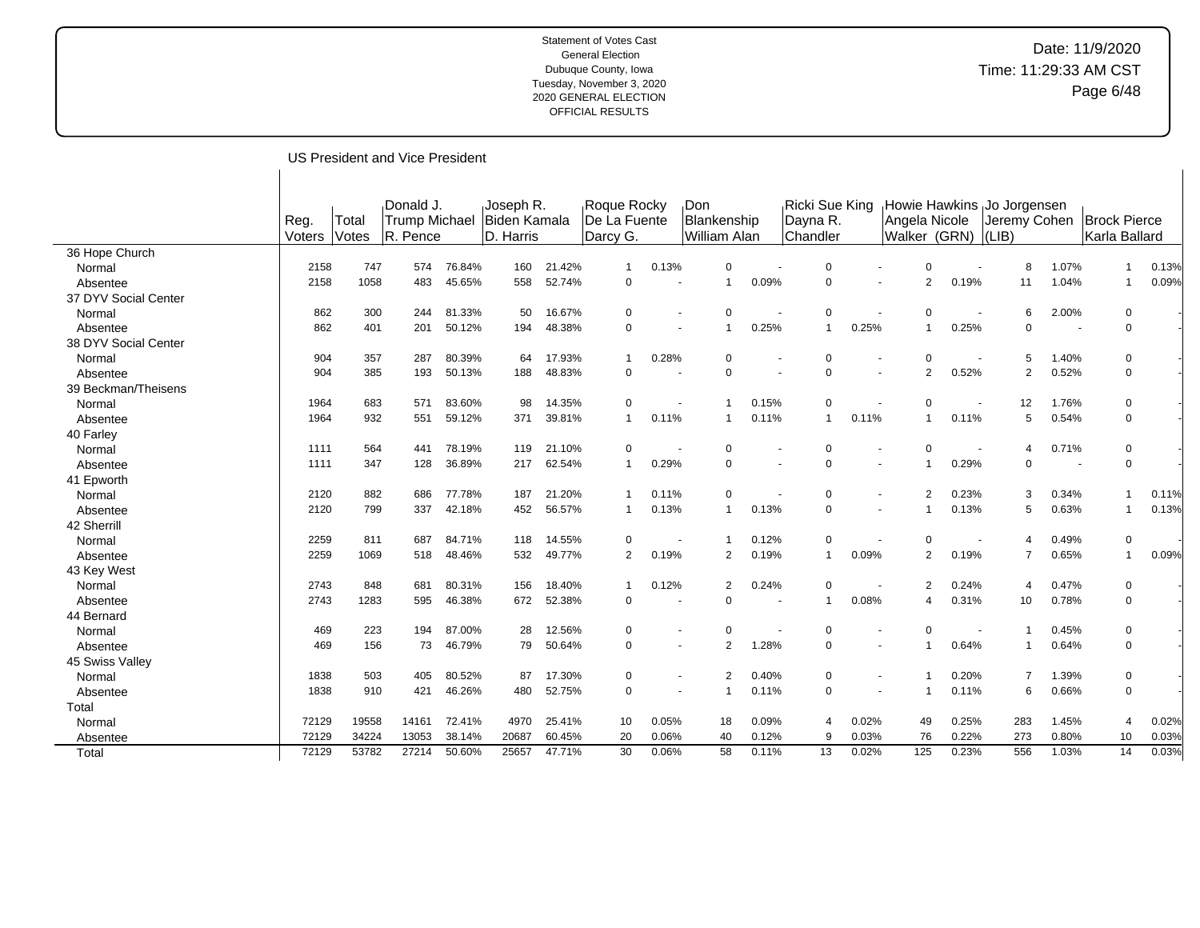Statement of Votes Cast
General Election
Dubuque County, Iowa
Tuesday, November 3, 2020
2020 GENERAL ELECTION
OFFICIAL RESULTS

Date: 11/9/2020
Time: 11:29:33 AM CST

## US President and Vice President

| | Reg. Voters | Total Votes | Donald J. Trump Michael R. Pence | | Joseph R. Biden Kamala D. Harris | | Roque Rocky De La Fuente Darcy G. | | Don Blankenship William Alan | | Ricki Sue King Dayna R. Chandler | | Howie Hawkins Angela Nicole Walker (GRN) | | Jo Jorgensen Jeremy Cohen (LIB) | | Brock Pierce Karla Ballard | |
|---|---|---|---|---|---|---|---|---|---|---|---|---|---|---|---|---|---|---|
| **36 Hope Church** | | | | | | | | | | | | | | | | | | |
| Normal | 2158 | 747 | 574 | 76.84% | 160 | 21.42% | 1 | 0.13% | 0 | - | 0 | - | 0 | - | 8 | 1.07% | 1 | 0.13% |
| Absentee | 2158 | 1058 | 483 | 45.65% | 558 | 52.74% | 0 | - | 1 | 0.09% | 0 | - | 2 | 0.19% | 11 | 1.04% | 1 | 0.09% |
| **37 DYV Social Center** | | | | | | | | | | | | | | | | | | |
| Normal | 862 | 300 | 244 | 81.33% | 50 | 16.67% | 0 | - | 0 | - | 0 | - | 0 | - | 6 | 2.00% | 0 | - |
| Absentee | 862 | 401 | 201 | 50.12% | 194 | 48.38% | 0 | - | 1 | 0.25% | 1 | 0.25% | 1 | 0.25% | 0 | - | 0 | - |
| **38 DYV Social Center** | | | | | | | | | | | | | | | | | | |
| Normal | 904 | 357 | 287 | 80.39% | 64 | 17.93% | 1 | 0.28% | 0 | - | 0 | - | 0 | - | 5 | 1.40% | 0 | - |
| Absentee | 904 | 385 | 193 | 50.13% | 188 | 48.83% | 0 | - | 0 | - | 0 | - | 2 | 0.52% | 2 | 0.52% | 0 | - |
| **39 Beckman/Theisens** | | | | | | | | | | | | | | | | | | |
| Normal | 1964 | 683 | 571 | 83.60% | 98 | 14.35% | 0 | - | 1 | 0.15% | 0 | - | 0 | - | 12 | 1.76% | 0 | - |
| Absentee | 1964 | 932 | 551 | 59.12% | 371 | 39.81% | 1 | 0.11% | 1 | 0.11% | 1 | 0.11% | 1 | 0.11% | 5 | 0.54% | 0 | - |
| **40 Farley** | | | | | | | | | | | | | | | | | | |
| Normal | 1111 | 564 | 441 | 78.19% | 119 | 21.10% | 0 | - | 0 | - | 0 | - | 0 | - | 4 | 0.71% | 0 | - |
| Absentee | 1111 | 347 | 128 | 36.89% | 217 | 62.54% | 1 | 0.29% | 0 | - | 0 | - | 1 | 0.29% | 0 | - | 0 | - |
| **41 Epworth** | | | | | | | | | | | | | | | | | | |
| Normal | 2120 | 882 | 686 | 77.78% | 187 | 21.20% | 1 | 0.11% | 0 | - | 0 | - | 2 | 0.23% | 3 | 0.34% | 1 | 0.11% |
| Absentee | 2120 | 799 | 337 | 42.18% | 452 | 56.57% | 1 | 0.13% | 1 | 0.13% | 0 | - | 1 | 0.13% | 5 | 0.63% | 1 | 0.13% |
| **42 Sherrill** | | | | | | | | | | | | | | | | | | |
| Normal | 2259 | 811 | 687 | 84.71% | 118 | 14.55% | 0 | - | 1 | 0.12% | 0 | - | 0 | - | 4 | 0.49% | 0 | - |
| Absentee | 2259 | 1069 | 518 | 48.46% | 532 | 49.77% | 2 | 0.19% | 2 | 0.19% | 1 | 0.09% | 2 | 0.19% | 7 | 0.65% | 1 | 0.09% |
| **43 Key West** | | | | | | | | | | | | | | | | | | |
| Normal | 2743 | 848 | 681 | 80.31% | 156 | 18.40% | 1 | 0.12% | 2 | 0.24% | 0 | - | 2 | 0.24% | 4 | 0.47% | 0 | - |
| Absentee | 2743 | 1283 | 595 | 46.38% | 672 | 52.38% | 0 | - | 0 | - | 1 | 0.08% | 4 | 0.31% | 10 | 0.78% | 0 | - |
| **44 Bernard** | | | | | | | | | | | | | | | | | | |
| Normal | 469 | 223 | 194 | 87.00% | 28 | 12.56% | 0 | - | 0 | - | 0 | - | 0 | - | 1 | 0.45% | 0 | - |
| Absentee | 469 | 156 | 73 | 46.79% | 79 | 50.64% | 0 | - | 2 | 1.28% | 0 | - | 1 | 0.64% | 1 | 0.64% | 0 | - |
| **45 Swiss Valley** | | | | | | | | | | | | | | | | | | |
| Normal | 1838 | 503 | 405 | 80.52% | 87 | 17.30% | 0 | - | 2 | 0.40% | 0 | - | 1 | 0.20% | 7 | 1.39% | 0 | - |
| Absentee | 1838 | 910 | 421 | 46.26% | 480 | 52.75% | 0 | - | 1 | 0.11% | 0 | - | 1 | 0.11% | 6 | 0.66% | 0 | - |
| **Total** | | | | | | | | | | | | | | | | | | |
| Normal | 72129 | 19558 | 14161 | 72.41% | 4970 | 25.41% | 10 | 0.05% | 18 | 0.09% | 4 | 0.02% | 49 | 0.25% | 283 | 1.45% | 4 | 0.02% |
| Absentee | 72129 | 34224 | 13053 | 38.14% | 20687 | 60.45% | 20 | 0.06% | 40 | 0.12% | 9 | 0.03% | 76 | 0.22% | 273 | 0.80% | 10 | 0.03% |
| Total | 72129 | 53782 | 27214 | 50.60% | 25657 | 47.71% | 30 | 0.06% | 58 | 0.11% | 13 | 0.02% | 125 | 0.23% | 556 | 1.03% | 14 | 0.03% |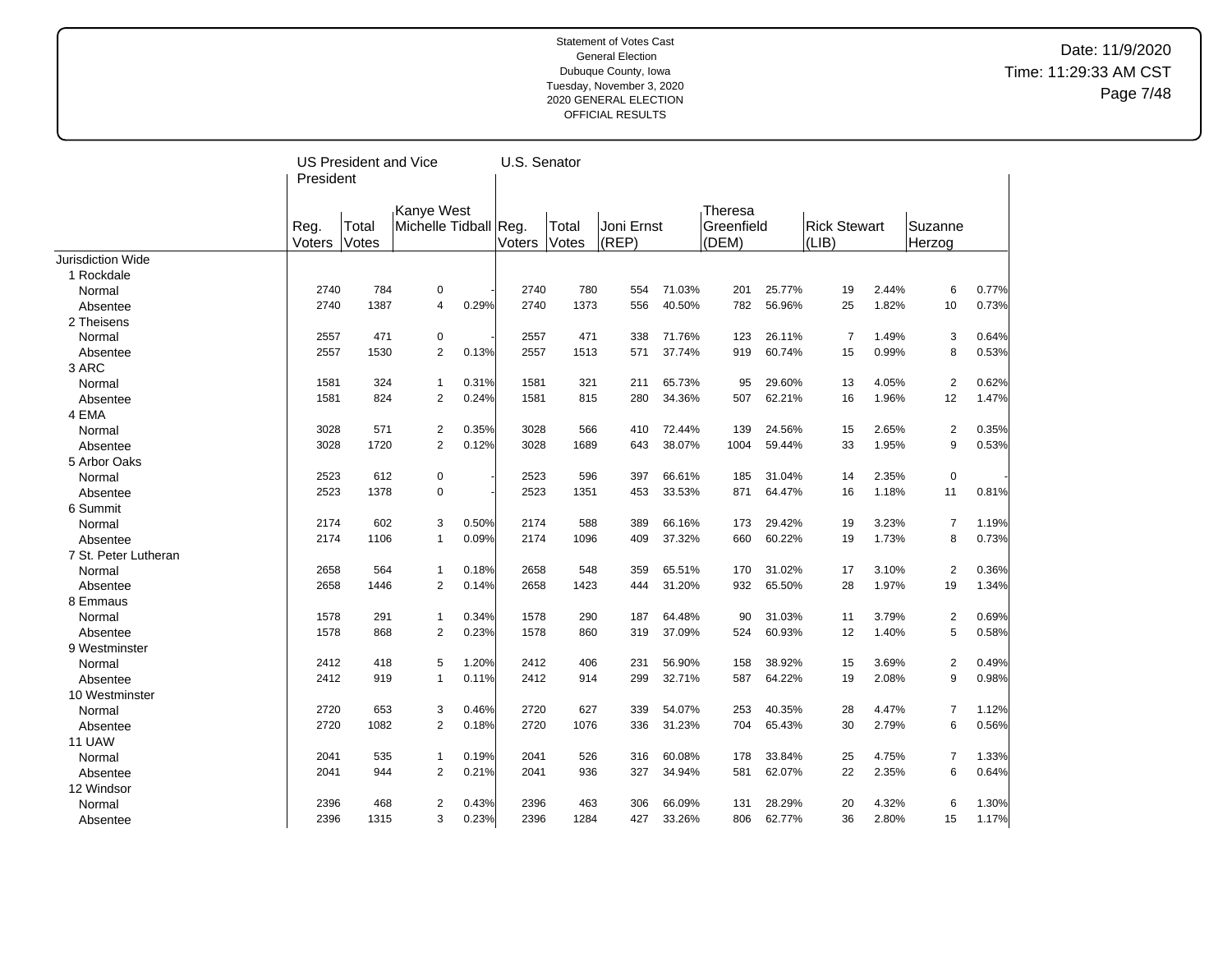Statement of Votes Cast
General Election
Dubuque County, Iowa
Tuesday, November 3, 2020
2020 GENERAL ELECTION
OFFICIAL RESULTS

Date: 11/9/2020
Time: 11:29:33 AM CST

| | US President and Vice President | | | | U.S. Senator | | | | | | | | | |
|---|---|---|---|---|---|---|---|---|---|---|---|---|---|---|
| | Reg. Voters | Total Votes | Kanye West Michelle Tidball | | Reg. Voters | Total Votes | Joni Ernst (REP) | | Theresa Greenfield (DEM) | | Rick Stewart (LIB) | | Suzanne Herzog | |
| Jurisdiction Wide | | | | | | | | | | | | | | |
| 1 Rockdale | | | | | | | | | | | | | | |
| Normal | 2740 | 784 | 0 | - | 2740 | 780 | 554 | 71.03% | 201 | 25.77% | 19 | 2.44% | 6 | 0.77% |
| Absentee | 2740 | 1387 | 4 | 0.29% | 2740 | 1373 | 556 | 40.50% | 782 | 56.96% | 25 | 1.82% | 10 | 0.73% |
| 2 Theisens | | | | | | | | | | | | | | |
| Normal | 2557 | 471 | 0 | - | 2557 | 471 | 338 | 71.76% | 123 | 26.11% | 7 | 1.49% | 3 | 0.64% |
| Absentee | 2557 | 1530 | 2 | 0.13% | 2557 | 1513 | 571 | 37.74% | 919 | 60.74% | 15 | 0.99% | 8 | 0.53% |
| 3 ARC | | | | | | | | | | | | | | |
| Normal | 1581 | 324 | 1 | 0.31% | 1581 | 321 | 211 | 65.73% | 95 | 29.60% | 13 | 4.05% | 2 | 0.62% |
| Absentee | 1581 | 824 | 2 | 0.24% | 1581 | 815 | 280 | 34.36% | 507 | 62.21% | 16 | 1.96% | 12 | 1.47% |
| 4 EMA | | | | | | | | | | | | | | |
| Normal | 3028 | 571 | 2 | 0.35% | 3028 | 566 | 410 | 72.44% | 139 | 24.56% | 15 | 2.65% | 2 | 0.35% |
| Absentee | 3028 | 1720 | 2 | 0.12% | 3028 | 1689 | 643 | 38.07% | 1004 | 59.44% | 33 | 1.95% | 9 | 0.53% |
| 5 Arbor Oaks | | | | | | | | | | | | | | |
| Normal | 2523 | 612 | 0 | - | 2523 | 596 | 397 | 66.61% | 185 | 31.04% | 14 | 2.35% | 0 | - |
| Absentee | 2523 | 1378 | 0 | - | 2523 | 1351 | 453 | 33.53% | 871 | 64.47% | 16 | 1.18% | 11 | 0.81% |
| 6 Summit | | | | | | | | | | | | | | |
| Normal | 2174 | 602 | 3 | 0.50% | 2174 | 588 | 389 | 66.16% | 173 | 29.42% | 19 | 3.23% | 7 | 1.19% |
| Absentee | 2174 | 1106 | 1 | 0.09% | 2174 | 1096 | 409 | 37.32% | 660 | 60.22% | 19 | 1.73% | 8 | 0.73% |
| 7 St. Peter Lutheran | | | | | | | | | | | | | | |
| Normal | 2658 | 564 | 1 | 0.18% | 2658 | 548 | 359 | 65.51% | 170 | 31.02% | 17 | 3.10% | 2 | 0.36% |
| Absentee | 2658 | 1446 | 2 | 0.14% | 2658 | 1423 | 444 | 31.20% | 932 | 65.50% | 28 | 1.97% | 19 | 1.34% |
| 8 Emmaus | | | | | | | | | | | | | | |
| Normal | 1578 | 291 | 1 | 0.34% | 1578 | 290 | 187 | 64.48% | 90 | 31.03% | 11 | 3.79% | 2 | 0.69% |
| Absentee | 1578 | 868 | 2 | 0.23% | 1578 | 860 | 319 | 37.09% | 524 | 60.93% | 12 | 1.40% | 5 | 0.58% |
| 9 Westminster | | | | | | | | | | | | | | |
| Normal | 2412 | 418 | 5 | 1.20% | 2412 | 406 | 231 | 56.90% | 158 | 38.92% | 15 | 3.69% | 2 | 0.49% |
| Absentee | 2412 | 919 | 1 | 0.11% | 2412 | 914 | 299 | 32.71% | 587 | 64.22% | 19 | 2.08% | 9 | 0.98% |
| 10 Westminster | | | | | | | | | | | | | | |
| Normal | 2720 | 653 | 3 | 0.46% | 2720 | 627 | 339 | 54.07% | 253 | 40.35% | 28 | 4.47% | 7 | 1.12% |
| Absentee | 2720 | 1082 | 2 | 0.18% | 2720 | 1076 | 336 | 31.23% | 704 | 65.43% | 30 | 2.79% | 6 | 0.56% |
| 11 UAW | | | | | | | | | | | | | | |
| Normal | 2041 | 535 | 1 | 0.19% | 2041 | 526 | 316 | 60.08% | 178 | 33.84% | 25 | 4.75% | 7 | 1.33% |
| Absentee | 2041 | 944 | 2 | 0.21% | 2041 | 936 | 327 | 34.94% | 581 | 62.07% | 22 | 2.35% | 6 | 0.64% |
| 12 Windsor | | | | | | | | | | | | | | |
| Normal | 2396 | 468 | 2 | 0.43% | 2396 | 463 | 306 | 66.09% | 131 | 28.29% | 20 | 4.32% | 6 | 1.30% |
| Absentee | 2396 | 1315 | 3 | 0.23% | 2396 | 1284 | 427 | 33.26% | 806 | 62.77% | 36 | 2.80% | 15 | 1.17% |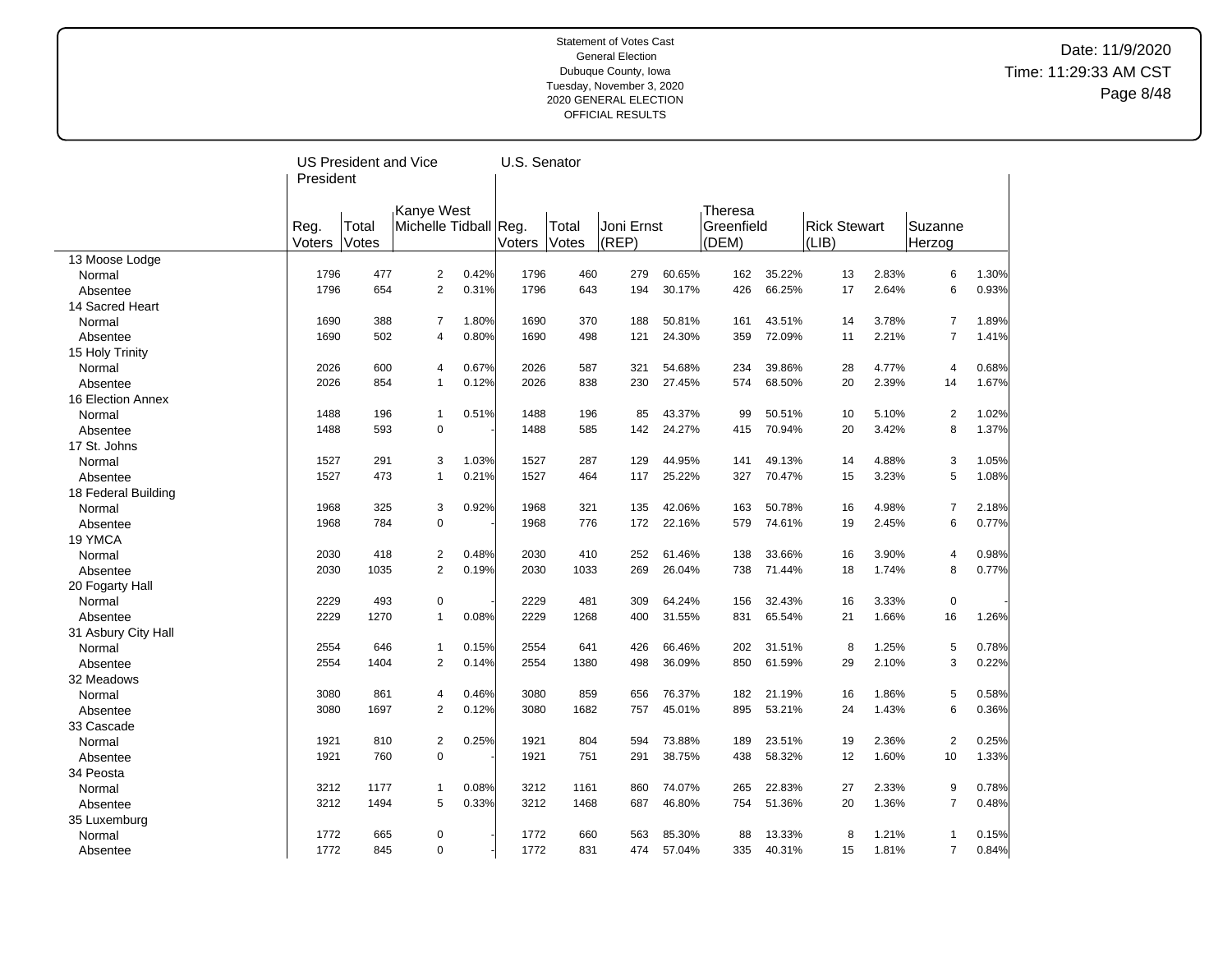Statement of Votes Cast
General Election
Dubuque County, Iowa
Tuesday, November 3, 2020
2020 GENERAL ELECTION
OFFICIAL RESULTS

Date: 11/9/2020
Time: 11:29:33 AM CST

| | US President and Vice President | | | | U.S. Senator | | | | | | | | | |
|---|---|---|---|---|---|---|---|---|---|---|---|---|---|---|
| | Reg. Voters | Total Votes | Kanye West Michelle Tidball | | Reg. Voters | Total Votes | Joni Ernst (REP) | | Theresa Greenfield (DEM) | | Rick Stewart (LIB) | | Suzanne Herzog | |
| 13 Moose Lodge | | | | | | | | | | | | | | |
| Normal | 1796 | 477 | 2 | 0.42% | 1796 | 460 | 279 | 60.65% | 162 | 35.22% | 13 | 2.83% | 6 | 1.30% |
| Absentee | 1796 | 654 | 2 | 0.31% | 1796 | 643 | 194 | 30.17% | 426 | 66.25% | 17 | 2.64% | 6 | 0.93% |
| 14 Sacred Heart | | | | | | | | | | | | | | |
| Normal | 1690 | 388 | 7 | 1.80% | 1690 | 370 | 188 | 50.81% | 161 | 43.51% | 14 | 3.78% | 7 | 1.89% |
| Absentee | 1690 | 502 | 4 | 0.80% | 1690 | 498 | 121 | 24.30% | 359 | 72.09% | 11 | 2.21% | 7 | 1.41% |
| 15 Holy Trinity | | | | | | | | | | | | | | |
| Normal | 2026 | 600 | 4 | 0.67% | 2026 | 587 | 321 | 54.68% | 234 | 39.86% | 28 | 4.77% | 4 | 0.68% |
| Absentee | 2026 | 854 | 1 | 0.12% | 2026 | 838 | 230 | 27.45% | 574 | 68.50% | 20 | 2.39% | 14 | 1.67% |
| 16 Election Annex | | | | | | | | | | | | | | |
| Normal | 1488 | 196 | 1 | 0.51% | 1488 | 196 | 85 | 43.37% | 99 | 50.51% | 10 | 5.10% | 2 | 1.02% |
| Absentee | 1488 | 593 | 0 | - | 1488 | 585 | 142 | 24.27% | 415 | 70.94% | 20 | 3.42% | 8 | 1.37% |
| 17 St. Johns | | | | | | | | | | | | | | |
| Normal | 1527 | 291 | 3 | 1.03% | 1527 | 287 | 129 | 44.95% | 141 | 49.13% | 14 | 4.88% | 3 | 1.05% |
| Absentee | 1527 | 473 | 1 | 0.21% | 1527 | 464 | 117 | 25.22% | 327 | 70.47% | 15 | 3.23% | 5 | 1.08% |
| 18 Federal Building | | | | | | | | | | | | | | |
| Normal | 1968 | 325 | 3 | 0.92% | 1968 | 321 | 135 | 42.06% | 163 | 50.78% | 16 | 4.98% | 7 | 2.18% |
| Absentee | 1968 | 784 | 0 | - | 1968 | 776 | 172 | 22.16% | 579 | 74.61% | 19 | 2.45% | 6 | 0.77% |
| 19 YMCA | | | | | | | | | | | | | | |
| Normal | 2030 | 418 | 2 | 0.48% | 2030 | 410 | 252 | 61.46% | 138 | 33.66% | 16 | 3.90% | 4 | 0.98% |
| Absentee | 2030 | 1035 | 2 | 0.19% | 2030 | 1033 | 269 | 26.04% | 738 | 71.44% | 18 | 1.74% | 8 | 0.77% |
| 20 Fogarty Hall | | | | | | | | | | | | | | |
| Normal | 2229 | 493 | 0 | - | 2229 | 481 | 309 | 64.24% | 156 | 32.43% | 16 | 3.33% | 0 | - |
| Absentee | 2229 | 1270 | 1 | 0.08% | 2229 | 1268 | 400 | 31.55% | 831 | 65.54% | 21 | 1.66% | 16 | 1.26% |
| 31 Asbury City Hall | | | | | | | | | | | | | | |
| Normal | 2554 | 646 | 1 | 0.15% | 2554 | 641 | 426 | 66.46% | 202 | 31.51% | 8 | 1.25% | 5 | 0.78% |
| Absentee | 2554 | 1404 | 2 | 0.14% | 2554 | 1380 | 498 | 36.09% | 850 | 61.59% | 29 | 2.10% | 3 | 0.22% |
| 32 Meadows | | | | | | | | | | | | | | |
| Normal | 3080 | 861 | 4 | 0.46% | 3080 | 859 | 656 | 76.37% | 182 | 21.19% | 16 | 1.86% | 5 | 0.58% |
| Absentee | 3080 | 1697 | 2 | 0.12% | 3080 | 1682 | 757 | 45.01% | 895 | 53.21% | 24 | 1.43% | 6 | 0.36% |
| 33 Cascade | | | | | | | | | | | | | | |
| Normal | 1921 | 810 | 2 | 0.25% | 1921 | 804 | 594 | 73.88% | 189 | 23.51% | 19 | 2.36% | 2 | 0.25% |
| Absentee | 1921 | 760 | 0 | - | 1921 | 751 | 291 | 38.75% | 438 | 58.32% | 12 | 1.60% | 10 | 1.33% |
| 34 Peosta | | | | | | | | | | | | | | |
| Normal | 3212 | 1177 | 1 | 0.08% | 3212 | 1161 | 860 | 74.07% | 265 | 22.83% | 27 | 2.33% | 9 | 0.78% |
| Absentee | 3212 | 1494 | 5 | 0.33% | 3212 | 1468 | 687 | 46.80% | 754 | 51.36% | 20 | 1.36% | 7 | 0.48% |
| 35 Luxemburg | | | | | | | | | | | | | | |
| Normal | 1772 | 665 | 0 | - | 1772 | 660 | 563 | 85.30% | 88 | 13.33% | 8 | 1.21% | 1 | 0.15% |
| Absentee | 1772 | 845 | 0 | - | 1772 | 831 | 474 | 57.04% | 335 | 40.31% | 15 | 1.81% | 7 | 0.84% |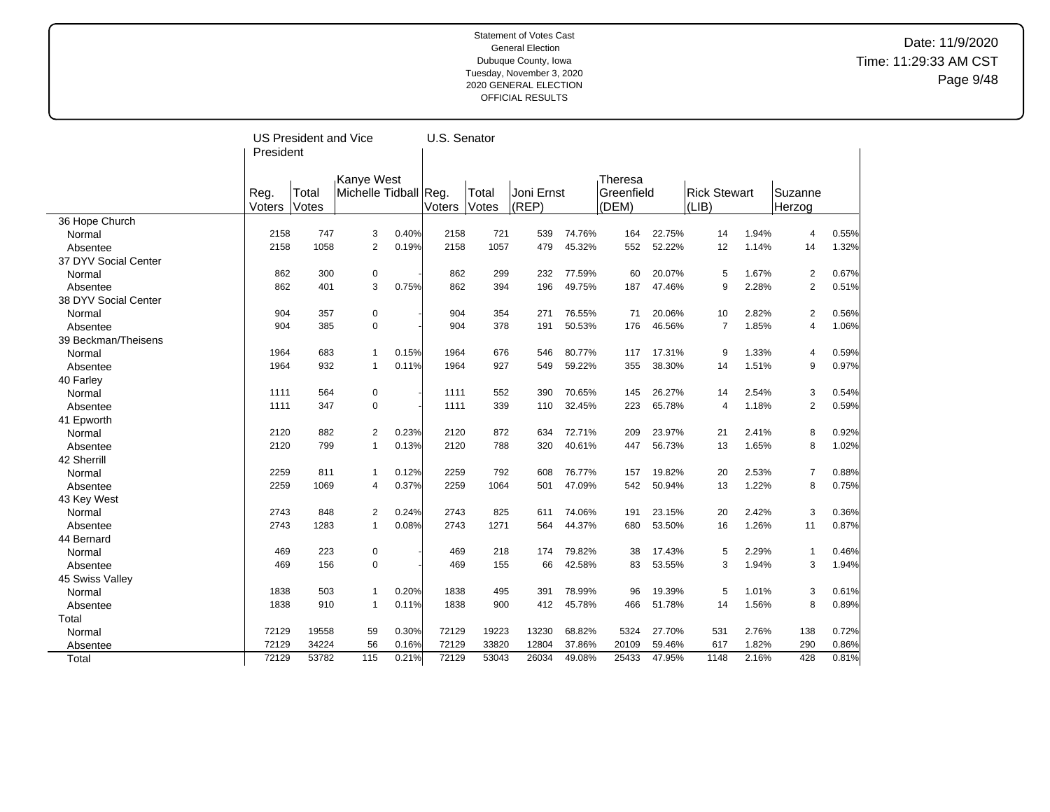Statement of Votes Cast
General Election
Dubuque County, Iowa
Tuesday, November 3, 2020
2020 GENERAL ELECTION
OFFICIAL RESULTS

Date: 11/9/2020
Time: 11:29:33 AM CST

| | US President and Vice President | | | | U.S. Senator | | | | | | | | | | | |
|---|---|---|---|---|---|---|---|---|---|---|---|---|---|---|---|---|
| | Reg. Voters | Total Votes | Kanye West Michelle Tidball | | Reg. Voters | Total Votes | Joni Ernst (REP) | | Theresa Greenfield (DEM) | | Rick Stewart (LIB) | | Suzanne Herzog | | | |
| **36 Hope Church** | | | | | | | | | | | | | | | | |
| Normal | 2158 | 747 | 3 | 0.40% | 2158 | 721 | 539 | 74.76% | 164 | 22.75% | 14 | 1.94% | 4 | 0.55% | | |
| Absentee | 2158 | 1058 | 2 | 0.19% | 2158 | 1057 | 479 | 45.32% | 552 | 52.22% | 12 | 1.14% | 14 | 1.32% | | |
| **37 DYV Social Center** | | | | | | | | | | | | | | | | |
| Normal | 862 | 300 | 0 | - | 862 | 299 | 232 | 77.59% | 60 | 20.07% | 5 | 1.67% | 2 | 0.67% | | |
| Absentee | 862 | 401 | 3 | 0.75% | 862 | 394 | 196 | 49.75% | 187 | 47.46% | 9 | 2.28% | 2 | 0.51% | | |
| **38 DYV Social Center** | | | | | | | | | | | | | | | | |
| Normal | 904 | 357 | 0 | - | 904 | 354 | 271 | 76.55% | 71 | 20.06% | 10 | 2.82% | 2 | 0.56% | | |
| Absentee | 904 | 385 | 0 | - | 904 | 378 | 191 | 50.53% | 176 | 46.56% | 7 | 1.85% | 4 | 1.06% | | |
| **39 Beckman/Theisens** | | | | | | | | | | | | | | | | |
| Normal | 1964 | 683 | 1 | 0.15% | 1964 | 676 | 546 | 80.77% | 117 | 17.31% | 9 | 1.33% | 4 | 0.59% | | |
| Absentee | 1964 | 932 | 1 | 0.11% | 1964 | 927 | 549 | 59.22% | 355 | 38.30% | 14 | 1.51% | 9 | 0.97% | | |
| **40 Farley** | | | | | | | | | | | | | | | | |
| Normal | 1111 | 564 | 0 | - | 1111 | 552 | 390 | 70.65% | 145 | 26.27% | 14 | 2.54% | 3 | 0.54% | | |
| Absentee | 1111 | 347 | 0 | - | 1111 | 339 | 110 | 32.45% | 223 | 65.78% | 4 | 1.18% | 2 | 0.59% | | |
| **41 Epworth** | | | | | | | | | | | | | | | | |
| Normal | 2120 | 882 | 2 | 0.23% | 2120 | 872 | 634 | 72.71% | 209 | 23.97% | 21 | 2.41% | 8 | 0.92% | | |
| Absentee | 2120 | 799 | 1 | 0.13% | 2120 | 788 | 320 | 40.61% | 447 | 56.73% | 13 | 1.65% | 8 | 1.02% | | |
| **42 Sherrill** | | | | | | | | | | | | | | | | |
| Normal | 2259 | 811 | 1 | 0.12% | 2259 | 792 | 608 | 76.77% | 157 | 19.82% | 20 | 2.53% | 7 | 0.88% | | |
| Absentee | 2259 | 1069 | 4 | 0.37% | 2259 | 1064 | 501 | 47.09% | 542 | 50.94% | 13 | 1.22% | 8 | 0.75% | | |
| **43 Key West** | | | | | | | | | | | | | | | | |
| Normal | 2743 | 848 | 2 | 0.24% | 2743 | 825 | 611 | 74.06% | 191 | 23.15% | 20 | 2.42% | 3 | 0.36% | | |
| Absentee | 2743 | 1283 | 1 | 0.08% | 2743 | 1271 | 564 | 44.37% | 680 | 53.50% | 16 | 1.26% | 11 | 0.87% | | |
| **44 Bernard** | | | | | | | | | | | | | | | | |
| Normal | 469 | 223 | 0 | - | 469 | 218 | 174 | 79.82% | 38 | 17.43% | 5 | 2.29% | 1 | 0.46% | | |
| Absentee | 469 | 156 | 0 | - | 469 | 155 | 66 | 42.58% | 83 | 53.55% | 3 | 1.94% | 3 | 1.94% | | |
| **45 Swiss Valley** | | | | | | | | | | | | | | | | |
| Normal | 1838 | 503 | 1 | 0.20% | 1838 | 495 | 391 | 78.99% | 96 | 19.39% | 5 | 1.01% | 3 | 0.61% | | |
| Absentee | 1838 | 910 | 1 | 0.11% | 1838 | 900 | 412 | 45.78% | 466 | 51.78% | 14 | 1.56% | 8 | 0.89% | | |
| **Total** | | | | | | | | | | | | | | | | |
| Normal | 72129 | 19558 | 59 | 0.30% | 72129 | 19223 | 13230 | 68.82% | 5324 | 27.70% | 531 | 2.76% | 138 | 0.72% | | |
| Absentee | 72129 | 34224 | 56 | 0.16% | 72129 | 33820 | 12804 | 37.86% | 20109 | 59.46% | 617 | 1.82% | 290 | 0.86% | | |
| Total | 72129 | 53782 | 115 | 0.21% | 72129 | 53043 | 26034 | 49.08% | 25433 | 47.95% | 1148 | 2.16% | 428 | 0.81% | | |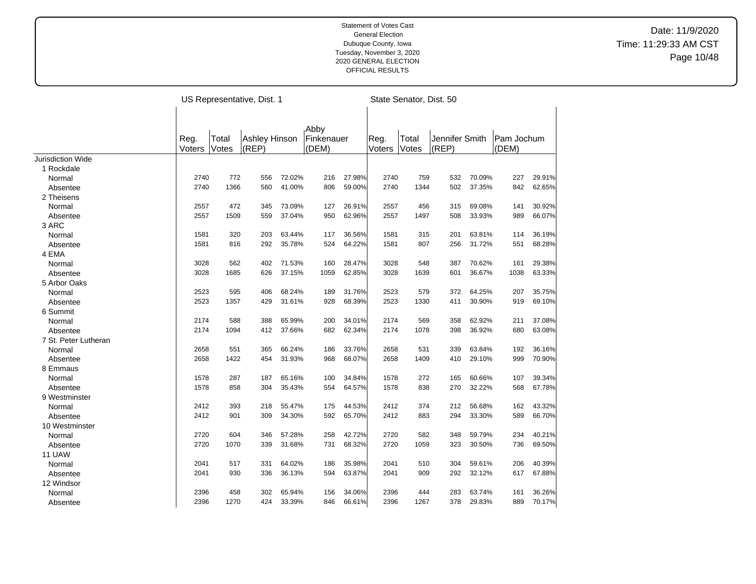Statement of Votes Cast
General Election
Dubuque County, Iowa
Tuesday, November 3, 2020
2020 GENERAL ELECTION
OFFICIAL RESULTS

Date: 11/9/2020
Time: 11:29:33 AM CST

| | US Representative, Dist. 1 | | | | | | State Senator, Dist. 50 | | | | | |
|---|---|---|---|---|---|---|---|---|---|---|---|---|
| | Reg. Voters | Total Votes | Ashley Hinson (REP) | | Abby Finkenauer (DEM) | | Reg. Voters | Total Votes | Jennifer Smith (REP) | | Pam Jochum (DEM) | |
| Jurisdiction Wide | | | | | | | | | | | | |
| 1 Rockdale | | | | | | | | | | | | |
| Normal | 2740 | 772 | 556 | 72.02% | 216 | 27.98% | 2740 | 759 | 532 | 70.09% | 227 | 29.91% |
| Absentee | 2740 | 1366 | 560 | 41.00% | 806 | 59.00% | 2740 | 1344 | 502 | 37.35% | 842 | 62.65% |
| 2 Theisens | | | | | | | | | | | | |
| Normal | 2557 | 472 | 345 | 73.09% | 127 | 26.91% | 2557 | 456 | 315 | 69.08% | 141 | 30.92% |
| Absentee | 2557 | 1509 | 559 | 37.04% | 950 | 62.96% | 2557 | 1497 | 508 | 33.93% | 989 | 66.07% |
| 3 ARC | | | | | | | | | | | | |
| Normal | 1581 | 320 | 203 | 63.44% | 117 | 36.56% | 1581 | 315 | 201 | 63.81% | 114 | 36.19% |
| Absentee | 1581 | 816 | 292 | 35.78% | 524 | 64.22% | 1581 | 807 | 256 | 31.72% | 551 | 68.28% |
| 4 EMA | | | | | | | | | | | | |
| Normal | 3028 | 562 | 402 | 71.53% | 160 | 28.47% | 3028 | 548 | 387 | 70.62% | 161 | 29.38% |
| Absentee | 3028 | 1685 | 626 | 37.15% | 1059 | 62.85% | 3028 | 1639 | 601 | 36.67% | 1038 | 63.33% |
| 5 Arbor Oaks | | | | | | | | | | | | |
| Normal | 2523 | 595 | 406 | 68.24% | 189 | 31.76% | 2523 | 579 | 372 | 64.25% | 207 | 35.75% |
| Absentee | 2523 | 1357 | 429 | 31.61% | 928 | 68.39% | 2523 | 1330 | 411 | 30.90% | 919 | 69.10% |
| 6 Summit | | | | | | | | | | | | |
| Normal | 2174 | 588 | 388 | 65.99% | 200 | 34.01% | 2174 | 569 | 358 | 62.92% | 211 | 37.08% |
| Absentee | 2174 | 1094 | 412 | 37.66% | 682 | 62.34% | 2174 | 1078 | 398 | 36.92% | 680 | 63.08% |
| 7 St. Peter Lutheran | | | | | | | | | | | | |
| Normal | 2658 | 551 | 365 | 66.24% | 186 | 33.76% | 2658 | 531 | 339 | 63.84% | 192 | 36.16% |
| Absentee | 2658 | 1422 | 454 | 31.93% | 968 | 68.07% | 2658 | 1409 | 410 | 29.10% | 999 | 70.90% |
| 8 Emmaus | | | | | | | | | | | | |
| Normal | 1578 | 287 | 187 | 65.16% | 100 | 34.84% | 1578 | 272 | 165 | 60.66% | 107 | 39.34% |
| Absentee | 1578 | 858 | 304 | 35.43% | 554 | 64.57% | 1578 | 838 | 270 | 32.22% | 568 | 67.78% |
| 9 Westminster | | | | | | | | | | | | |
| Normal | 2412 | 393 | 218 | 55.47% | 175 | 44.53% | 2412 | 374 | 212 | 56.68% | 162 | 43.32% |
| Absentee | 2412 | 901 | 309 | 34.30% | 592 | 65.70% | 2412 | 883 | 294 | 33.30% | 589 | 66.70% |
| 10 Westminster | | | | | | | | | | | | |
| Normal | 2720 | 604 | 346 | 57.28% | 258 | 42.72% | 2720 | 582 | 348 | 59.79% | 234 | 40.21% |
| Absentee | 2720 | 1070 | 339 | 31.68% | 731 | 68.32% | 2720 | 1059 | 323 | 30.50% | 736 | 69.50% |
| 11 UAW | | | | | | | | | | | | |
| Normal | 2041 | 517 | 331 | 64.02% | 186 | 35.98% | 2041 | 510 | 304 | 59.61% | 206 | 40.39% |
| Absentee | 2041 | 930 | 336 | 36.13% | 594 | 63.87% | 2041 | 909 | 292 | 32.12% | 617 | 67.88% |
| 12 Windsor | | | | | | | | | | | | |
| Normal | 2396 | 458 | 302 | 65.94% | 156 | 34.06% | 2396 | 444 | 283 | 63.74% | 161 | 36.26% |
| Absentee | 2396 | 1270 | 424 | 33.39% | 846 | 66.61% | 2396 | 1267 | 378 | 29.83% | 889 | 70.17% |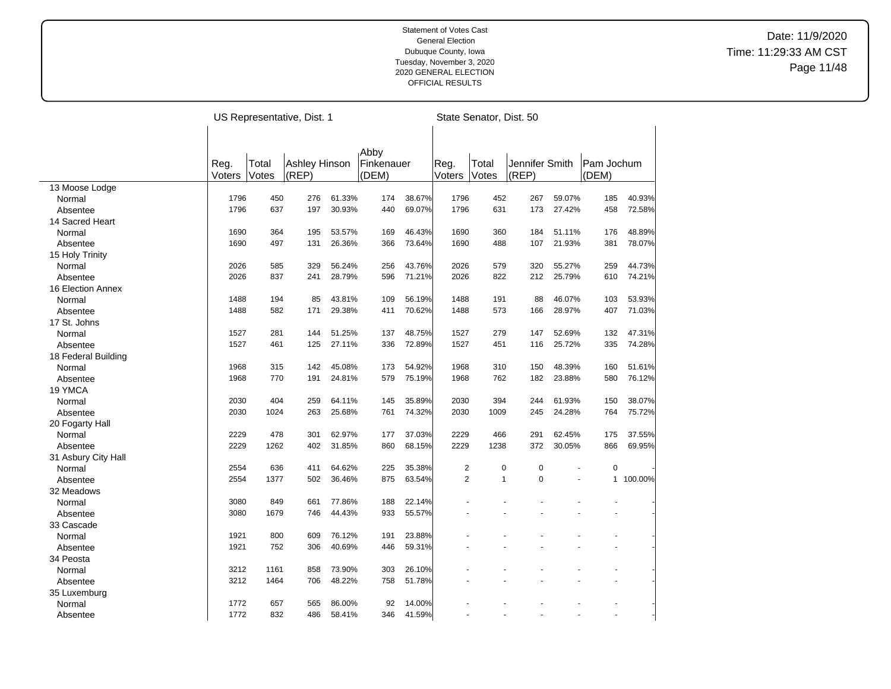Statement of Votes Cast
General Election
Dubuque County, Iowa
Tuesday, November 3, 2020
2020 GENERAL ELECTION
OFFICIAL RESULTS

Date: 11/9/2020
Time: 11:29:33 AM CST

| | US Representative, Dist. 1 | | | | | | | State Senator, Dist. 50 | | | | | | |
|---|---|---|---|---|---|---|---|---|---|---|---|---|---|---|
| | Reg. Voters | Total Votes | Ashley Hinson (REP) | | Abby Finkenauer (DEM) | | | Reg. Voters | Total Votes | Jennifer Smith (REP) | | Pam Jochum (DEM) | | |
| 13 Moose Lodge | | | | | | | | | | | | | | |
| Normal | 1796 | 450 | 276 | 61.33% | 174 | 38.67% | | 1796 | 452 | 267 | 59.07% | 185 | 40.93% | |
| Absentee | 1796 | 637 | 197 | 30.93% | 440 | 69.07% | | 1796 | 631 | 173 | 27.42% | 458 | 72.58% | |
| 14 Sacred Heart | | | | | | | | | | | | | | |
| Normal | 1690 | 364 | 195 | 53.57% | 169 | 46.43% | | 1690 | 360 | 184 | 51.11% | 176 | 48.89% | |
| Absentee | 1690 | 497 | 131 | 26.36% | 366 | 73.64% | | 1690 | 488 | 107 | 21.93% | 381 | 78.07% | |
| 15 Holy Trinity | | | | | | | | | | | | | | |
| Normal | 2026 | 585 | 329 | 56.24% | 256 | 43.76% | | 2026 | 579 | 320 | 55.27% | 259 | 44.73% | |
| Absentee | 2026 | 837 | 241 | 28.79% | 596 | 71.21% | | 2026 | 822 | 212 | 25.79% | 610 | 74.21% | |
| 16 Election Annex | | | | | | | | | | | | | | |
| Normal | 1488 | 194 | 85 | 43.81% | 109 | 56.19% | | 1488 | 191 | 88 | 46.07% | 103 | 53.93% | |
| Absentee | 1488 | 582 | 171 | 29.38% | 411 | 70.62% | | 1488 | 573 | 166 | 28.97% | 407 | 71.03% | |
| 17 St. Johns | | | | | | | | | | | | | | |
| Normal | 1527 | 281 | 144 | 51.25% | 137 | 48.75% | | 1527 | 279 | 147 | 52.69% | 132 | 47.31% | |
| Absentee | 1527 | 461 | 125 | 27.11% | 336 | 72.89% | | 1527 | 451 | 116 | 25.72% | 335 | 74.28% | |
| 18 Federal Building | | | | | | | | | | | | | | |
| Normal | 1968 | 315 | 142 | 45.08% | 173 | 54.92% | | 1968 | 310 | 150 | 48.39% | 160 | 51.61% | |
| Absentee | 1968 | 770 | 191 | 24.81% | 579 | 75.19% | | 1968 | 762 | 182 | 23.88% | 580 | 76.12% | |
| 19 YMCA | | | | | | | | | | | | | | |
| Normal | 2030 | 404 | 259 | 64.11% | 145 | 35.89% | | 2030 | 394 | 244 | 61.93% | 150 | 38.07% | |
| Absentee | 2030 | 1024 | 263 | 25.68% | 761 | 74.32% | | 2030 | 1009 | 245 | 24.28% | 764 | 75.72% | |
| 20 Fogarty Hall | | | | | | | | | | | | | | |
| Normal | 2229 | 478 | 301 | 62.97% | 177 | 37.03% | | 2229 | 466 | 291 | 62.45% | 175 | 37.55% | |
| Absentee | 2229 | 1262 | 402 | 31.85% | 860 | 68.15% | | 2229 | 1238 | 372 | 30.05% | 866 | 69.95% | |
| 31 Asbury City Hall | | | | | | | | | | | | | | |
| Normal | 2554 | 636 | 411 | 64.62% | 225 | 35.38% | | 2 | 0 | 0 | - | 0 | - | |
| Absentee | 2554 | 1377 | 502 | 36.46% | 875 | 63.54% | | 2 | 1 | 0 | - | 1 | 100.00% | |
| 32 Meadows | | | | | | | | | | | | | | |
| Normal | 3080 | 849 | 661 | 77.86% | 188 | 22.14% | | - | - | - | - | - | - | |
| Absentee | 3080 | 1679 | 746 | 44.43% | 933 | 55.57% | | - | - | - | - | - | - | |
| 33 Cascade | | | | | | | | | | | | | | |
| Normal | 1921 | 800 | 609 | 76.12% | 191 | 23.88% | | - | - | - | - | - | - | |
| Absentee | 1921 | 752 | 306 | 40.69% | 446 | 59.31% | | - | - | - | - | - | - | |
| 34 Peosta | | | | | | | | | | | | | | |
| Normal | 3212 | 1161 | 858 | 73.90% | 303 | 26.10% | | - | - | - | - | - | - | |
| Absentee | 3212 | 1464 | 706 | 48.22% | 758 | 51.78% | | - | - | - | - | - | - | |
| 35 Luxemburg | | | | | | | | | | | | | | |
| Normal | 1772 | 657 | 565 | 86.00% | 92 | 14.00% | | - | - | - | - | - | - | |
| Absentee | 1772 | 832 | 486 | 58.41% | 346 | 41.59% | | - | - | - | - | - | - | |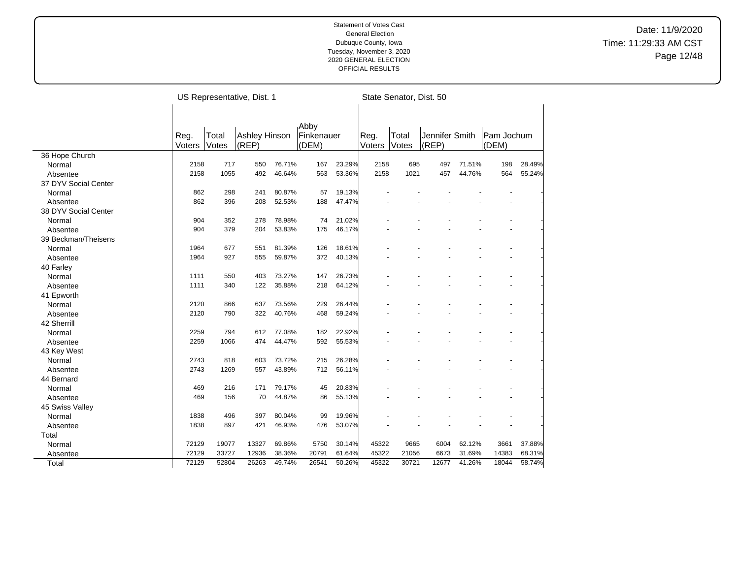Statement of Votes Cast
General Election
Dubuque County, Iowa
Tuesday, November 3, 2020
2020 GENERAL ELECTION
OFFICIAL RESULTS

Date: 11/9/2020
Time: 11:29:33 AM CST

| | US Representative, Dist. 1 | | | | | | State Senator, Dist. 50 | | | | | |
|---|---|---|---|---|---|---|---|---|---|---|---|---|
| | Reg. Voters | Total Votes | Ashley Hinson (REP) | | Abby Finkenauer (DEM) | | Reg. Voters | Total Votes | Jennifer Smith (REP) | | Pam Jochum (DEM) | |
| 36 Hope Church | | | | | | | | | | | | |
| Normal | 2158 | 717 | 550 | 76.71% | 167 | 23.29% | 2158 | 695 | 497 | 71.51% | 198 | 28.49% |
| Absentee | 2158 | 1055 | 492 | 46.64% | 563 | 53.36% | 2158 | 1021 | 457 | 44.76% | 564 | 55.24% |
| 37 DYV Social Center | | | | | | | | | | | | |
| Normal | 862 | 298 | 241 | 80.87% | 57 | 19.13% | - | - | - | - | - | - |
| Absentee | 862 | 396 | 208 | 52.53% | 188 | 47.47% | - | - | - | - | - | - |
| 38 DYV Social Center | | | | | | | | | | | | |
| Normal | 904 | 352 | 278 | 78.98% | 74 | 21.02% | - | - | - | - | - | - |
| Absentee | 904 | 379 | 204 | 53.83% | 175 | 46.17% | - | - | - | - | - | - |
| 39 Beckman/Theisens | | | | | | | | | | | | |
| Normal | 1964 | 677 | 551 | 81.39% | 126 | 18.61% | - | - | - | - | - | - |
| Absentee | 1964 | 927 | 555 | 59.87% | 372 | 40.13% | - | - | - | - | - | - |
| 40 Farley | | | | | | | | | | | | |
| Normal | 1111 | 550 | 403 | 73.27% | 147 | 26.73% | - | - | - | - | - | - |
| Absentee | 1111 | 340 | 122 | 35.88% | 218 | 64.12% | - | - | - | - | - | - |
| 41 Epworth | | | | | | | | | | | | |
| Normal | 2120 | 866 | 637 | 73.56% | 229 | 26.44% | - | - | - | - | - | - |
| Absentee | 2120 | 790 | 322 | 40.76% | 468 | 59.24% | - | - | - | - | - | - |
| 42 Sherrill | | | | | | | | | | | | |
| Normal | 2259 | 794 | 612 | 77.08% | 182 | 22.92% | - | - | - | - | - | - |
| Absentee | 2259 | 1066 | 474 | 44.47% | 592 | 55.53% | - | - | - | - | - | - |
| 43 Key West | | | | | | | | | | | | |
| Normal | 2743 | 818 | 603 | 73.72% | 215 | 26.28% | - | - | - | - | - | - |
| Absentee | 2743 | 1269 | 557 | 43.89% | 712 | 56.11% | - | - | - | - | - | - |
| 44 Bernard | | | | | | | | | | | | |
| Normal | 469 | 216 | 171 | 79.17% | 45 | 20.83% | - | - | - | - | - | - |
| Absentee | 469 | 156 | 70 | 44.87% | 86 | 55.13% | - | - | - | - | - | - |
| 45 Swiss Valley | | | | | | | | | | | | |
| Normal | 1838 | 496 | 397 | 80.04% | 99 | 19.96% | - | - | - | - | - | - |
| Absentee | 1838 | 897 | 421 | 46.93% | 476 | 53.07% | - | - | - | - | - | - |
| Total | | | | | | | | | | | | |
| Normal | 72129 | 19077 | 13327 | 69.86% | 5750 | 30.14% | 45322 | 9665 | 6004 | 62.12% | 3661 | 37.88% |
| Absentee | 72129 | 33727 | 12936 | 38.36% | 20791 | 61.64% | 45322 | 21056 | 6673 | 31.69% | 14383 | 68.31% |
| Total | 72129 | 52804 | 26263 | 49.74% | 26541 | 50.26% | 45322 | 30721 | 12677 | 41.26% | 18044 | 58.74% |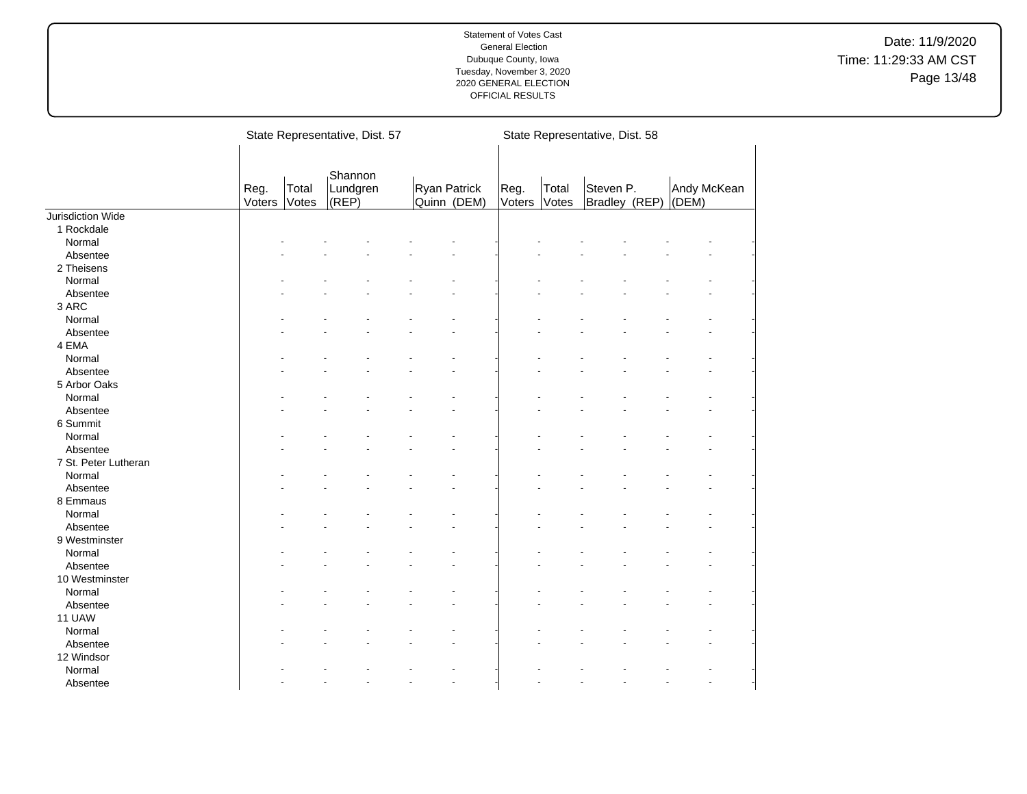Statement of Votes Cast
General Election
Dubuque County, Iowa
Tuesday, November 3, 2020
2020 GENERAL ELECTION
OFFICIAL RESULTS

Date: 11/9/2020
Time: 11:29:33 AM CST

| | State Representative, Dist. 57 | | | | State Representative, Dist. 58 | | | |
|---|---|---|---|---|---|---|---|---|
| | Reg. Voters | Total Votes | Shannon Lundgren (REP) | Ryan Patrick Quinn (DEM) | Reg. Voters | Total Votes | Steven P. Bradley (REP) | Andy McKean (DEM) |
| Jurisdiction Wide | | | | | | | | |
| 1 Rockdale | | | | | | | | |
| Normal | - | - | - | - | - | - | - | - |
| Absentee | - | - | - | - | - | - | - | - |
| 2 Theisens | | | | | | | | |
| Normal | - | - | - | - | - | - | - | - |
| Absentee | - | - | - | - | - | - | - | - |
| 3 ARC | | | | | | | | |
| Normal | - | - | - | - | - | - | - | - |
| Absentee | - | - | - | - | - | - | - | - |
| 4 EMA | | | | | | | | |
| Normal | - | - | - | - | - | - | - | - |
| Absentee | - | - | - | - | - | - | - | - |
| 5 Arbor Oaks | | | | | | | | |
| Normal | - | - | - | - | - | - | - | - |
| Absentee | - | - | - | - | - | - | - | - |
| 6 Summit | | | | | | | | |
| Normal | - | - | - | - | - | - | - | - |
| Absentee | - | - | - | - | - | - | - | - |
| 7 St. Peter Lutheran | | | | | | | | |
| Normal | - | - | - | - | - | - | - | - |
| Absentee | - | - | - | - | - | - | - | - |
| 8 Emmaus | | | | | | | | |
| Normal | - | - | - | - | - | - | - | - |
| Absentee | - | - | - | - | - | - | - | - |
| 9 Westminster | | | | | | | | |
| Normal | - | - | - | - | - | - | - | - |
| Absentee | - | - | - | - | - | - | - | - |
| 10 Westminster | | | | | | | | |
| Normal | - | - | - | - | - | - | - | - |
| Absentee | - | - | - | - | - | - | - | - |
| 11 UAW | | | | | | | | |
| Normal | - | - | - | - | - | - | - | - |
| Absentee | - | - | - | - | - | - | - | - |
| 12 Windsor | | | | | | | | |
| Normal | - | - | - | - | - | - | - | - |
| Absentee | - | - | - | - | - | - | - | - |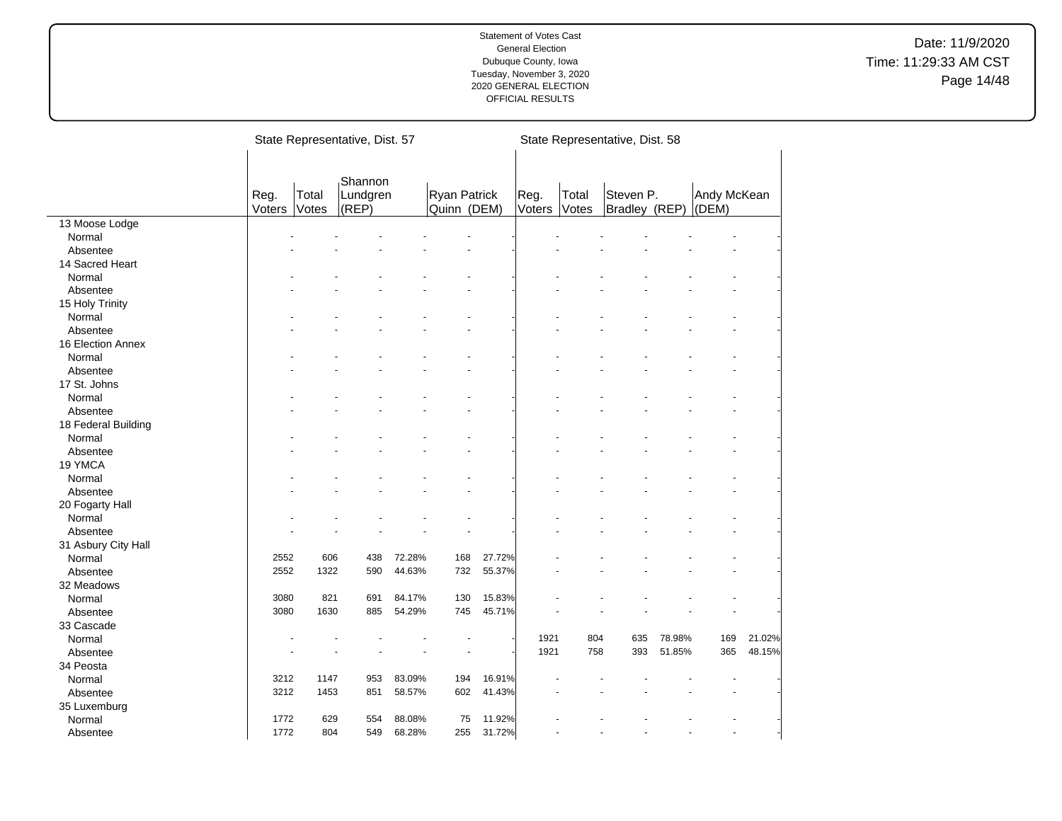Statement of Votes Cast
General Election
Dubuque County, Iowa
Tuesday, November 3, 2020
2020 GENERAL ELECTION
OFFICIAL RESULTS

Date: 11/9/2020
Time: 11:29:33 AM CST

| | State Representative, Dist. 57 | | | | | | State Representative, Dist. 58 | | | | | |
|---|---|---|---|---|---|---|---|---|---|---|---|---|
| | Reg. Voters | Total Votes | Shannon Lundgren (REP) | | Ryan Patrick Quinn (DEM) | | Reg. Voters | Total Votes | Steven P. Bradley (REP) | | Andy McKean (DEM) | |
| 13 Moose Lodge | | | | | | | | | | | | |
| Normal | - | - | - | - | - | - | - | - | - | - | - | - |
| Absentee | - | - | - | - | - | - | - | - | - | - | - | - |
| 14 Sacred Heart | | | | | | | | | | | | |
| Normal | - | - | - | - | - | - | - | - | - | - | - | - |
| Absentee | - | - | - | - | - | - | - | - | - | - | - | - |
| 15 Holy Trinity | | | | | | | | | | | | |
| Normal | - | - | - | - | - | - | - | - | - | - | - | - |
| Absentee | - | - | - | - | - | - | - | - | - | - | - | - |
| 16 Election Annex | | | | | | | | | | | | |
| Normal | - | - | - | - | - | - | - | - | - | - | - | - |
| Absentee | - | - | - | - | - | - | - | - | - | - | - | - |
| 17 St. Johns | | | | | | | | | | | | |
| Normal | - | - | - | - | - | - | - | - | - | - | - | - |
| Absentee | - | - | - | - | - | - | - | - | - | - | - | - |
| 18 Federal Building | | | | | | | | | | | | |
| Normal | - | - | - | - | - | - | - | - | - | - | - | - |
| Absentee | - | - | - | - | - | - | - | - | - | - | - | - |
| 19 YMCA | | | | | | | | | | | | |
| Normal | - | - | - | - | - | - | - | - | - | - | - | - |
| Absentee | - | - | - | - | - | - | - | - | - | - | - | - |
| 20 Fogarty Hall | | | | | | | | | | | | |
| Normal | - | - | - | - | - | - | - | - | - | - | - | - |
| Absentee | - | - | - | - | - | - | - | - | - | - | - | - |
| 31 Asbury City Hall | | | | | | | | | | | | |
| Normal | 2552 | 606 | 438 | 72.28% | 168 | 27.72% | - | - | - | - | - | - |
| Absentee | 2552 | 1322 | 590 | 44.63% | 732 | 55.37% | - | - | - | - | - | - |
| 32 Meadows | | | | | | | | | | | | |
| Normal | 3080 | 821 | 691 | 84.17% | 130 | 15.83% | - | - | - | - | - | - |
| Absentee | 3080 | 1630 | 885 | 54.29% | 745 | 45.71% | - | - | - | - | - | - |
| 33 Cascade | | | | | | | | | | | | |
| Normal | - | - | - | - | - | - | 1921 | 804 | 635 | 78.98% | 169 | 21.02% |
| Absentee | - | - | - | - | - | - | 1921 | 758 | 393 | 51.85% | 365 | 48.15% |
| 34 Peosta | | | | | | | | | | | | |
| Normal | 3212 | 1147 | 953 | 83.09% | 194 | 16.91% | - | - | - | - | - | - |
| Absentee | 3212 | 1453 | 851 | 58.57% | 602 | 41.43% | - | - | - | - | - | - |
| 35 Luxemburg | | | | | | | | | | | | |
| Normal | 1772 | 629 | 554 | 88.08% | 75 | 11.92% | - | - | - | - | - | - |
| Absentee | 1772 | 804 | 549 | 68.28% | 255 | 31.72% | - | - | - | - | - | - |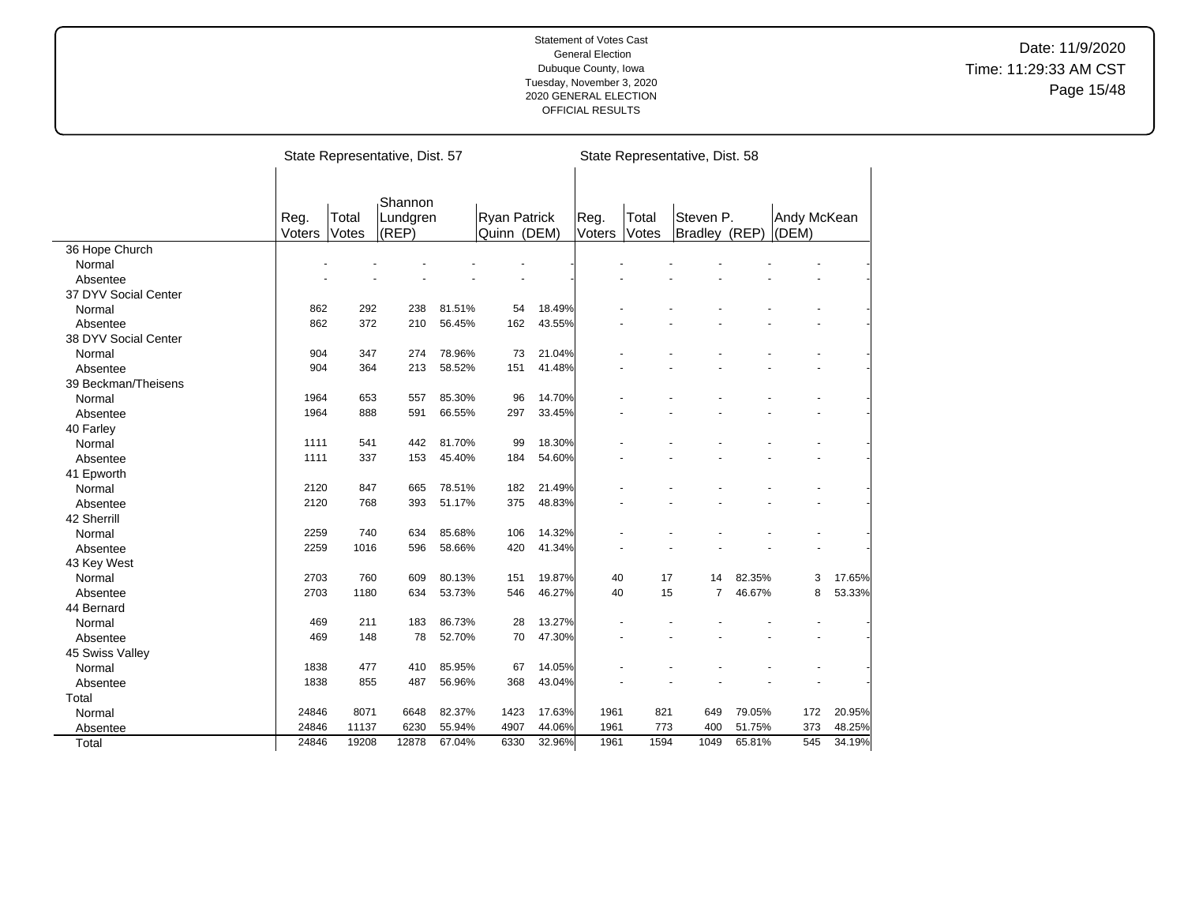Statement of Votes Cast
General Election
Dubuque County, Iowa
Tuesday, November 3, 2020
2020 GENERAL ELECTION
OFFICIAL RESULTS

Date: 11/9/2020
Time: 11:29:33 AM CST

| | State Representative, Dist. 57 | | | | | | State Representative, Dist. 58 | | | | | |
|---|---|---|---|---|---|---|---|---|---|---|---|---|
| | Reg. Voters | Total Votes | Shannon Lundgren (REP) | | Ryan Patrick Quinn (DEM) | | Reg. Voters | Total Votes | Steven P. Bradley (REP) | | Andy McKean (DEM) | |
| 36 Hope Church | | | | | | | | | | | | |
| Normal | - | - | - | - | - | - | - | - | - | - | - | - |
| Absentee | - | - | - | - | - | - | - | - | - | - | - | - |
| 37 DYV Social Center | | | | | | | | | | | | |
| Normal | 862 | 292 | 238 | 81.51% | 54 | 18.49% | - | - | - | - | - | - |
| Absentee | 862 | 372 | 210 | 56.45% | 162 | 43.55% | - | - | - | - | - | - |
| 38 DYV Social Center | | | | | | | | | | | | |
| Normal | 904 | 347 | 274 | 78.96% | 73 | 21.04% | - | - | - | - | - | - |
| Absentee | 904 | 364 | 213 | 58.52% | 151 | 41.48% | - | - | - | - | - | - |
| 39 Beckman/Theisens | | | | | | | | | | | | |
| Normal | 1964 | 653 | 557 | 85.30% | 96 | 14.70% | - | - | - | - | - | - |
| Absentee | 1964 | 888 | 591 | 66.55% | 297 | 33.45% | - | - | - | - | - | - |
| 40 Farley | | | | | | | | | | | | |
| Normal | 1111 | 541 | 442 | 81.70% | 99 | 18.30% | - | - | - | - | - | - |
| Absentee | 1111 | 337 | 153 | 45.40% | 184 | 54.60% | - | - | - | - | - | - |
| 41 Epworth | | | | | | | | | | | | |
| Normal | 2120 | 847 | 665 | 78.51% | 182 | 21.49% | - | - | - | - | - | - |
| Absentee | 2120 | 768 | 393 | 51.17% | 375 | 48.83% | - | - | - | - | - | - |
| 42 Sherrill | | | | | | | | | | | | |
| Normal | 2259 | 740 | 634 | 85.68% | 106 | 14.32% | - | - | - | - | - | - |
| Absentee | 2259 | 1016 | 596 | 58.66% | 420 | 41.34% | - | - | - | - | - | - |
| 43 Key West | | | | | | | | | | | | |
| Normal | 2703 | 760 | 609 | 80.13% | 151 | 19.87% | 40 | 17 | 14 | 82.35% | 3 | 17.65% |
| Absentee | 2703 | 1180 | 634 | 53.73% | 546 | 46.27% | 40 | 15 | 7 | 46.67% | 8 | 53.33% |
| 44 Bernard | | | | | | | | | | | | |
| Normal | 469 | 211 | 183 | 86.73% | 28 | 13.27% | - | - | - | - | - | - |
| Absentee | 469 | 148 | 78 | 52.70% | 70 | 47.30% | - | - | - | - | - | - |
| 45 Swiss Valley | | | | | | | | | | | | |
| Normal | 1838 | 477 | 410 | 85.95% | 67 | 14.05% | - | - | - | - | - | - |
| Absentee | 1838 | 855 | 487 | 56.96% | 368 | 43.04% | - | - | - | - | - | - |
| Total | | | | | | | | | | | | |
| Normal | 24846 | 8071 | 6648 | 82.37% | 1423 | 17.63% | 1961 | 821 | 649 | 79.05% | 172 | 20.95% |
| Absentee | 24846 | 11137 | 6230 | 55.94% | 4907 | 44.06% | 1961 | 773 | 400 | 51.75% | 373 | 48.25% |
| Total | 24846 | 19208 | 12878 | 67.04% | 6330 | 32.96% | 1961 | 1594 | 1049 | 65.81% | 545 | 34.19% |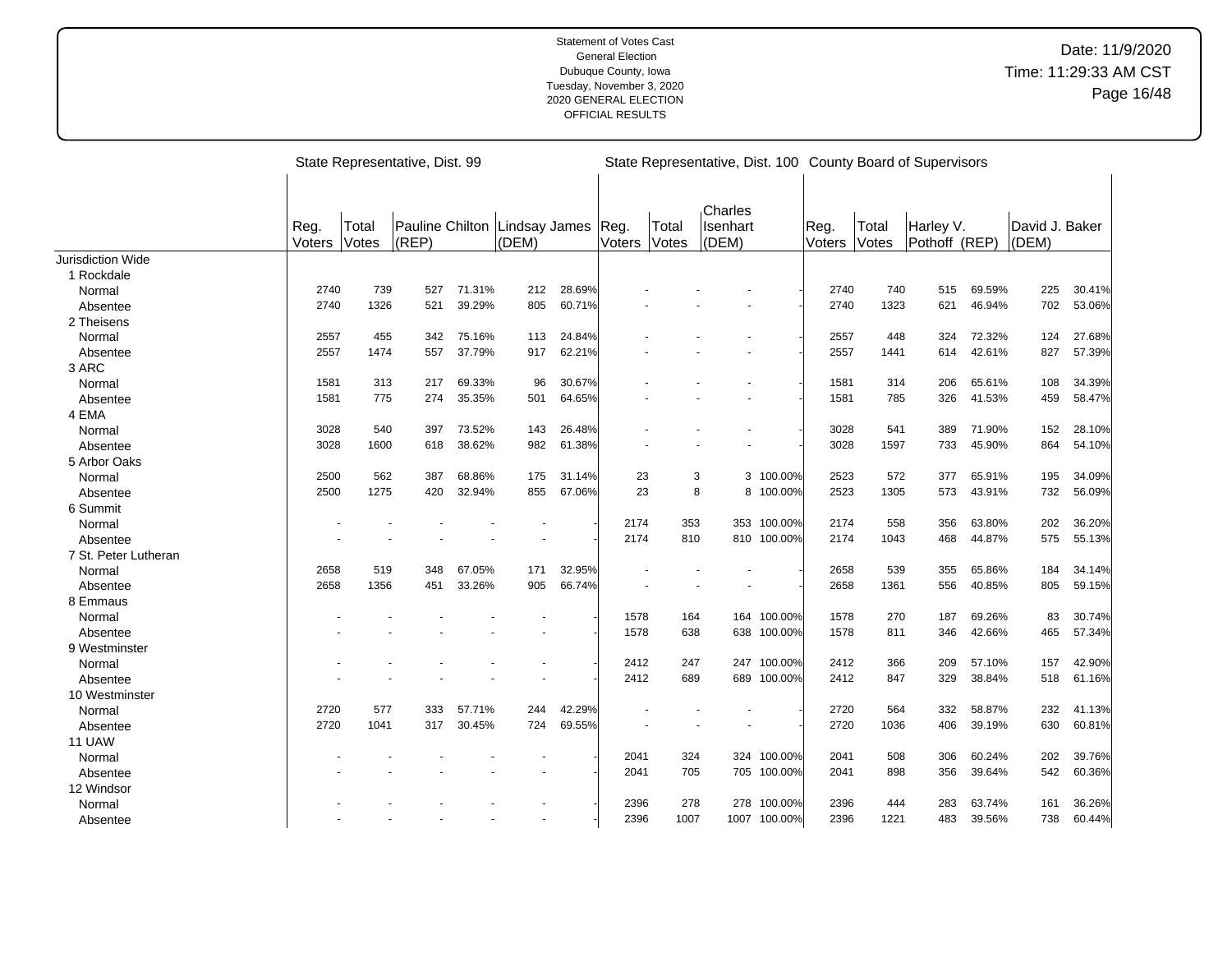Statement of Votes Cast
General Election
Dubuque County, Iowa
Tuesday, November 3, 2020
2020 GENERAL ELECTION
OFFICIAL RESULTS

Date: 11/9/2020
Time: 11:29:33 AM CST

| | State Representative, Dist. 99 | | | | | | State Representative, Dist. 100 | | | | County Board of Supervisors | | | | | |
|---|---|---|---|---|---|---|---|---|---|---|---|---|---|---|---|---|
| | Reg. Voters | Total Votes | Pauline Chilton (REP) | | Lindsay James (DEM) | | Reg. Voters | Total Votes | Charles Isenhart (DEM) | | Reg. Voters | Total Votes | Harley V. Pothoff (REP) | | David J. Baker (DEM) | |
| Jurisdiction Wide | | | | | | | | | | | | | | | | |
| 1 Rockdale | | | | | | | | | | | | | | | | |
| Normal | 2740 | 739 | 527 | 71.31% | 212 | 28.69% | - | - | - | - | 2740 | 740 | 515 | 69.59% | 225 | 30.41% |
| Absentee | 2740 | 1326 | 521 | 39.29% | 805 | 60.71% | - | - | - | - | 2740 | 1323 | 621 | 46.94% | 702 | 53.06% |
| 2 Theisens | | | | | | | | | | | | | | | | |
| Normal | 2557 | 455 | 342 | 75.16% | 113 | 24.84% | - | - | - | - | 2557 | 448 | 324 | 72.32% | 124 | 27.68% |
| Absentee | 2557 | 1474 | 557 | 37.79% | 917 | 62.21% | - | - | - | - | 2557 | 1441 | 614 | 42.61% | 827 | 57.39% |
| 3 ARC | | | | | | | | | | | | | | | | |
| Normal | 1581 | 313 | 217 | 69.33% | 96 | 30.67% | - | - | - | - | 1581 | 314 | 206 | 65.61% | 108 | 34.39% |
| Absentee | 1581 | 775 | 274 | 35.35% | 501 | 64.65% | - | - | - | - | 1581 | 785 | 326 | 41.53% | 459 | 58.47% |
| 4 EMA | | | | | | | | | | | | | | | | |
| Normal | 3028 | 540 | 397 | 73.52% | 143 | 26.48% | - | - | - | - | 3028 | 541 | 389 | 71.90% | 152 | 28.10% |
| Absentee | 3028 | 1600 | 618 | 38.62% | 982 | 61.38% | - | - | - | - | 3028 | 1597 | 733 | 45.90% | 864 | 54.10% |
| 5 Arbor Oaks | | | | | | | | | | | | | | | | |
| Normal | 2500 | 562 | 387 | 68.86% | 175 | 31.14% | 23 | 3 | 3 | 100.00% | 2523 | 572 | 377 | 65.91% | 195 | 34.09% |
| Absentee | 2500 | 1275 | 420 | 32.94% | 855 | 67.06% | 23 | 8 | 8 | 100.00% | 2523 | 1305 | 573 | 43.91% | 732 | 56.09% |
| 6 Summit | | | | | | | | | | | | | | | | |
| Normal | - | - | - | - | - | - | 2174 | 353 | 353 | 100.00% | 2174 | 558 | 356 | 63.80% | 202 | 36.20% |
| Absentee | - | - | - | - | - | - | 2174 | 810 | 810 | 100.00% | 2174 | 1043 | 468 | 44.87% | 575 | 55.13% |
| 7 St. Peter Lutheran | | | | | | | | | | | | | | | | |
| Normal | 2658 | 519 | 348 | 67.05% | 171 | 32.95% | - | - | - | - | 2658 | 539 | 355 | 65.86% | 184 | 34.14% |
| Absentee | 2658 | 1356 | 451 | 33.26% | 905 | 66.74% | - | - | - | - | 2658 | 1361 | 556 | 40.85% | 805 | 59.15% |
| 8 Emmaus | | | | | | | | | | | | | | | | |
| Normal | - | - | - | - | - | - | 1578 | 164 | 164 | 100.00% | 1578 | 270 | 187 | 69.26% | 83 | 30.74% |
| Absentee | - | - | - | - | - | - | 1578 | 638 | 638 | 100.00% | 1578 | 811 | 346 | 42.66% | 465 | 57.34% |
| 9 Westminster | | | | | | | | | | | | | | | | |
| Normal | - | - | - | - | - | - | 2412 | 247 | 247 | 100.00% | 2412 | 366 | 209 | 57.10% | 157 | 42.90% |
| Absentee | - | - | - | - | - | - | 2412 | 689 | 689 | 100.00% | 2412 | 847 | 329 | 38.84% | 518 | 61.16% |
| 10 Westminster | | | | | | | | | | | | | | | | |
| Normal | 2720 | 577 | 333 | 57.71% | 244 | 42.29% | - | - | - | - | 2720 | 564 | 332 | 58.87% | 232 | 41.13% |
| Absentee | 2720 | 1041 | 317 | 30.45% | 724 | 69.55% | - | - | - | - | 2720 | 1036 | 406 | 39.19% | 630 | 60.81% |
| 11 UAW | | | | | | | | | | | | | | | | |
| Normal | - | - | - | - | - | - | 2041 | 324 | 324 | 100.00% | 2041 | 508 | 306 | 60.24% | 202 | 39.76% |
| Absentee | - | - | - | - | - | - | 2041 | 705 | 705 | 100.00% | 2041 | 898 | 356 | 39.64% | 542 | 60.36% |
| 12 Windsor | | | | | | | | | | | | | | | | |
| Normal | - | - | - | - | - | - | 2396 | 278 | 278 | 100.00% | 2396 | 444 | 283 | 63.74% | 161 | 36.26% |
| Absentee | - | - | - | - | - | - | 2396 | 1007 | 1007 | 100.00% | 2396 | 1221 | 483 | 39.56% | 738 | 60.44% |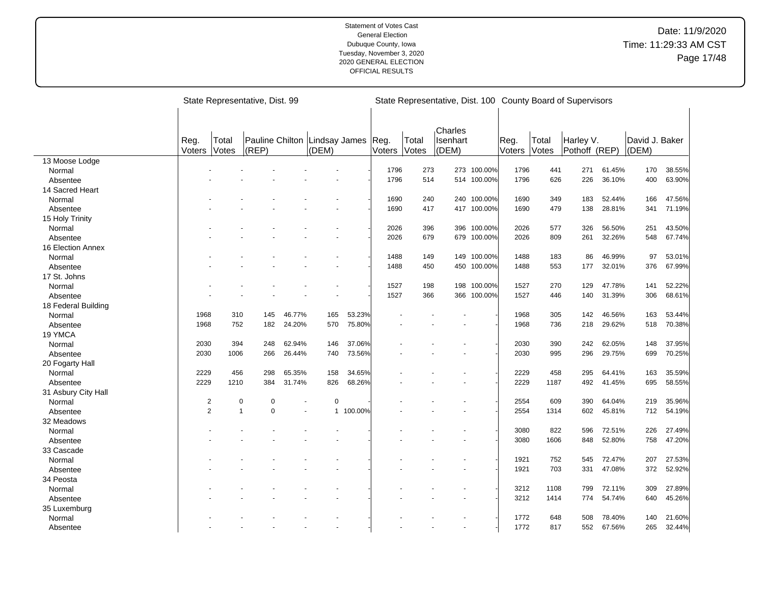Statement of Votes Cast
General Election
Dubuque County, Iowa
Tuesday, November 3, 2020
2020 GENERAL ELECTION
OFFICIAL RESULTS

Date: 11/9/2020
Time: 11:29:33 AM CST

| | State Representative, Dist. 99 | | | | | | State Representative, Dist. 100 | | | | County Board of Supervisors | | | | | |
|---|---|---|---|---|---|---|---|---|---|---|---|---|---|---|---|---|
| | Reg. Voters | Total Votes | Pauline Chilton (REP) | | Lindsay James (DEM) | | Reg. Voters | Total Votes | Charles Isenhart (DEM) | | Reg. Voters | Total Votes | Harley V. Pothoff (REP) | | David J. Baker (DEM) | |
| **13 Moose Lodge** | | | | | | | | | | | | | | | | |
| Normal | - | - | - | - | - | - | 1796 | 273 | 273 | 100.00% | 1796 | 441 | 271 | 61.45% | 170 | 38.55% |
| Absentee | - | - | - | - | - | - | 1796 | 514 | 514 | 100.00% | 1796 | 626 | 226 | 36.10% | 400 | 63.90% |
| **14 Sacred Heart** | | | | | | | | | | | | | | | | |
| Normal | - | - | - | - | - | - | 1690 | 240 | 240 | 100.00% | 1690 | 349 | 183 | 52.44% | 166 | 47.56% |
| Absentee | - | - | - | - | - | - | 1690 | 417 | 417 | 100.00% | 1690 | 479 | 138 | 28.81% | 341 | 71.19% |
| **15 Holy Trinity** | | | | | | | | | | | | | | | | |
| Normal | - | - | - | - | - | - | 2026 | 396 | 396 | 100.00% | 2026 | 577 | 326 | 56.50% | 251 | 43.50% |
| Absentee | - | - | - | - | - | - | 2026 | 679 | 679 | 100.00% | 2026 | 809 | 261 | 32.26% | 548 | 67.74% |
| **16 Election Annex** | | | | | | | | | | | | | | | | |
| Normal | - | - | - | - | - | - | 1488 | 149 | 149 | 100.00% | 1488 | 183 | 86 | 46.99% | 97 | 53.01% |
| Absentee | - | - | - | - | - | - | 1488 | 450 | 450 | 100.00% | 1488 | 553 | 177 | 32.01% | 376 | 67.99% |
| **17 St. Johns** | | | | | | | | | | | | | | | | |
| Normal | - | - | - | - | - | - | 1527 | 198 | 198 | 100.00% | 1527 | 270 | 129 | 47.78% | 141 | 52.22% |
| Absentee | - | - | - | - | - | - | 1527 | 366 | 366 | 100.00% | 1527 | 446 | 140 | 31.39% | 306 | 68.61% |
| **18 Federal Building** | | | | | | | | | | | | | | | | |
| Normal | 1968 | 310 | 145 | 46.77% | 165 | 53.23% | - | - | - | - | 1968 | 305 | 142 | 46.56% | 163 | 53.44% |
| Absentee | 1968 | 752 | 182 | 24.20% | 570 | 75.80% | - | - | - | - | 1968 | 736 | 218 | 29.62% | 518 | 70.38% |
| **19 YMCA** | | | | | | | | | | | | | | | | |
| Normal | 2030 | 394 | 248 | 62.94% | 146 | 37.06% | - | - | - | - | 2030 | 390 | 242 | 62.05% | 148 | 37.95% |
| Absentee | 2030 | 1006 | 266 | 26.44% | 740 | 73.56% | - | - | - | - | 2030 | 995 | 296 | 29.75% | 699 | 70.25% |
| **20 Fogarty Hall** | | | | | | | | | | | | | | | | |
| Normal | 2229 | 456 | 298 | 65.35% | 158 | 34.65% | - | - | - | - | 2229 | 458 | 295 | 64.41% | 163 | 35.59% |
| Absentee | 2229 | 1210 | 384 | 31.74% | 826 | 68.26% | - | - | - | - | 2229 | 1187 | 492 | 41.45% | 695 | 58.55% |
| **31 Asbury City Hall** | | | | | | | | | | | | | | | | |
| Normal | 2 | 0 | 0 | - | 0 | - | - | - | - | - | 2554 | 609 | 390 | 64.04% | 219 | 35.96% |
| Absentee | 2 | 1 | 0 | - | 1 | 100.00% | - | - | - | - | 2554 | 1314 | 602 | 45.81% | 712 | 54.19% |
| **32 Meadows** | | | | | | | | | | | | | | | | |
| Normal | - | - | - | - | - | - | - | - | - | - | 3080 | 822 | 596 | 72.51% | 226 | 27.49% |
| Absentee | - | - | - | - | - | - | - | - | - | - | 3080 | 1606 | 848 | 52.80% | 758 | 47.20% |
| **33 Cascade** | | | | | | | | | | | | | | | | |
| Normal | - | - | - | - | - | - | - | - | - | - | 1921 | 752 | 545 | 72.47% | 207 | 27.53% |
| Absentee | - | - | - | - | - | - | - | - | - | - | 1921 | 703 | 331 | 47.08% | 372 | 52.92% |
| **34 Peosta** | | | | | | | | | | | | | | | | |
| Normal | - | - | - | - | - | - | - | - | - | - | 3212 | 1108 | 799 | 72.11% | 309 | 27.89% |
| Absentee | - | - | - | - | - | - | - | - | - | - | 3212 | 1414 | 774 | 54.74% | 640 | 45.26% |
| **35 Luxemburg** | | | | | | | | | | | | | | | | |
| Normal | - | - | - | - | - | - | - | - | - | - | 1772 | 648 | 508 | 78.40% | 140 | 21.60% |
| Absentee | - | - | - | - | - | - | - | - | - | - | 1772 | 817 | 552 | 67.56% | 265 | 32.44% |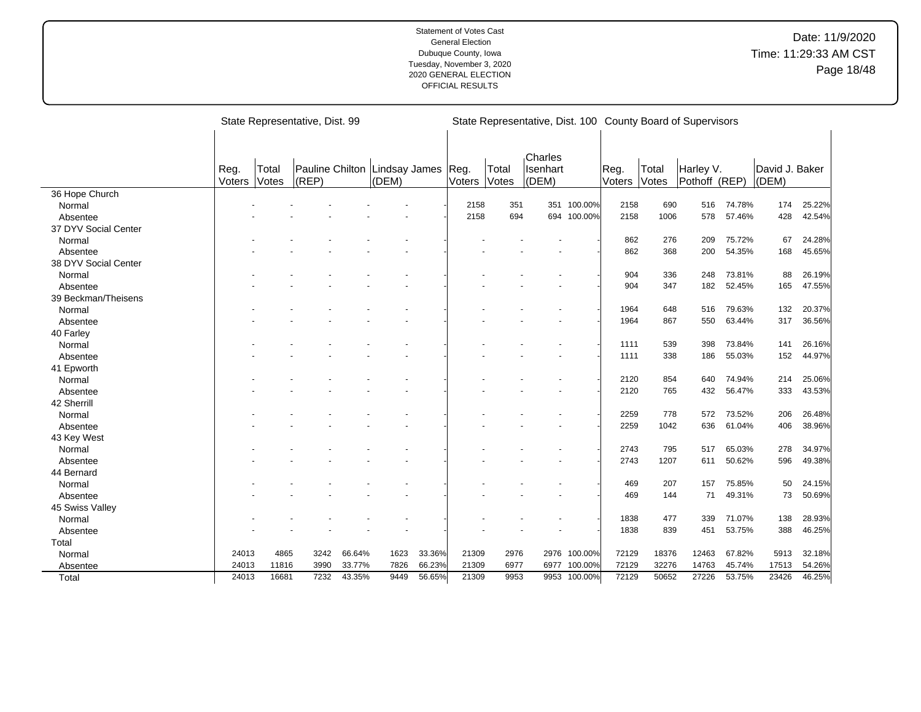Statement of Votes Cast
General Election
Dubuque County, Iowa
Tuesday, November 3, 2020
2020 GENERAL ELECTION
OFFICIAL RESULTS

Date: 11/9/2020
Time: 11:29:33 AM CST

| | State Representative, Dist. 99 | | | | | | State Representative, Dist. 100 | | | | County Board of Supervisors | | | | | |
|---|---|---|---|---|---|---|---|---|---|---|---|---|---|---|---|---|
| | Reg. Voters | Total Votes | Pauline Chilton (REP) | | Lindsay James (DEM) | | Reg. Voters | Total Votes | Charles Isenhart (DEM) | | Reg. Voters | Total Votes | Harley V. Pothoff (REP) | | David J. Baker (DEM) | |
| 36 Hope Church | | | | | | | | | | | | | | | | |
| Normal | - | - | - | - | - | - | 2158 | 351 | 351 | 100.00% | 2158 | 690 | 516 | 74.78% | 174 | 25.22% |
| Absentee | - | - | - | - | - | - | 2158 | 694 | 694 | 100.00% | 2158 | 1006 | 578 | 57.46% | 428 | 42.54% |
| 37 DYV Social Center | | | | | | | | | | | | | | | | |
| Normal | - | - | - | - | - | - | - | - | - | - | 862 | 276 | 209 | 75.72% | 67 | 24.28% |
| Absentee | - | - | - | - | - | - | - | - | - | - | 862 | 368 | 200 | 54.35% | 168 | 45.65% |
| 38 DYV Social Center | | | | | | | | | | | | | | | | |
| Normal | - | - | - | - | - | - | - | - | - | - | 904 | 336 | 248 | 73.81% | 88 | 26.19% |
| Absentee | - | - | - | - | - | - | - | - | - | - | 904 | 347 | 182 | 52.45% | 165 | 47.55% |
| 39 Beckman/Theisens | | | | | | | | | | | | | | | | |
| Normal | - | - | - | - | - | - | - | - | - | - | 1964 | 648 | 516 | 79.63% | 132 | 20.37% |
| Absentee | - | - | - | - | - | - | - | - | - | - | 1964 | 867 | 550 | 63.44% | 317 | 36.56% |
| 40 Farley | | | | | | | | | | | | | | | | |
| Normal | - | - | - | - | - | - | - | - | - | - | 1111 | 539 | 398 | 73.84% | 141 | 26.16% |
| Absentee | - | - | - | - | - | - | - | - | - | - | 1111 | 338 | 186 | 55.03% | 152 | 44.97% |
| 41 Epworth | | | | | | | | | | | | | | | | |
| Normal | - | - | - | - | - | - | - | - | - | - | 2120 | 854 | 640 | 74.94% | 214 | 25.06% |
| Absentee | - | - | - | - | - | - | - | - | - | - | 2120 | 765 | 432 | 56.47% | 333 | 43.53% |
| 42 Sherrill | | | | | | | | | | | | | | | | |
| Normal | - | - | - | - | - | - | - | - | - | - | 2259 | 778 | 572 | 73.52% | 206 | 26.48% |
| Absentee | - | - | - | - | - | - | - | - | - | - | 2259 | 1042 | 636 | 61.04% | 406 | 38.96% |
| 43 Key West | | | | | | | | | | | | | | | | |
| Normal | - | - | - | - | - | - | - | - | - | - | 2743 | 795 | 517 | 65.03% | 278 | 34.97% |
| Absentee | - | - | - | - | - | - | - | - | - | - | 2743 | 1207 | 611 | 50.62% | 596 | 49.38% |
| 44 Bernard | | | | | | | | | | | | | | | | |
| Normal | - | - | - | - | - | - | - | - | - | - | 469 | 207 | 157 | 75.85% | 50 | 24.15% |
| Absentee | - | - | - | - | - | - | - | - | - | - | 469 | 144 | 71 | 49.31% | 73 | 50.69% |
| 45 Swiss Valley | | | | | | | | | | | | | | | | |
| Normal | - | - | - | - | - | - | - | - | - | - | 1838 | 477 | 339 | 71.07% | 138 | 28.93% |
| Absentee | - | - | - | - | - | - | - | - | - | - | 1838 | 839 | 451 | 53.75% | 388 | 46.25% |
| Total | | | | | | | | | | | | | | | | |
| Normal | 24013 | 4865 | 3242 | 66.64% | 1623 | 33.36% | 21309 | 2976 | 2976 | 100.00% | 72129 | 18376 | 12463 | 67.82% | 5913 | 32.18% |
| Absentee | 24013 | 11816 | 3990 | 33.77% | 7826 | 66.23% | 21309 | 6977 | 6977 | 100.00% | 72129 | 32276 | 14763 | 45.74% | 17513 | 54.26% |
| Total | 24013 | 16681 | 7232 | 43.35% | 9449 | 56.65% | 21309 | 9953 | 9953 | 100.00% | 72129 | 50652 | 27226 | 53.75% | 23426 | 46.25% |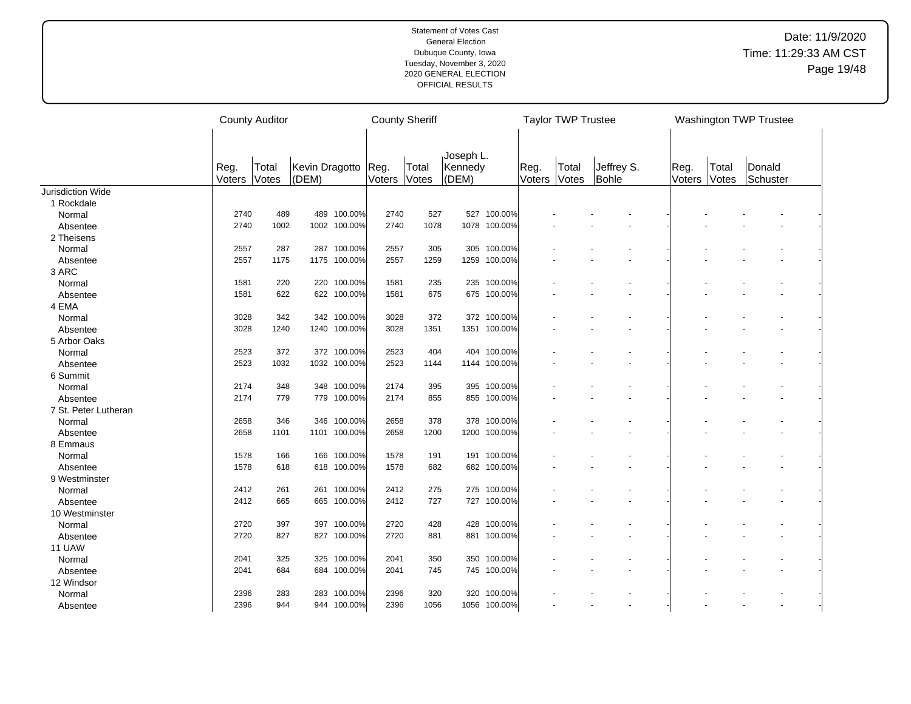Statement of Votes Cast
General Election
Dubuque County, Iowa
Tuesday, November 3, 2020
2020 GENERAL ELECTION
OFFICIAL RESULTS

Date: 11/9/2020
Time: 11:29:33 AM CST

| | County Auditor | | | | County Sheriff | | | | Taylor TWP Trustee | | | | Washington TWP Trustee | | | |
|---|---|---|---|---|---|---|---|---|---|---|---|---|---|---|---|---|
| | Reg. Voters | Total Votes | Kevin Dragotto (DEM) | | Reg. Voters | Total Votes | Joseph L. Kennedy (DEM) | | Reg. Voters | Total Votes | Jeffrey S. Bohle | | Reg. Voters | Total Votes | Donald Schuster | |
| Jurisdiction Wide | | | | | | | | | | | | | | | | |
| 1 Rockdale | | | | | | | | | | | | | | | | |
| Normal | 2740 | 489 | 489 | 100.00% | 2740 | 527 | 527 | 100.00% | - | - | - | - | - | - | - | - |
| Absentee | 2740 | 1002 | 1002 | 100.00% | 2740 | 1078 | 1078 | 100.00% | - | - | - | - | - | - | - | - |
| 2 Theisens | | | | | | | | | | | | | | | | |
| Normal | 2557 | 287 | 287 | 100.00% | 2557 | 305 | 305 | 100.00% | - | - | - | - | - | - | - | - |
| Absentee | 2557 | 1175 | 1175 | 100.00% | 2557 | 1259 | 1259 | 100.00% | - | - | - | - | - | - | - | - |
| 3 ARC | | | | | | | | | | | | | | | | |
| Normal | 1581 | 220 | 220 | 100.00% | 1581 | 235 | 235 | 100.00% | - | - | - | - | - | - | - | - |
| Absentee | 1581 | 622 | 622 | 100.00% | 1581 | 675 | 675 | 100.00% | - | - | - | - | - | - | - | - |
| 4 EMA | | | | | | | | | | | | | | | | |
| Normal | 3028 | 342 | 342 | 100.00% | 3028 | 372 | 372 | 100.00% | - | - | - | - | - | - | - | - |
| Absentee | 3028 | 1240 | 1240 | 100.00% | 3028 | 1351 | 1351 | 100.00% | - | - | - | - | - | - | - | - |
| 5 Arbor Oaks | | | | | | | | | | | | | | | | |
| Normal | 2523 | 372 | 372 | 100.00% | 2523 | 404 | 404 | 100.00% | - | - | - | - | - | - | - | - |
| Absentee | 2523 | 1032 | 1032 | 100.00% | 2523 | 1144 | 1144 | 100.00% | - | - | - | - | - | - | - | - |
| 6 Summit | | | | | | | | | | | | | | | | |
| Normal | 2174 | 348 | 348 | 100.00% | 2174 | 395 | 395 | 100.00% | - | - | - | - | - | - | - | - |
| Absentee | 2174 | 779 | 779 | 100.00% | 2174 | 855 | 855 | 100.00% | - | - | - | - | - | - | - | - |
| 7 St. Peter Lutheran | | | | | | | | | | | | | | | | |
| Normal | 2658 | 346 | 346 | 100.00% | 2658 | 378 | 378 | 100.00% | - | - | - | - | - | - | - | - |
| Absentee | 2658 | 1101 | 1101 | 100.00% | 2658 | 1200 | 1200 | 100.00% | - | - | - | - | - | - | - | - |
| 8 Emmaus | | | | | | | | | | | | | | | | |
| Normal | 1578 | 166 | 166 | 100.00% | 1578 | 191 | 191 | 100.00% | - | - | - | - | - | - | - | - |
| Absentee | 1578 | 618 | 618 | 100.00% | 1578 | 682 | 682 | 100.00% | - | - | - | - | - | - | - | - |
| 9 Westminster | | | | | | | | | | | | | | | | |
| Normal | 2412 | 261 | 261 | 100.00% | 2412 | 275 | 275 | 100.00% | - | - | - | - | - | - | - | - |
| Absentee | 2412 | 665 | 665 | 100.00% | 2412 | 727 | 727 | 100.00% | - | - | - | - | - | - | - | - |
| 10 Westminster | | | | | | | | | | | | | | | | |
| Normal | 2720 | 397 | 397 | 100.00% | 2720 | 428 | 428 | 100.00% | - | - | - | - | - | - | - | - |
| Absentee | 2720 | 827 | 827 | 100.00% | 2720 | 881 | 881 | 100.00% | - | - | - | - | - | - | - | - |
| 11 UAW | | | | | | | | | | | | | | | | |
| Normal | 2041 | 325 | 325 | 100.00% | 2041 | 350 | 350 | 100.00% | - | - | - | - | - | - | - | - |
| Absentee | 2041 | 684 | 684 | 100.00% | 2041 | 745 | 745 | 100.00% | - | - | - | - | - | - | - | - |
| 12 Windsor | | | | | | | | | | | | | | | | |
| Normal | 2396 | 283 | 283 | 100.00% | 2396 | 320 | 320 | 100.00% | - | - | - | - | - | - | - | - |
| Absentee | 2396 | 944 | 944 | 100.00% | 2396 | 1056 | 1056 | 100.00% | - | - | - | - | - | - | - | - |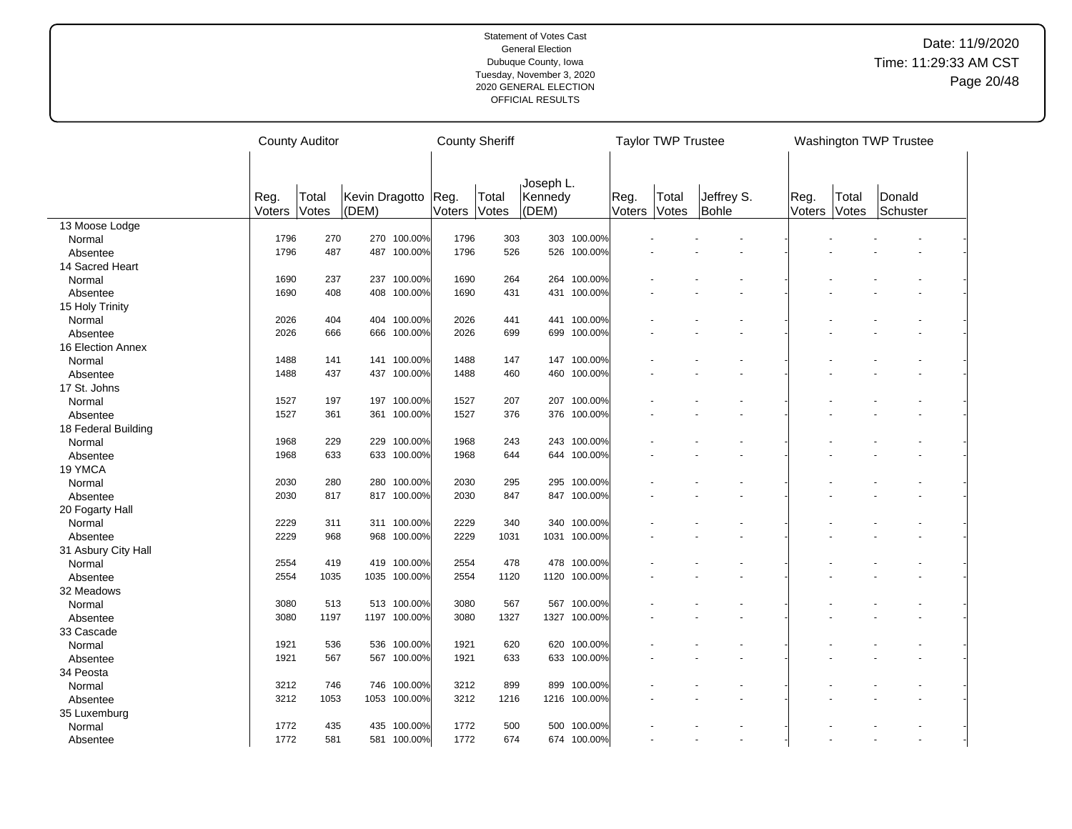Statement of Votes Cast
General Election
Dubuque County, Iowa
Tuesday, November 3, 2020
2020 GENERAL ELECTION
OFFICIAL RESULTS

Date: 11/9/2020
Time: 11:29:33 AM CST

| | County Auditor | | | | County Sheriff | | | | Taylor TWP Trustee | | | | Washington TWP Trustee | | | |
|---|---|---|---|---|---|---|---|---|---|---|---|---|---|---|---|---|
| | Reg. Voters | Total Votes | Kevin Dragotto (DEM) | | Reg. Voters | Total Votes | Joseph L. Kennedy (DEM) | | Reg. Voters | Total Votes | Jeffrey S. Bohle | | Reg. Voters | Total Votes | Donald Schuster | |
| 13 Moose Lodge | | | | | | | | | | | | | | | | |
| Normal | 1796 | 270 | 270 | 100.00% | 1796 | 303 | 303 | 100.00% | - | - | - | - | - | - | - | - |
| Absentee | 1796 | 487 | 487 | 100.00% | 1796 | 526 | 526 | 100.00% | - | - | - | - | - | - | - | - |
| 14 Sacred Heart | | | | | | | | | | | | | | | | |
| Normal | 1690 | 237 | 237 | 100.00% | 1690 | 264 | 264 | 100.00% | - | - | - | - | - | - | - | - |
| Absentee | 1690 | 408 | 408 | 100.00% | 1690 | 431 | 431 | 100.00% | - | - | - | - | - | - | - | - |
| 15 Holy Trinity | | | | | | | | | | | | | | | | |
| Normal | 2026 | 404 | 404 | 100.00% | 2026 | 441 | 441 | 100.00% | - | - | - | - | - | - | - | - |
| Absentee | 2026 | 666 | 666 | 100.00% | 2026 | 699 | 699 | 100.00% | - | - | - | - | - | - | - | - |
| 16 Election Annex | | | | | | | | | | | | | | | | |
| Normal | 1488 | 141 | 141 | 100.00% | 1488 | 147 | 147 | 100.00% | - | - | - | - | - | - | - | - |
| Absentee | 1488 | 437 | 437 | 100.00% | 1488 | 460 | 460 | 100.00% | - | - | - | - | - | - | - | - |
| 17 St. Johns | | | | | | | | | | | | | | | | |
| Normal | 1527 | 197 | 197 | 100.00% | 1527 | 207 | 207 | 100.00% | - | - | - | - | - | - | - | - |
| Absentee | 1527 | 361 | 361 | 100.00% | 1527 | 376 | 376 | 100.00% | - | - | - | - | - | - | - | - |
| 18 Federal Building | | | | | | | | | | | | | | | | |
| Normal | 1968 | 229 | 229 | 100.00% | 1968 | 243 | 243 | 100.00% | - | - | - | - | - | - | - | - |
| Absentee | 1968 | 633 | 633 | 100.00% | 1968 | 644 | 644 | 100.00% | - | - | - | - | - | - | - | - |
| 19 YMCA | | | | | | | | | | | | | | | | |
| Normal | 2030 | 280 | 280 | 100.00% | 2030 | 295 | 295 | 100.00% | - | - | - | - | - | - | - | - |
| Absentee | 2030 | 817 | 817 | 100.00% | 2030 | 847 | 847 | 100.00% | - | - | - | - | - | - | - | - |
| 20 Fogarty Hall | | | | | | | | | | | | | | | | |
| Normal | 2229 | 311 | 311 | 100.00% | 2229 | 340 | 340 | 100.00% | - | - | - | - | - | - | - | - |
| Absentee | 2229 | 968 | 968 | 100.00% | 2229 | 1031 | 1031 | 100.00% | - | - | - | - | - | - | - | - |
| 31 Asbury City Hall | | | | | | | | | | | | | | | | |
| Normal | 2554 | 419 | 419 | 100.00% | 2554 | 478 | 478 | 100.00% | - | - | - | - | - | - | - | - |
| Absentee | 2554 | 1035 | 1035 | 100.00% | 2554 | 1120 | 1120 | 100.00% | - | - | - | - | - | - | - | - |
| 32 Meadows | | | | | | | | | | | | | | | | |
| Normal | 3080 | 513 | 513 | 100.00% | 3080 | 567 | 567 | 100.00% | - | - | - | - | - | - | - | - |
| Absentee | 3080 | 1197 | 1197 | 100.00% | 3080 | 1327 | 1327 | 100.00% | - | - | - | - | - | - | - | - |
| 33 Cascade | | | | | | | | | | | | | | | | |
| Normal | 1921 | 536 | 536 | 100.00% | 1921 | 620 | 620 | 100.00% | - | - | - | - | - | - | - | - |
| Absentee | 1921 | 567 | 567 | 100.00% | 1921 | 633 | 633 | 100.00% | - | - | - | - | - | - | - | - |
| 34 Peosta | | | | | | | | | | | | | | | | |
| Normal | 3212 | 746 | 746 | 100.00% | 3212 | 899 | 899 | 100.00% | - | - | - | - | - | - | - | - |
| Absentee | 3212 | 1053 | 1053 | 100.00% | 3212 | 1216 | 1216 | 100.00% | - | - | - | - | - | - | - | - |
| 35 Luxemburg | | | | | | | | | | | | | | | | |
| Normal | 1772 | 435 | 435 | 100.00% | 1772 | 500 | 500 | 100.00% | - | - | - | - | - | - | - | - |
| Absentee | 1772 | 581 | 581 | 100.00% | 1772 | 674 | 674 | 100.00% | - | - | - | - | - | - | - | - |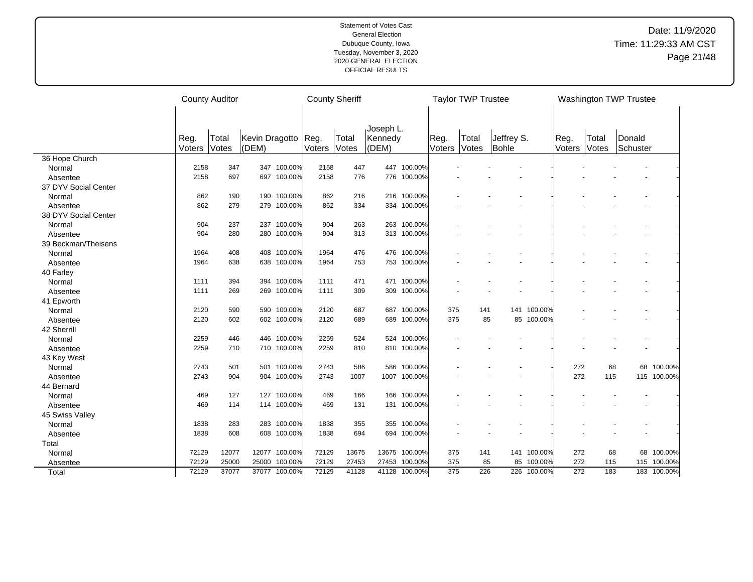Statement of Votes Cast
General Election
Dubuque County, Iowa
Tuesday, November 3, 2020
2020 GENERAL ELECTION
OFFICIAL RESULTS

Date: 11/9/2020
Time: 11:29:33 AM CST

| | County Auditor | | | | County Sheriff | | | | Taylor TWP Trustee | | | | Washington TWP Trustee | | | |
|---|---|---|---|---|---|---|---|---|---|---|---|---|---|---|---|---|
| | Reg. Voters | Total Votes | Kevin Dragotto (DEM) | | Reg. Voters | Total Votes | Joseph L. Kennedy (DEM) | | Reg. Voters | Total Votes | Jeffrey S. Bohle | | Reg. Voters | Total Votes | Donald Schuster | |
| 36 Hope Church | | | | | | | | | | | | | | | | |
| Normal | 2158 | 347 | 347 | 100.00% | 2158 | 447 | 447 | 100.00% | - | - | - | - | - | - | - | - |
| Absentee | 2158 | 697 | 697 | 100.00% | 2158 | 776 | 776 | 100.00% | - | - | - | - | - | - | - | - |
| 37 DYV Social Center | | | | | | | | | | | | | | | | |
| Normal | 862 | 190 | 190 | 100.00% | 862 | 216 | 216 | 100.00% | - | - | - | - | - | - | - | - |
| Absentee | 862 | 279 | 279 | 100.00% | 862 | 334 | 334 | 100.00% | - | - | - | - | - | - | - | - |
| 38 DYV Social Center | | | | | | | | | | | | | | | | |
| Normal | 904 | 237 | 237 | 100.00% | 904 | 263 | 263 | 100.00% | - | - | - | - | - | - | - | - |
| Absentee | 904 | 280 | 280 | 100.00% | 904 | 313 | 313 | 100.00% | - | - | - | - | - | - | - | - |
| 39 Beckman/Theisens | | | | | | | | | | | | | | | | |
| Normal | 1964 | 408 | 408 | 100.00% | 1964 | 476 | 476 | 100.00% | - | - | - | - | - | - | - | - |
| Absentee | 1964 | 638 | 638 | 100.00% | 1964 | 753 | 753 | 100.00% | - | - | - | - | - | - | - | - |
| 40 Farley | | | | | | | | | | | | | | | | |
| Normal | 1111 | 394 | 394 | 100.00% | 1111 | 471 | 471 | 100.00% | - | - | - | - | - | - | - | - |
| Absentee | 1111 | 269 | 269 | 100.00% | 1111 | 309 | 309 | 100.00% | - | - | - | - | - | - | - | - |
| 41 Epworth | | | | | | | | | | | | | | | | |
| Normal | 2120 | 590 | 590 | 100.00% | 2120 | 687 | 687 | 100.00% | 375 | 141 | 141 | 100.00% | - | - | - | - |
| Absentee | 2120 | 602 | 602 | 100.00% | 2120 | 689 | 689 | 100.00% | 375 | 85 | 85 | 100.00% | - | - | - | - |
| 42 Sherrill | | | | | | | | | | | | | | | | |
| Normal | 2259 | 446 | 446 | 100.00% | 2259 | 524 | 524 | 100.00% | - | - | - | - | - | - | - | - |
| Absentee | 2259 | 710 | 710 | 100.00% | 2259 | 810 | 810 | 100.00% | - | - | - | - | - | - | - | - |
| 43 Key West | | | | | | | | | | | | | | | | |
| Normal | 2743 | 501 | 501 | 100.00% | 2743 | 586 | 586 | 100.00% | - | - | - | - | 272 | 68 | 68 | 100.00% |
| Absentee | 2743 | 904 | 904 | 100.00% | 2743 | 1007 | 1007 | 100.00% | - | - | - | - | 272 | 115 | 115 | 100.00% |
| 44 Bernard | | | | | | | | | | | | | | | | |
| Normal | 469 | 127 | 127 | 100.00% | 469 | 166 | 166 | 100.00% | - | - | - | - | - | - | - | - |
| Absentee | 469 | 114 | 114 | 100.00% | 469 | 131 | 131 | 100.00% | - | - | - | - | - | - | - | - |
| 45 Swiss Valley | | | | | | | | | | | | | | | | |
| Normal | 1838 | 283 | 283 | 100.00% | 1838 | 355 | 355 | 100.00% | - | - | - | - | - | - | - | - |
| Absentee | 1838 | 608 | 608 | 100.00% | 1838 | 694 | 694 | 100.00% | - | - | - | - | - | - | - | - |
| Total | | | | | | | | | | | | | | | | |
| Normal | 72129 | 12077 | 12077 | 100.00% | 72129 | 13675 | 13675 | 100.00% | 375 | 141 | 141 | 100.00% | 272 | 68 | 68 | 100.00% |
| Absentee | 72129 | 25000 | 25000 | 100.00% | 72129 | 27453 | 27453 | 100.00% | 375 | 85 | 85 | 100.00% | 272 | 115 | 115 | 100.00% |
| Total | 72129 | 37077 | 37077 | 100.00% | 72129 | 41128 | 41128 | 100.00% | 375 | 226 | 226 | 100.00% | 272 | 183 | 183 | 100.00% |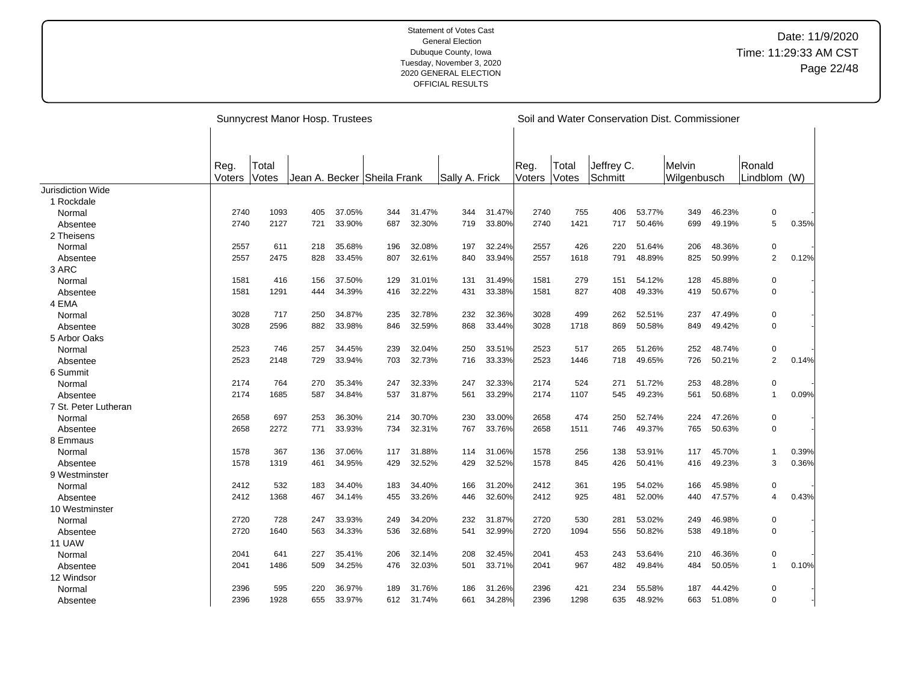Statement of Votes Cast
General Election
Dubuque County, Iowa
Tuesday, November 3, 2020
2020 GENERAL ELECTION
OFFICIAL RESULTS

Date: 11/9/2020
Time: 11:29:33 AM CST

| | Sunnycrest Manor Hosp. Trustees | | | | | | | | | Soil and Water Conservation Dist. Commissioner | | | | | | | | |
|---|---|---|---|---|---|---|---|---|---|---|---|---|---|---|---|---|---|---|
| | Reg. Voters | Total Votes | Jean A. Becker | | Sheila Frank | | Sally A. Frick | | | Reg. Voters | Total Votes | Jeffrey C. Schmitt | | Melvin Wilgenbusch | | Ronald Lindblom (W) | |
| Jurisdiction Wide | | | | | | | | | | | | | | | | | |
| 1 Rockdale | | | | | | | | | | | | | | | | | |
| Normal | 2740 | 1093 | 405 | 37.05% | 344 | 31.47% | 344 | 31.47% | 2740 | 755 | 406 | 53.77% | 349 | 46.23% | 0 | - |
| Absentee | 2740 | 2127 | 721 | 33.90% | 687 | 32.30% | 719 | 33.80% | 2740 | 1421 | 717 | 50.46% | 699 | 49.19% | 5 | 0.35% |
| 2 Theisens | | | | | | | | | | | | | | | | | |
| Normal | 2557 | 611 | 218 | 35.68% | 196 | 32.08% | 197 | 32.24% | 2557 | 426 | 220 | 51.64% | 206 | 48.36% | 0 | - |
| Absentee | 2557 | 2475 | 828 | 33.45% | 807 | 32.61% | 840 | 33.94% | 2557 | 1618 | 791 | 48.89% | 825 | 50.99% | 2 | 0.12% |
| 3 ARC | | | | | | | | | | | | | | | | | |
| Normal | 1581 | 416 | 156 | 37.50% | 129 | 31.01% | 131 | 31.49% | 1581 | 279 | 151 | 54.12% | 128 | 45.88% | 0 | - |
| Absentee | 1581 | 1291 | 444 | 34.39% | 416 | 32.22% | 431 | 33.38% | 1581 | 827 | 408 | 49.33% | 419 | 50.67% | 0 | - |
| 4 EMA | | | | | | | | | | | | | | | | | |
| Normal | 3028 | 717 | 250 | 34.87% | 235 | 32.78% | 232 | 32.36% | 3028 | 499 | 262 | 52.51% | 237 | 47.49% | 0 | - |
| Absentee | 3028 | 2596 | 882 | 33.98% | 846 | 32.59% | 868 | 33.44% | 3028 | 1718 | 869 | 50.58% | 849 | 49.42% | 0 | - |
| 5 Arbor Oaks | | | | | | | | | | | | | | | | | |
| Normal | 2523 | 746 | 257 | 34.45% | 239 | 32.04% | 250 | 33.51% | 2523 | 517 | 265 | 51.26% | 252 | 48.74% | 0 | - |
| Absentee | 2523 | 2148 | 729 | 33.94% | 703 | 32.73% | 716 | 33.33% | 2523 | 1446 | 718 | 49.65% | 726 | 50.21% | 2 | 0.14% |
| 6 Summit | | | | | | | | | | | | | | | | | |
| Normal | 2174 | 764 | 270 | 35.34% | 247 | 32.33% | 247 | 32.33% | 2174 | 524 | 271 | 51.72% | 253 | 48.28% | 0 | - |
| Absentee | 2174 | 1685 | 587 | 34.84% | 537 | 31.87% | 561 | 33.29% | 2174 | 1107 | 545 | 49.23% | 561 | 50.68% | 1 | 0.09% |
| 7 St. Peter Lutheran | | | | | | | | | | | | | | | | | |
| Normal | 2658 | 697 | 253 | 36.30% | 214 | 30.70% | 230 | 33.00% | 2658 | 474 | 250 | 52.74% | 224 | 47.26% | 0 | - |
| Absentee | 2658 | 2272 | 771 | 33.93% | 734 | 32.31% | 767 | 33.76% | 2658 | 1511 | 746 | 49.37% | 765 | 50.63% | 0 | - |
| 8 Emmaus | | | | | | | | | | | | | | | | | |
| Normal | 1578 | 367 | 136 | 37.06% | 117 | 31.88% | 114 | 31.06% | 1578 | 256 | 138 | 53.91% | 117 | 45.70% | 1 | 0.39% |
| Absentee | 1578 | 1319 | 461 | 34.95% | 429 | 32.52% | 429 | 32.52% | 1578 | 845 | 426 | 50.41% | 416 | 49.23% | 3 | 0.36% |
| 9 Westminster | | | | | | | | | | | | | | | | | |
| Normal | 2412 | 532 | 183 | 34.40% | 183 | 34.40% | 166 | 31.20% | 2412 | 361 | 195 | 54.02% | 166 | 45.98% | 0 | - |
| Absentee | 2412 | 1368 | 467 | 34.14% | 455 | 33.26% | 446 | 32.60% | 2412 | 925 | 481 | 52.00% | 440 | 47.57% | 4 | 0.43% |
| 10 Westminster | | | | | | | | | | | | | | | | | |
| Normal | 2720 | 728 | 247 | 33.93% | 249 | 34.20% | 232 | 31.87% | 2720 | 530 | 281 | 53.02% | 249 | 46.98% | 0 | - |
| Absentee | 2720 | 1640 | 563 | 34.33% | 536 | 32.68% | 541 | 32.99% | 2720 | 1094 | 556 | 50.82% | 538 | 49.18% | 0 | - |
| 11 UAW | | | | | | | | | | | | | | | | | |
| Normal | 2041 | 641 | 227 | 35.41% | 206 | 32.14% | 208 | 32.45% | 2041 | 453 | 243 | 53.64% | 210 | 46.36% | 0 | - |
| Absentee | 2041 | 1486 | 509 | 34.25% | 476 | 32.03% | 501 | 33.71% | 2041 | 967 | 482 | 49.84% | 484 | 50.05% | 1 | 0.10% |
| 12 Windsor | | | | | | | | | | | | | | | | | |
| Normal | 2396 | 595 | 220 | 36.97% | 189 | 31.76% | 186 | 31.26% | 2396 | 421 | 234 | 55.58% | 187 | 44.42% | 0 | - |
| Absentee | 2396 | 1928 | 655 | 33.97% | 612 | 31.74% | 661 | 34.28% | 2396 | 1298 | 635 | 48.92% | 663 | 51.08% | 0 | - |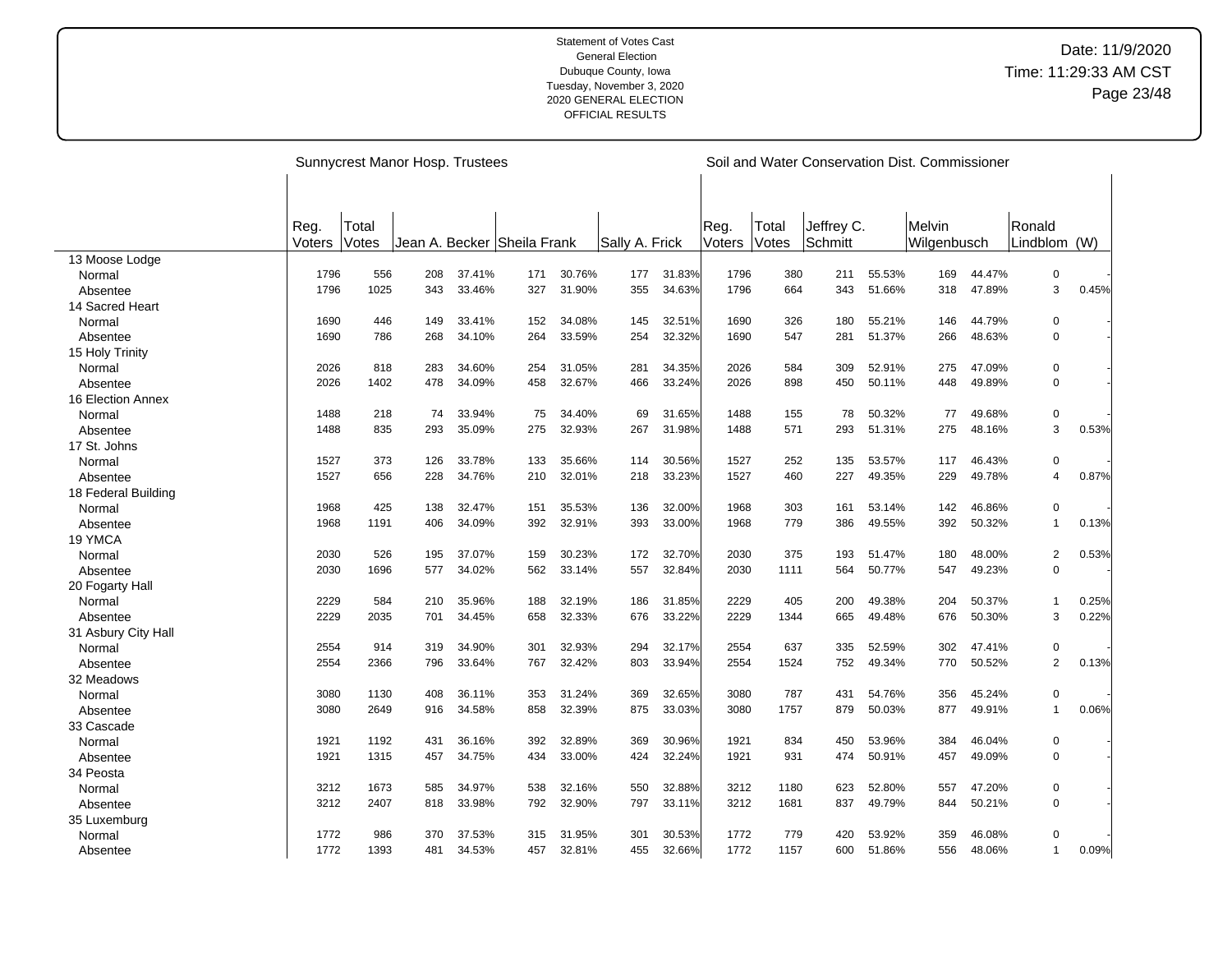Statement of Votes Cast
General Election
Dubuque County, Iowa
Tuesday, November 3, 2020
2020 GENERAL ELECTION
OFFICIAL RESULTS

Date: 11/9/2020
Time: 11:29:33 AM CST

| | Sunnycrest Manor Hosp. Trustees | | | | | | | | | Soil and Water Conservation Dist. Commissioner | | | | | | | | |
|---|---|---|---|---|---|---|---|---|---|---|---|---|---|---|---|---|---|---|
| | Reg. Voters | Total Votes | Jean A. Becker | | Sheila Frank | | Sally A. Frick | | | Reg. Voters | Total Votes | Jeffrey C. Schmitt | | Melvin Wilgenbusch | | Ronald Lindblom (W) | |
| **13 Moose Lodge** | | | | | | | | | | | | | | | | | |
| Normal | 1796 | 556 | 208 | 37.41% | 171 | 30.76% | 177 | 31.83% | | 1796 | 380 | 211 | 55.53% | 169 | 44.47% | 0 | - |
| Absentee | 1796 | 1025 | 343 | 33.46% | 327 | 31.90% | 355 | 34.63% | | 1796 | 664 | 343 | 51.66% | 318 | 47.89% | 3 | 0.45% |
| **14 Sacred Heart** | | | | | | | | | | | | | | | | | |
| Normal | 1690 | 446 | 149 | 33.41% | 152 | 34.08% | 145 | 32.51% | | 1690 | 326 | 180 | 55.21% | 146 | 44.79% | 0 | - |
| Absentee | 1690 | 786 | 268 | 34.10% | 264 | 33.59% | 254 | 32.32% | | 1690 | 547 | 281 | 51.37% | 266 | 48.63% | 0 | - |
| **15 Holy Trinity** | | | | | | | | | | | | | | | | | |
| Normal | 2026 | 818 | 283 | 34.60% | 254 | 31.05% | 281 | 34.35% | | 2026 | 584 | 309 | 52.91% | 275 | 47.09% | 0 | - |
| Absentee | 2026 | 1402 | 478 | 34.09% | 458 | 32.67% | 466 | 33.24% | | 2026 | 898 | 450 | 50.11% | 448 | 49.89% | 0 | - |
| **16 Election Annex** | | | | | | | | | | | | | | | | | |
| Normal | 1488 | 218 | 74 | 33.94% | 75 | 34.40% | 69 | 31.65% | | 1488 | 155 | 78 | 50.32% | 77 | 49.68% | 0 | - |
| Absentee | 1488 | 835 | 293 | 35.09% | 275 | 32.93% | 267 | 31.98% | | 1488 | 571 | 293 | 51.31% | 275 | 48.16% | 3 | 0.53% |
| **17 St. Johns** | | | | | | | | | | | | | | | | | |
| Normal | 1527 | 373 | 126 | 33.78% | 133 | 35.66% | 114 | 30.56% | | 1527 | 252 | 135 | 53.57% | 117 | 46.43% | 0 | - |
| Absentee | 1527 | 656 | 228 | 34.76% | 210 | 32.01% | 218 | 33.23% | | 1527 | 460 | 227 | 49.35% | 229 | 49.78% | 4 | 0.87% |
| **18 Federal Building** | | | | | | | | | | | | | | | | | |
| Normal | 1968 | 425 | 138 | 32.47% | 151 | 35.53% | 136 | 32.00% | | 1968 | 303 | 161 | 53.14% | 142 | 46.86% | 0 | - |
| Absentee | 1968 | 1191 | 406 | 34.09% | 392 | 32.91% | 393 | 33.00% | | 1968 | 779 | 386 | 49.55% | 392 | 50.32% | 1 | 0.13% |
| **19 YMCA** | | | | | | | | | | | | | | | | | |
| Normal | 2030 | 526 | 195 | 37.07% | 159 | 30.23% | 172 | 32.70% | | 2030 | 375 | 193 | 51.47% | 180 | 48.00% | 2 | 0.53% |
| Absentee | 2030 | 1696 | 577 | 34.02% | 562 | 33.14% | 557 | 32.84% | | 2030 | 1111 | 564 | 50.77% | 547 | 49.23% | 0 | - |
| **20 Fogarty Hall** | | | | | | | | | | | | | | | | | |
| Normal | 2229 | 584 | 210 | 35.96% | 188 | 32.19% | 186 | 31.85% | | 2229 | 405 | 200 | 49.38% | 204 | 50.37% | 1 | 0.25% |
| Absentee | 2229 | 2035 | 701 | 34.45% | 658 | 32.33% | 676 | 33.22% | | 2229 | 1344 | 665 | 49.48% | 676 | 50.30% | 3 | 0.22% |
| **31 Asbury City Hall** | | | | | | | | | | | | | | | | | |
| Normal | 2554 | 914 | 319 | 34.90% | 301 | 32.93% | 294 | 32.17% | | 2554 | 637 | 335 | 52.59% | 302 | 47.41% | 0 | - |
| Absentee | 2554 | 2366 | 796 | 33.64% | 767 | 32.42% | 803 | 33.94% | | 2554 | 1524 | 752 | 49.34% | 770 | 50.52% | 2 | 0.13% |
| **32 Meadows** | | | | | | | | | | | | | | | | | |
| Normal | 3080 | 1130 | 408 | 36.11% | 353 | 31.24% | 369 | 32.65% | | 3080 | 787 | 431 | 54.76% | 356 | 45.24% | 0 | - |
| Absentee | 3080 | 2649 | 916 | 34.58% | 858 | 32.39% | 875 | 33.03% | | 3080 | 1757 | 879 | 50.03% | 877 | 49.91% | 1 | 0.06% |
| **33 Cascade** | | | | | | | | | | | | | | | | | |
| Normal | 1921 | 1192 | 431 | 36.16% | 392 | 32.89% | 369 | 30.96% | | 1921 | 834 | 450 | 53.96% | 384 | 46.04% | 0 | - |
| Absentee | 1921 | 1315 | 457 | 34.75% | 434 | 33.00% | 424 | 32.24% | | 1921 | 931 | 474 | 50.91% | 457 | 49.09% | 0 | - |
| **34 Peosta** | | | | | | | | | | | | | | | | | |
| Normal | 3212 | 1673 | 585 | 34.97% | 538 | 32.16% | 550 | 32.88% | | 3212 | 1180 | 623 | 52.80% | 557 | 47.20% | 0 | - |
| Absentee | 3212 | 2407 | 818 | 33.98% | 792 | 32.90% | 797 | 33.11% | | 3212 | 1681 | 837 | 49.79% | 844 | 50.21% | 0 | - |
| **35 Luxemburg** | | | | | | | | | | | | | | | | | |
| Normal | 1772 | 986 | 370 | 37.53% | 315 | 31.95% | 301 | 30.53% | | 1772 | 779 | 420 | 53.92% | 359 | 46.08% | 0 | - |
| Absentee | 1772 | 1393 | 481 | 34.53% | 457 | 32.81% | 455 | 32.66% | | 1772 | 1157 | 600 | 51.86% | 556 | 48.06% | 1 | 0.09% |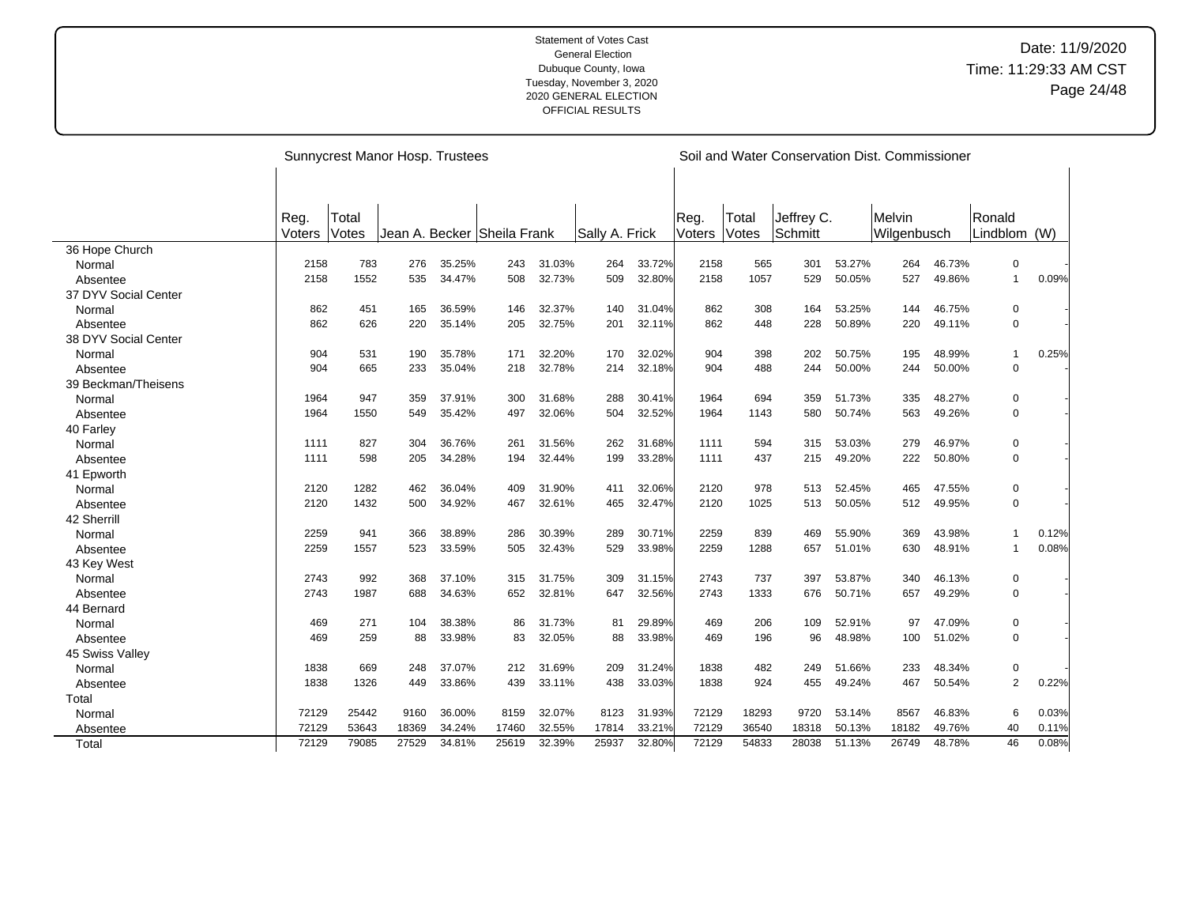Statement of Votes Cast
General Election
Dubuque County, Iowa
Tuesday, November 3, 2020
2020 GENERAL ELECTION
OFFICIAL RESULTS

Date: 11/9/2020
Time: 11:29:33 AM CST

| | Sunnycrest Manor Hosp. Trustees | | | | | | | | Soil and Water Conservation Dist. Commissioner | | | | | | | | |
|---|---|---|---|---|---|---|---|---|---|---|---|---|---|---|---|---|---|
| | Reg. Voters | Total Votes | Jean A. Becker | | Sheila Frank | | Sally A. Frick | | Reg. Voters | Total Votes | Jeffrey C. Schmitt | | Melvin Wilgenbusch | | Ronald Lindblom (W) | |
| 36 Hope Church | | | | | | | | | | | | | | | | |
| Normal | 2158 | 783 | 276 | 35.25% | 243 | 31.03% | 264 | 33.72% | 2158 | 565 | 301 | 53.27% | 264 | 46.73% | 0 | - |
| Absentee | 2158 | 1552 | 535 | 34.47% | 508 | 32.73% | 509 | 32.80% | 2158 | 1057 | 529 | 50.05% | 527 | 49.86% | 1 | 0.09% |
| 37 DYV Social Center | | | | | | | | | | | | | | | | |
| Normal | 862 | 451 | 165 | 36.59% | 146 | 32.37% | 140 | 31.04% | 862 | 308 | 164 | 53.25% | 144 | 46.75% | 0 | - |
| Absentee | 862 | 626 | 220 | 35.14% | 205 | 32.75% | 201 | 32.11% | 862 | 448 | 228 | 50.89% | 220 | 49.11% | 0 | - |
| 38 DYV Social Center | | | | | | | | | | | | | | | | |
| Normal | 904 | 531 | 190 | 35.78% | 171 | 32.20% | 170 | 32.02% | 904 | 398 | 202 | 50.75% | 195 | 48.99% | 1 | 0.25% |
| Absentee | 904 | 665 | 233 | 35.04% | 218 | 32.78% | 214 | 32.18% | 904 | 488 | 244 | 50.00% | 244 | 50.00% | 0 | - |
| 39 Beckman/Theisens | | | | | | | | | | | | | | | | |
| Normal | 1964 | 947 | 359 | 37.91% | 300 | 31.68% | 288 | 30.41% | 1964 | 694 | 359 | 51.73% | 335 | 48.27% | 0 | - |
| Absentee | 1964 | 1550 | 549 | 35.42% | 497 | 32.06% | 504 | 32.52% | 1964 | 1143 | 580 | 50.74% | 563 | 49.26% | 0 | - |
| 40 Farley | | | | | | | | | | | | | | | | |
| Normal | 1111 | 827 | 304 | 36.76% | 261 | 31.56% | 262 | 31.68% | 1111 | 594 | 315 | 53.03% | 279 | 46.97% | 0 | - |
| Absentee | 1111 | 598 | 205 | 34.28% | 194 | 32.44% | 199 | 33.28% | 1111 | 437 | 215 | 49.20% | 222 | 50.80% | 0 | - |
| 41 Epworth | | | | | | | | | | | | | | | | |
| Normal | 2120 | 1282 | 462 | 36.04% | 409 | 31.90% | 411 | 32.06% | 2120 | 978 | 513 | 52.45% | 465 | 47.55% | 0 | - |
| Absentee | 2120 | 1432 | 500 | 34.92% | 467 | 32.61% | 465 | 32.47% | 2120 | 1025 | 513 | 50.05% | 512 | 49.95% | 0 | - |
| 42 Sherrill | | | | | | | | | | | | | | | | |
| Normal | 2259 | 941 | 366 | 38.89% | 286 | 30.39% | 289 | 30.71% | 2259 | 839 | 469 | 55.90% | 369 | 43.98% | 1 | 0.12% |
| Absentee | 2259 | 1557 | 523 | 33.59% | 505 | 32.43% | 529 | 33.98% | 2259 | 1288 | 657 | 51.01% | 630 | 48.91% | 1 | 0.08% |
| 43 Key West | | | | | | | | | | | | | | | | |
| Normal | 2743 | 992 | 368 | 37.10% | 315 | 31.75% | 309 | 31.15% | 2743 | 737 | 397 | 53.87% | 340 | 46.13% | 0 | - |
| Absentee | 2743 | 1987 | 688 | 34.63% | 652 | 32.81% | 647 | 32.56% | 2743 | 1333 | 676 | 50.71% | 657 | 49.29% | 0 | - |
| 44 Bernard | | | | | | | | | | | | | | | | |
| Normal | 469 | 271 | 104 | 38.38% | 86 | 31.73% | 81 | 29.89% | 469 | 206 | 109 | 52.91% | 97 | 47.09% | 0 | - |
| Absentee | 469 | 259 | 88 | 33.98% | 83 | 32.05% | 88 | 33.98% | 469 | 196 | 96 | 48.98% | 100 | 51.02% | 0 | - |
| 45 Swiss Valley | | | | | | | | | | | | | | | | |
| Normal | 1838 | 669 | 248 | 37.07% | 212 | 31.69% | 209 | 31.24% | 1838 | 482 | 249 | 51.66% | 233 | 48.34% | 0 | - |
| Absentee | 1838 | 1326 | 449 | 33.86% | 439 | 33.11% | 438 | 33.03% | 1838 | 924 | 455 | 49.24% | 467 | 50.54% | 2 | 0.22% |
| Total | | | | | | | | | | | | | | | | |
| Normal | 72129 | 25442 | 9160 | 36.00% | 8159 | 32.07% | 8123 | 31.93% | 72129 | 18293 | 9720 | 53.14% | 8567 | 46.83% | 6 | 0.03% |
| Absentee | 72129 | 53643 | 18369 | 34.24% | 17460 | 32.55% | 17814 | 33.21% | 72129 | 36540 | 18318 | 50.13% | 18182 | 49.76% | 40 | 0.11% |
| Total | 72129 | 79085 | 27529 | 34.81% | 25619 | 32.39% | 25937 | 32.80% | 72129 | 54833 | 28038 | 51.13% | 26749 | 48.78% | 46 | 0.08% |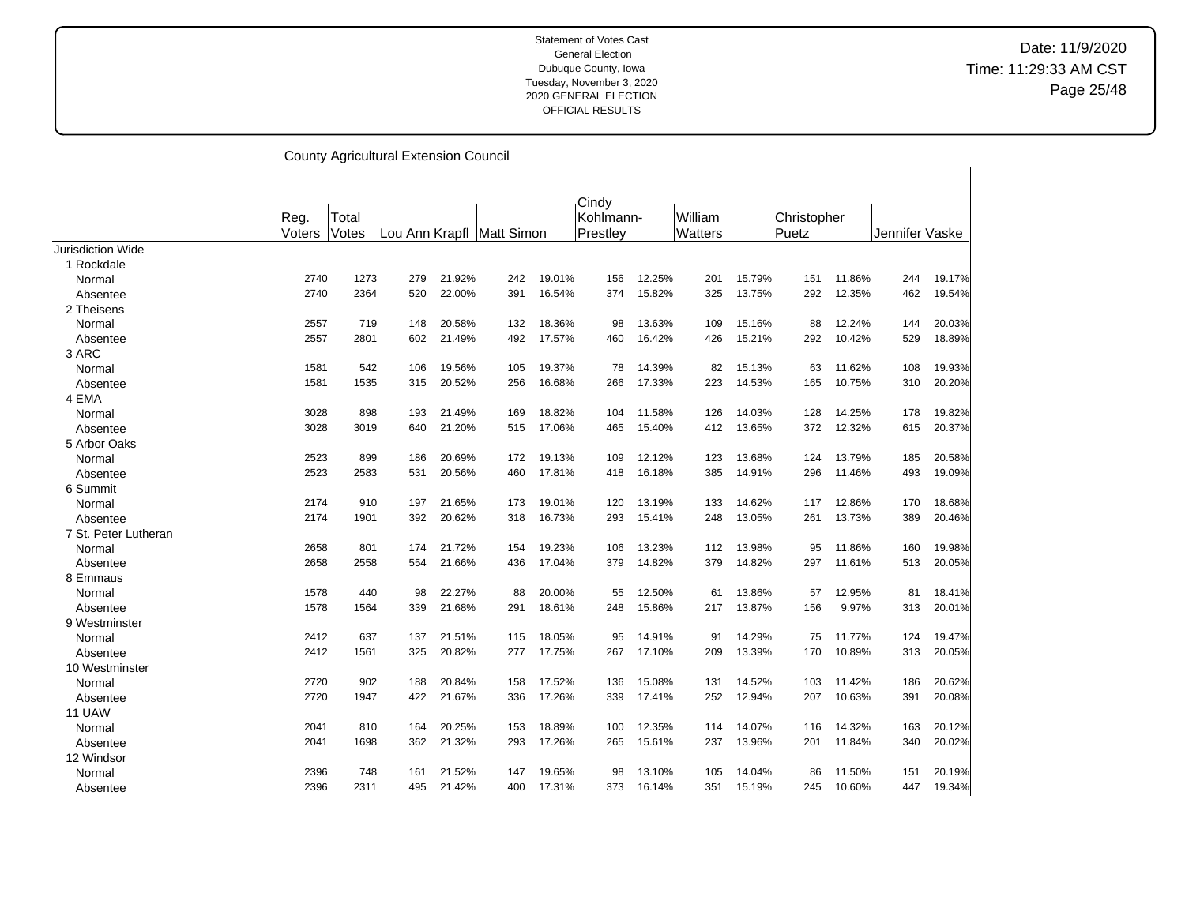Statement of Votes Cast
General Election
Dubuque County, Iowa
Tuesday, November 3, 2020
2020 GENERAL ELECTION
OFFICIAL RESULTS

Date: 11/9/2020
Time: 11:29:33 AM CST

## County Agricultural Extension Council

| | Reg. Voters | Total Votes | Lou Ann Krapfl | | Matt Simon | | Cindy Kohlmann-Prestley | | William Watters | | Christopher Puetz | | Jennifer Vaske | |
|---|---|---|---|---|---|---|---|---|---|---|---|---|---|---|
| Jurisdiction Wide | | | | | | | | | | | | | | |
| 1 Rockdale | | | | | | | | | | | | | | |
| Normal | 2740 | 1273 | 279 | 21.92% | 242 | 19.01% | 156 | 12.25% | 201 | 15.79% | 151 | 11.86% | 244 | 19.17% |
| Absentee | 2740 | 2364 | 520 | 22.00% | 391 | 16.54% | 374 | 15.82% | 325 | 13.75% | 292 | 12.35% | 462 | 19.54% |
| 2 Theisens | | | | | | | | | | | | | | |
| Normal | 2557 | 719 | 148 | 20.58% | 132 | 18.36% | 98 | 13.63% | 109 | 15.16% | 88 | 12.24% | 144 | 20.03% |
| Absentee | 2557 | 2801 | 602 | 21.49% | 492 | 17.57% | 460 | 16.42% | 426 | 15.21% | 292 | 10.42% | 529 | 18.89% |
| 3 ARC | | | | | | | | | | | | | | |
| Normal | 1581 | 542 | 106 | 19.56% | 105 | 19.37% | 78 | 14.39% | 82 | 15.13% | 63 | 11.62% | 108 | 19.93% |
| Absentee | 1581 | 1535 | 315 | 20.52% | 256 | 16.68% | 266 | 17.33% | 223 | 14.53% | 165 | 10.75% | 310 | 20.20% |
| 4 EMA | | | | | | | | | | | | | | |
| Normal | 3028 | 898 | 193 | 21.49% | 169 | 18.82% | 104 | 11.58% | 126 | 14.03% | 128 | 14.25% | 178 | 19.82% |
| Absentee | 3028 | 3019 | 640 | 21.20% | 515 | 17.06% | 465 | 15.40% | 412 | 13.65% | 372 | 12.32% | 615 | 20.37% |
| 5 Arbor Oaks | | | | | | | | | | | | | | |
| Normal | 2523 | 899 | 186 | 20.69% | 172 | 19.13% | 109 | 12.12% | 123 | 13.68% | 124 | 13.79% | 185 | 20.58% |
| Absentee | 2523 | 2583 | 531 | 20.56% | 460 | 17.81% | 418 | 16.18% | 385 | 14.91% | 296 | 11.46% | 493 | 19.09% |
| 6 Summit | | | | | | | | | | | | | | |
| Normal | 2174 | 910 | 197 | 21.65% | 173 | 19.01% | 120 | 13.19% | 133 | 14.62% | 117 | 12.86% | 170 | 18.68% |
| Absentee | 2174 | 1901 | 392 | 20.62% | 318 | 16.73% | 293 | 15.41% | 248 | 13.05% | 261 | 13.73% | 389 | 20.46% |
| 7 St. Peter Lutheran | | | | | | | | | | | | | | |
| Normal | 2658 | 801 | 174 | 21.72% | 154 | 19.23% | 106 | 13.23% | 112 | 13.98% | 95 | 11.86% | 160 | 19.98% |
| Absentee | 2658 | 2558 | 554 | 21.66% | 436 | 17.04% | 379 | 14.82% | 379 | 14.82% | 297 | 11.61% | 513 | 20.05% |
| 8 Emmaus | | | | | | | | | | | | | | |
| Normal | 1578 | 440 | 98 | 22.27% | 88 | 20.00% | 55 | 12.50% | 61 | 13.86% | 57 | 12.95% | 81 | 18.41% |
| Absentee | 1578 | 1564 | 339 | 21.68% | 291 | 18.61% | 248 | 15.86% | 217 | 13.87% | 156 | 9.97% | 313 | 20.01% |
| 9 Westminster | | | | | | | | | | | | | | |
| Normal | 2412 | 637 | 137 | 21.51% | 115 | 18.05% | 95 | 14.91% | 91 | 14.29% | 75 | 11.77% | 124 | 19.47% |
| Absentee | 2412 | 1561 | 325 | 20.82% | 277 | 17.75% | 267 | 17.10% | 209 | 13.39% | 170 | 10.89% | 313 | 20.05% |
| 10 Westminster | | | | | | | | | | | | | | |
| Normal | 2720 | 902 | 188 | 20.84% | 158 | 17.52% | 136 | 15.08% | 131 | 14.52% | 103 | 11.42% | 186 | 20.62% |
| Absentee | 2720 | 1947 | 422 | 21.67% | 336 | 17.26% | 339 | 17.41% | 252 | 12.94% | 207 | 10.63% | 391 | 20.08% |
| 11 UAW | | | | | | | | | | | | | | |
| Normal | 2041 | 810 | 164 | 20.25% | 153 | 18.89% | 100 | 12.35% | 114 | 14.07% | 116 | 14.32% | 163 | 20.12% |
| Absentee | 2041 | 1698 | 362 | 21.32% | 293 | 17.26% | 265 | 15.61% | 237 | 13.96% | 201 | 11.84% | 340 | 20.02% |
| 12 Windsor | | | | | | | | | | | | | | |
| Normal | 2396 | 748 | 161 | 21.52% | 147 | 19.65% | 98 | 13.10% | 105 | 14.04% | 86 | 11.50% | 151 | 20.19% |
| Absentee | 2396 | 2311 | 495 | 21.42% | 400 | 17.31% | 373 | 16.14% | 351 | 15.19% | 245 | 10.60% | 447 | 19.34% |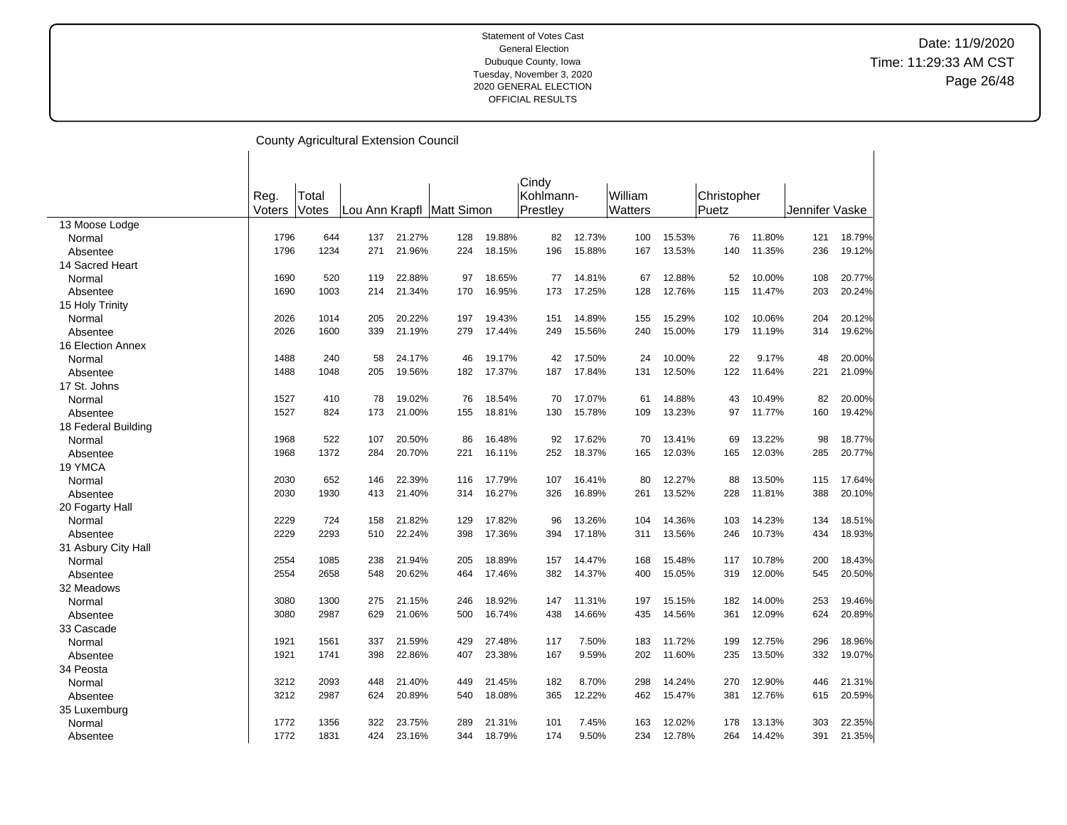Statement of Votes Cast
General Election
Dubuque County, Iowa
Tuesday, November 3, 2020
2020 GENERAL ELECTION
OFFICIAL RESULTS

Date: 11/9/2020
Time: 11:29:33 AM CST

## County Agricultural Extension Council

| | Reg. Voters | Total Votes | Lou Ann Krapfl | | Matt Simon | | Cindy Kohlmann-Prestley | | William Watters | | Christopher Puetz | | Jennifer Vaske | |
|---|---|---|---|---|---|---|---|---|---|---|---|---|---|---|
| **13 Moose Lodge** | | | | | | | | | | | | | | |
| Normal | 1796 | 644 | 137 | 21.27% | 128 | 19.88% | 82 | 12.73% | 100 | 15.53% | 76 | 11.80% | 121 | 18.79% |
| Absentee | 1796 | 1234 | 271 | 21.96% | 224 | 18.15% | 196 | 15.88% | 167 | 13.53% | 140 | 11.35% | 236 | 19.12% |
| **14 Sacred Heart** | | | | | | | | | | | | | | |
| Normal | 1690 | 520 | 119 | 22.88% | 97 | 18.65% | 77 | 14.81% | 67 | 12.88% | 52 | 10.00% | 108 | 20.77% |
| Absentee | 1690 | 1003 | 214 | 21.34% | 170 | 16.95% | 173 | 17.25% | 128 | 12.76% | 115 | 11.47% | 203 | 20.24% |
| **15 Holy Trinity** | | | | | | | | | | | | | | |
| Normal | 2026 | 1014 | 205 | 20.22% | 197 | 19.43% | 151 | 14.89% | 155 | 15.29% | 102 | 10.06% | 204 | 20.12% |
| Absentee | 2026 | 1600 | 339 | 21.19% | 279 | 17.44% | 249 | 15.56% | 240 | 15.00% | 179 | 11.19% | 314 | 19.62% |
| **16 Election Annex** | | | | | | | | | | | | | | |
| Normal | 1488 | 240 | 58 | 24.17% | 46 | 19.17% | 42 | 17.50% | 24 | 10.00% | 22 | 9.17% | 48 | 20.00% |
| Absentee | 1488 | 1048 | 205 | 19.56% | 182 | 17.37% | 187 | 17.84% | 131 | 12.50% | 122 | 11.64% | 221 | 21.09% |
| **17 St. Johns** | | | | | | | | | | | | | | |
| Normal | 1527 | 410 | 78 | 19.02% | 76 | 18.54% | 70 | 17.07% | 61 | 14.88% | 43 | 10.49% | 82 | 20.00% |
| Absentee | 1527 | 824 | 173 | 21.00% | 155 | 18.81% | 130 | 15.78% | 109 | 13.23% | 97 | 11.77% | 160 | 19.42% |
| **18 Federal Building** | | | | | | | | | | | | | | |
| Normal | 1968 | 522 | 107 | 20.50% | 86 | 16.48% | 92 | 17.62% | 70 | 13.41% | 69 | 13.22% | 98 | 18.77% |
| Absentee | 1968 | 1372 | 284 | 20.70% | 221 | 16.11% | 252 | 18.37% | 165 | 12.03% | 165 | 12.03% | 285 | 20.77% |
| **19 YMCA** | | | | | | | | | | | | | | |
| Normal | 2030 | 652 | 146 | 22.39% | 116 | 17.79% | 107 | 16.41% | 80 | 12.27% | 88 | 13.50% | 115 | 17.64% |
| Absentee | 2030 | 1930 | 413 | 21.40% | 314 | 16.27% | 326 | 16.89% | 261 | 13.52% | 228 | 11.81% | 388 | 20.10% |
| **20 Fogarty Hall** | | | | | | | | | | | | | | |
| Normal | 2229 | 724 | 158 | 21.82% | 129 | 17.82% | 96 | 13.26% | 104 | 14.36% | 103 | 14.23% | 134 | 18.51% |
| Absentee | 2229 | 2293 | 510 | 22.24% | 398 | 17.36% | 394 | 17.18% | 311 | 13.56% | 246 | 10.73% | 434 | 18.93% |
| **31 Asbury City Hall** | | | | | | | | | | | | | | |
| Normal | 2554 | 1085 | 238 | 21.94% | 205 | 18.89% | 157 | 14.47% | 168 | 15.48% | 117 | 10.78% | 200 | 18.43% |
| Absentee | 2554 | 2658 | 548 | 20.62% | 464 | 17.46% | 382 | 14.37% | 400 | 15.05% | 319 | 12.00% | 545 | 20.50% |
| **32 Meadows** | | | | | | | | | | | | | | |
| Normal | 3080 | 1300 | 275 | 21.15% | 246 | 18.92% | 147 | 11.31% | 197 | 15.15% | 182 | 14.00% | 253 | 19.46% |
| Absentee | 3080 | 2987 | 629 | 21.06% | 500 | 16.74% | 438 | 14.66% | 435 | 14.56% | 361 | 12.09% | 624 | 20.89% |
| **33 Cascade** | | | | | | | | | | | | | | |
| Normal | 1921 | 1561 | 337 | 21.59% | 429 | 27.48% | 117 | 7.50% | 183 | 11.72% | 199 | 12.75% | 296 | 18.96% |
| Absentee | 1921 | 1741 | 398 | 22.86% | 407 | 23.38% | 167 | 9.59% | 202 | 11.60% | 235 | 13.50% | 332 | 19.07% |
| **34 Peosta** | | | | | | | | | | | | | | |
| Normal | 3212 | 2093 | 448 | 21.40% | 449 | 21.45% | 182 | 8.70% | 298 | 14.24% | 270 | 12.90% | 446 | 21.31% |
| Absentee | 3212 | 2987 | 624 | 20.89% | 540 | 18.08% | 365 | 12.22% | 462 | 15.47% | 381 | 12.76% | 615 | 20.59% |
| **35 Luxemburg** | | | | | | | | | | | | | | |
| Normal | 1772 | 1356 | 322 | 23.75% | 289 | 21.31% | 101 | 7.45% | 163 | 12.02% | 178 | 13.13% | 303 | 22.35% |
| Absentee | 1772 | 1831 | 424 | 23.16% | 344 | 18.79% | 174 | 9.50% | 234 | 12.78% | 264 | 14.42% | 391 | 21.35% |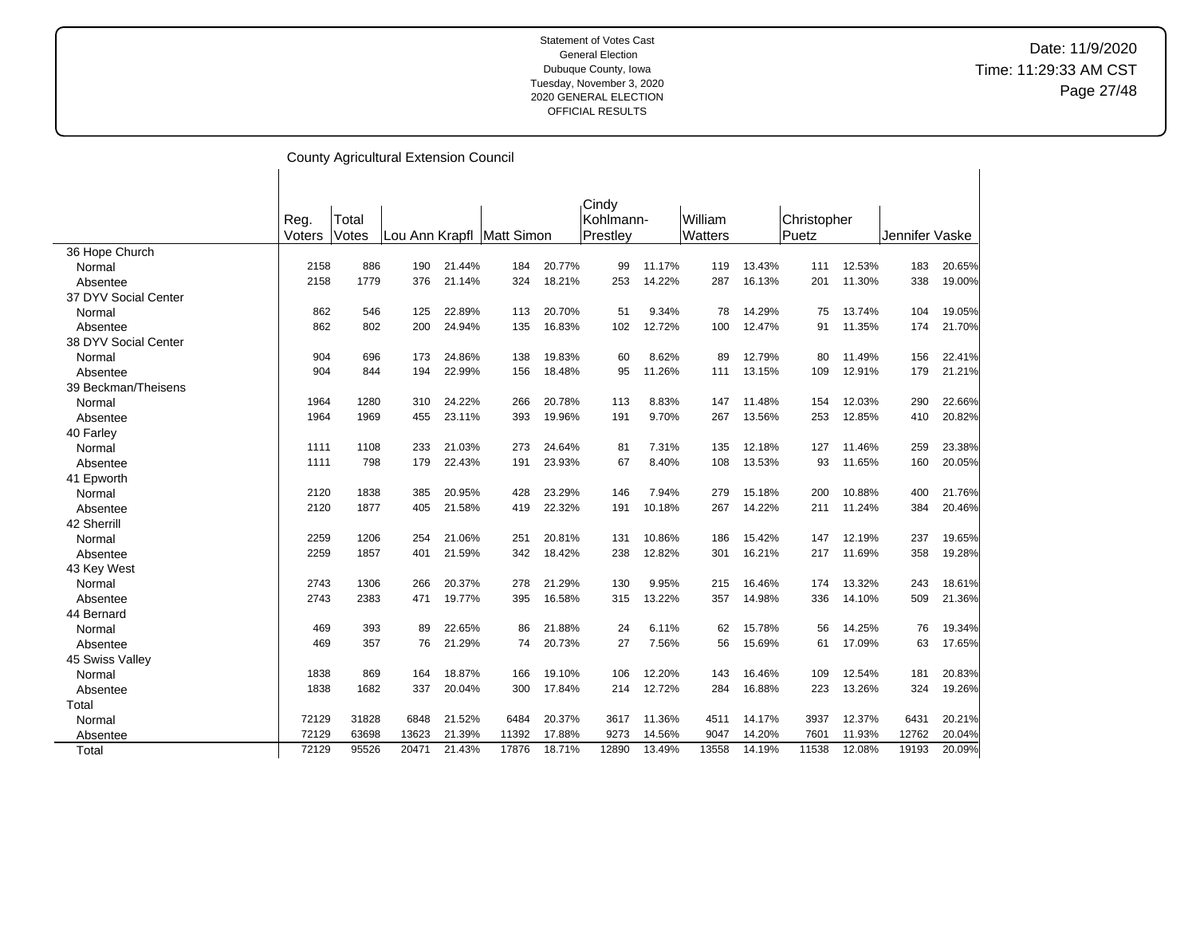Statement of Votes Cast
General Election
Dubuque County, Iowa
Tuesday, November 3, 2020
2020 GENERAL ELECTION
OFFICIAL RESULTS

Date: 11/9/2020
Time: 11:29:33 AM CST

## County Agricultural Extension Council

| | Reg. Voters | Total Votes | Lou Ann Krapfl | | Matt Simon | | Cindy Kohlmann-Prestley | | William Watters | | Christopher Puetz | | Jennifer Vaske | |
|---|---|---|---|---|---|---|---|---|---|---|---|---|---|---|
| 36 Hope Church | | | | | | | | | | | | | | |
| Normal | 2158 | 886 | 190 | 21.44% | 184 | 20.77% | 99 | 11.17% | 119 | 13.43% | 111 | 12.53% | 183 | 20.65% |
| Absentee | 2158 | 1779 | 376 | 21.14% | 324 | 18.21% | 253 | 14.22% | 287 | 16.13% | 201 | 11.30% | 338 | 19.00% |
| 37 DYV Social Center | | | | | | | | | | | | | | |
| Normal | 862 | 546 | 125 | 22.89% | 113 | 20.70% | 51 | 9.34% | 78 | 14.29% | 75 | 13.74% | 104 | 19.05% |
| Absentee | 862 | 802 | 200 | 24.94% | 135 | 16.83% | 102 | 12.72% | 100 | 12.47% | 91 | 11.35% | 174 | 21.70% |
| 38 DYV Social Center | | | | | | | | | | | | | | |
| Normal | 904 | 696 | 173 | 24.86% | 138 | 19.83% | 60 | 8.62% | 89 | 12.79% | 80 | 11.49% | 156 | 22.41% |
| Absentee | 904 | 844 | 194 | 22.99% | 156 | 18.48% | 95 | 11.26% | 111 | 13.15% | 109 | 12.91% | 179 | 21.21% |
| 39 Beckman/Theisens | | | | | | | | | | | | | | |
| Normal | 1964 | 1280 | 310 | 24.22% | 266 | 20.78% | 113 | 8.83% | 147 | 11.48% | 154 | 12.03% | 290 | 22.66% |
| Absentee | 1964 | 1969 | 455 | 23.11% | 393 | 19.96% | 191 | 9.70% | 267 | 13.56% | 253 | 12.85% | 410 | 20.82% |
| 40 Farley | | | | | | | | | | | | | | |
| Normal | 1111 | 1108 | 233 | 21.03% | 273 | 24.64% | 81 | 7.31% | 135 | 12.18% | 127 | 11.46% | 259 | 23.38% |
| Absentee | 1111 | 798 | 179 | 22.43% | 191 | 23.93% | 67 | 8.40% | 108 | 13.53% | 93 | 11.65% | 160 | 20.05% |
| 41 Epworth | | | | | | | | | | | | | | |
| Normal | 2120 | 1838 | 385 | 20.95% | 428 | 23.29% | 146 | 7.94% | 279 | 15.18% | 200 | 10.88% | 400 | 21.76% |
| Absentee | 2120 | 1877 | 405 | 21.58% | 419 | 22.32% | 191 | 10.18% | 267 | 14.22% | 211 | 11.24% | 384 | 20.46% |
| 42 Sherrill | | | | | | | | | | | | | | |
| Normal | 2259 | 1206 | 254 | 21.06% | 251 | 20.81% | 131 | 10.86% | 186 | 15.42% | 147 | 12.19% | 237 | 19.65% |
| Absentee | 2259 | 1857 | 401 | 21.59% | 342 | 18.42% | 238 | 12.82% | 301 | 16.21% | 217 | 11.69% | 358 | 19.28% |
| 43 Key West | | | | | | | | | | | | | | |
| Normal | 2743 | 1306 | 266 | 20.37% | 278 | 21.29% | 130 | 9.95% | 215 | 16.46% | 174 | 13.32% | 243 | 18.61% |
| Absentee | 2743 | 2383 | 471 | 19.77% | 395 | 16.58% | 315 | 13.22% | 357 | 14.98% | 336 | 14.10% | 509 | 21.36% |
| 44 Bernard | | | | | | | | | | | | | | |
| Normal | 469 | 393 | 89 | 22.65% | 86 | 21.88% | 24 | 6.11% | 62 | 15.78% | 56 | 14.25% | 76 | 19.34% |
| Absentee | 469 | 357 | 76 | 21.29% | 74 | 20.73% | 27 | 7.56% | 56 | 15.69% | 61 | 17.09% | 63 | 17.65% |
| 45 Swiss Valley | | | | | | | | | | | | | | |
| Normal | 1838 | 869 | 164 | 18.87% | 166 | 19.10% | 106 | 12.20% | 143 | 16.46% | 109 | 12.54% | 181 | 20.83% |
| Absentee | 1838 | 1682 | 337 | 20.04% | 300 | 17.84% | 214 | 12.72% | 284 | 16.88% | 223 | 13.26% | 324 | 19.26% |
| Total | | | | | | | | | | | | | | |
| Normal | 72129 | 31828 | 6848 | 21.52% | 6484 | 20.37% | 3617 | 11.36% | 4511 | 14.17% | 3937 | 12.37% | 6431 | 20.21% |
| Absentee | 72129 | 63698 | 13623 | 21.39% | 11392 | 17.88% | 9273 | 14.56% | 9047 | 14.20% | 7601 | 11.93% | 12762 | 20.04% |
| Total | 72129 | 95526 | 20471 | 21.43% | 17876 | 18.71% | 12890 | 13.49% | 13558 | 14.19% | 11538 | 12.08% | 19193 | 20.09% |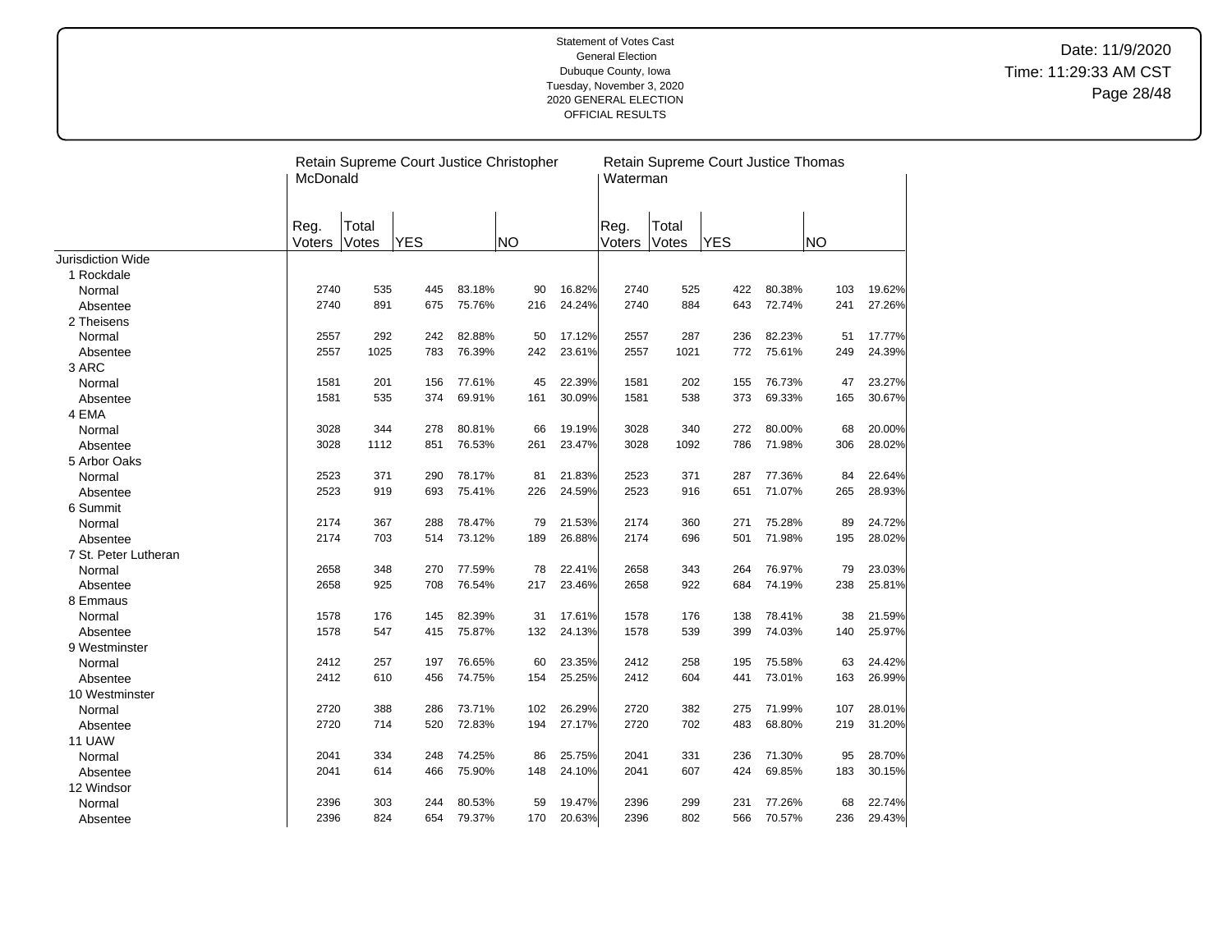Statement of Votes Cast
General Election
Dubuque County, Iowa
Tuesday, November 3, 2020
2020 GENERAL ELECTION
OFFICIAL RESULTS

Date: 11/9/2020
Time: 11:29:33 AM CST

| | Retain Supreme Court Justice Christopher McDonald | | | | | | Retain Supreme Court Justice Thomas Waterman | | | | | |
|---|---|---|---|---|---|---|---|---|---|---|---|---|
| | Reg. Voters | Total Votes | YES | | NO | | Reg. Voters | Total Votes | YES | | NO | |
| Jurisdiction Wide | | | | | | | | | | | | |
| 1 Rockdale | | | | | | | | | | | | |
| Normal | 2740 | 535 | 445 | 83.18% | 90 | 16.82% | 2740 | 525 | 422 | 80.38% | 103 | 19.62% |
| Absentee | 2740 | 891 | 675 | 75.76% | 216 | 24.24% | 2740 | 884 | 643 | 72.74% | 241 | 27.26% |
| 2 Theisens | | | | | | | | | | | | |
| Normal | 2557 | 292 | 242 | 82.88% | 50 | 17.12% | 2557 | 287 | 236 | 82.23% | 51 | 17.77% |
| Absentee | 2557 | 1025 | 783 | 76.39% | 242 | 23.61% | 2557 | 1021 | 772 | 75.61% | 249 | 24.39% |
| 3 ARC | | | | | | | | | | | | |
| Normal | 1581 | 201 | 156 | 77.61% | 45 | 22.39% | 1581 | 202 | 155 | 76.73% | 47 | 23.27% |
| Absentee | 1581 | 535 | 374 | 69.91% | 161 | 30.09% | 1581 | 538 | 373 | 69.33% | 165 | 30.67% |
| 4 EMA | | | | | | | | | | | | |
| Normal | 3028 | 344 | 278 | 80.81% | 66 | 19.19% | 3028 | 340 | 272 | 80.00% | 68 | 20.00% |
| Absentee | 3028 | 1112 | 851 | 76.53% | 261 | 23.47% | 3028 | 1092 | 786 | 71.98% | 306 | 28.02% |
| 5 Arbor Oaks | | | | | | | | | | | | |
| Normal | 2523 | 371 | 290 | 78.17% | 81 | 21.83% | 2523 | 371 | 287 | 77.36% | 84 | 22.64% |
| Absentee | 2523 | 919 | 693 | 75.41% | 226 | 24.59% | 2523 | 916 | 651 | 71.07% | 265 | 28.93% |
| 6 Summit | | | | | | | | | | | | |
| Normal | 2174 | 367 | 288 | 78.47% | 79 | 21.53% | 2174 | 360 | 271 | 75.28% | 89 | 24.72% |
| Absentee | 2174 | 703 | 514 | 73.12% | 189 | 26.88% | 2174 | 696 | 501 | 71.98% | 195 | 28.02% |
| 7 St. Peter Lutheran | | | | | | | | | | | | |
| Normal | 2658 | 348 | 270 | 77.59% | 78 | 22.41% | 2658 | 343 | 264 | 76.97% | 79 | 23.03% |
| Absentee | 2658 | 925 | 708 | 76.54% | 217 | 23.46% | 2658 | 922 | 684 | 74.19% | 238 | 25.81% |
| 8 Emmaus | | | | | | | | | | | | |
| Normal | 1578 | 176 | 145 | 82.39% | 31 | 17.61% | 1578 | 176 | 138 | 78.41% | 38 | 21.59% |
| Absentee | 1578 | 547 | 415 | 75.87% | 132 | 24.13% | 1578 | 539 | 399 | 74.03% | 140 | 25.97% |
| 9 Westminster | | | | | | | | | | | | |
| Normal | 2412 | 257 | 197 | 76.65% | 60 | 23.35% | 2412 | 258 | 195 | 75.58% | 63 | 24.42% |
| Absentee | 2412 | 610 | 456 | 74.75% | 154 | 25.25% | 2412 | 604 | 441 | 73.01% | 163 | 26.99% |
| 10 Westminster | | | | | | | | | | | | |
| Normal | 2720 | 388 | 286 | 73.71% | 102 | 26.29% | 2720 | 382 | 275 | 71.99% | 107 | 28.01% |
| Absentee | 2720 | 714 | 520 | 72.83% | 194 | 27.17% | 2720 | 702 | 483 | 68.80% | 219 | 31.20% |
| 11 UAW | | | | | | | | | | | | |
| Normal | 2041 | 334 | 248 | 74.25% | 86 | 25.75% | 2041 | 331 | 236 | 71.30% | 95 | 28.70% |
| Absentee | 2041 | 614 | 466 | 75.90% | 148 | 24.10% | 2041 | 607 | 424 | 69.85% | 183 | 30.15% |
| 12 Windsor | | | | | | | | | | | | |
| Normal | 2396 | 303 | 244 | 80.53% | 59 | 19.47% | 2396 | 299 | 231 | 77.26% | 68 | 22.74% |
| Absentee | 2396 | 824 | 654 | 79.37% | 170 | 20.63% | 2396 | 802 | 566 | 70.57% | 236 | 29.43% |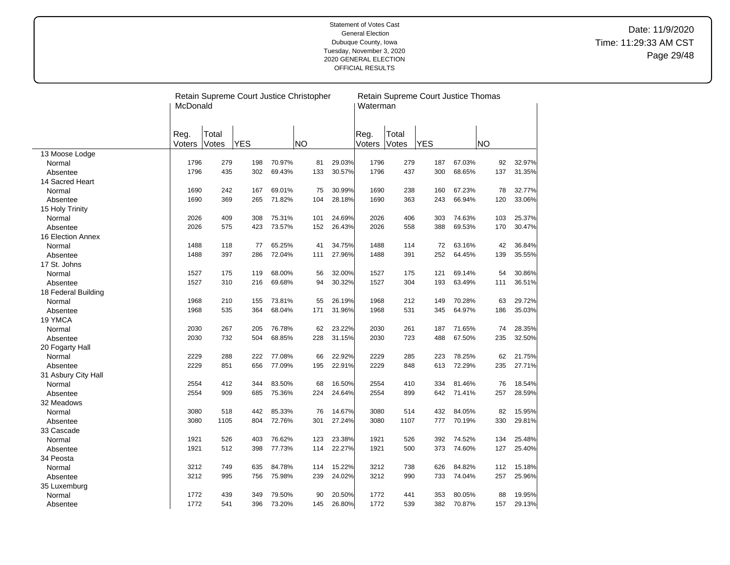Statement of Votes Cast
General Election
Dubuque County, Iowa
Tuesday, November 3, 2020
2020 GENERAL ELECTION
OFFICIAL RESULTS

Date: 11/9/2020
Time: 11:29:33 AM CST

| | Retain Supreme Court Justice Christopher McDonald | | | | | | Retain Supreme Court Justice Thomas Waterman | | | | | |
|---|---|---|---|---|---|---|---|---|---|---|---|---|
| | Reg. Voters | Total Votes | YES | | NO | | Reg. Voters | Total Votes | YES | | NO | |
| 13 Moose Lodge | | | | | | | | | | | | |
| Normal | 1796 | 279 | 198 | 70.97% | 81 | 29.03% | 1796 | 279 | 187 | 67.03% | 92 | 32.97% |
| Absentee | 1796 | 435 | 302 | 69.43% | 133 | 30.57% | 1796 | 437 | 300 | 68.65% | 137 | 31.35% |
| 14 Sacred Heart | | | | | | | | | | | | |
| Normal | 1690 | 242 | 167 | 69.01% | 75 | 30.99% | 1690 | 238 | 160 | 67.23% | 78 | 32.77% |
| Absentee | 1690 | 369 | 265 | 71.82% | 104 | 28.18% | 1690 | 363 | 243 | 66.94% | 120 | 33.06% |
| 15 Holy Trinity | | | | | | | | | | | | |
| Normal | 2026 | 409 | 308 | 75.31% | 101 | 24.69% | 2026 | 406 | 303 | 74.63% | 103 | 25.37% |
| Absentee | 2026 | 575 | 423 | 73.57% | 152 | 26.43% | 2026 | 558 | 388 | 69.53% | 170 | 30.47% |
| 16 Election Annex | | | | | | | | | | | | |
| Normal | 1488 | 118 | 77 | 65.25% | 41 | 34.75% | 1488 | 114 | 72 | 63.16% | 42 | 36.84% |
| Absentee | 1488 | 397 | 286 | 72.04% | 111 | 27.96% | 1488 | 391 | 252 | 64.45% | 139 | 35.55% |
| 17 St. Johns | | | | | | | | | | | | |
| Normal | 1527 | 175 | 119 | 68.00% | 56 | 32.00% | 1527 | 175 | 121 | 69.14% | 54 | 30.86% |
| Absentee | 1527 | 310 | 216 | 69.68% | 94 | 30.32% | 1527 | 304 | 193 | 63.49% | 111 | 36.51% |
| 18 Federal Building | | | | | | | | | | | | |
| Normal | 1968 | 210 | 155 | 73.81% | 55 | 26.19% | 1968 | 212 | 149 | 70.28% | 63 | 29.72% |
| Absentee | 1968 | 535 | 364 | 68.04% | 171 | 31.96% | 1968 | 531 | 345 | 64.97% | 186 | 35.03% |
| 19 YMCA | | | | | | | | | | | | |
| Normal | 2030 | 267 | 205 | 76.78% | 62 | 23.22% | 2030 | 261 | 187 | 71.65% | 74 | 28.35% |
| Absentee | 2030 | 732 | 504 | 68.85% | 228 | 31.15% | 2030 | 723 | 488 | 67.50% | 235 | 32.50% |
| 20 Fogarty Hall | | | | | | | | | | | | |
| Normal | 2229 | 288 | 222 | 77.08% | 66 | 22.92% | 2229 | 285 | 223 | 78.25% | 62 | 21.75% |
| Absentee | 2229 | 851 | 656 | 77.09% | 195 | 22.91% | 2229 | 848 | 613 | 72.29% | 235 | 27.71% |
| 31 Asbury City Hall | | | | | | | | | | | | |
| Normal | 2554 | 412 | 344 | 83.50% | 68 | 16.50% | 2554 | 410 | 334 | 81.46% | 76 | 18.54% |
| Absentee | 2554 | 909 | 685 | 75.36% | 224 | 24.64% | 2554 | 899 | 642 | 71.41% | 257 | 28.59% |
| 32 Meadows | | | | | | | | | | | | |
| Normal | 3080 | 518 | 442 | 85.33% | 76 | 14.67% | 3080 | 514 | 432 | 84.05% | 82 | 15.95% |
| Absentee | 3080 | 1105 | 804 | 72.76% | 301 | 27.24% | 3080 | 1107 | 777 | 70.19% | 330 | 29.81% |
| 33 Cascade | | | | | | | | | | | | |
| Normal | 1921 | 526 | 403 | 76.62% | 123 | 23.38% | 1921 | 526 | 392 | 74.52% | 134 | 25.48% |
| Absentee | 1921 | 512 | 398 | 77.73% | 114 | 22.27% | 1921 | 500 | 373 | 74.60% | 127 | 25.40% |
| 34 Peosta | | | | | | | | | | | | |
| Normal | 3212 | 749 | 635 | 84.78% | 114 | 15.22% | 3212 | 738 | 626 | 84.82% | 112 | 15.18% |
| Absentee | 3212 | 995 | 756 | 75.98% | 239 | 24.02% | 3212 | 990 | 733 | 74.04% | 257 | 25.96% |
| 35 Luxemburg | | | | | | | | | | | | |
| Normal | 1772 | 439 | 349 | 79.50% | 90 | 20.50% | 1772 | 441 | 353 | 80.05% | 88 | 19.95% |
| Absentee | 1772 | 541 | 396 | 73.20% | 145 | 26.80% | 1772 | 539 | 382 | 70.87% | 157 | 29.13% |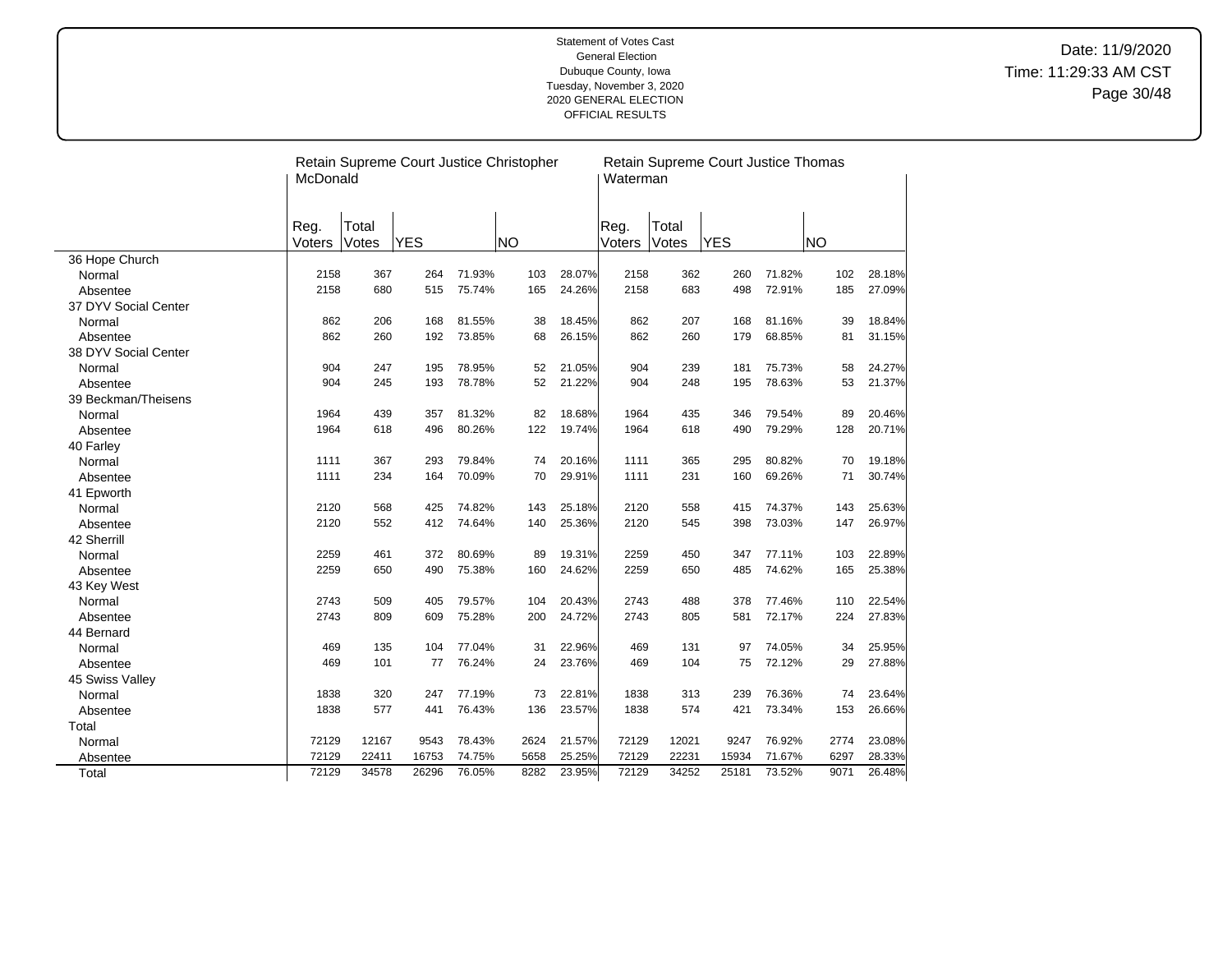Statement of Votes Cast
General Election
Dubuque County, Iowa
Tuesday, November 3, 2020
2020 GENERAL ELECTION
OFFICIAL RESULTS

Date: 11/9/2020
Time: 11:29:33 AM CST

| | Retain Supreme Court Justice Christopher McDonald | | | | | | Retain Supreme Court Justice Thomas Waterman | | | | | |
|---|---|---|---|---|---|---|---|---|---|---|---|---|
| | Reg. Voters | Total Votes | YES | | NO | | Reg. Voters | Total Votes | YES | | NO | |
| 36 Hope Church | | | | | | | | | | | | |
| Normal | 2158 | 367 | 264 | 71.93% | 103 | 28.07% | 2158 | 362 | 260 | 71.82% | 102 | 28.18% |
| Absentee | 2158 | 680 | 515 | 75.74% | 165 | 24.26% | 2158 | 683 | 498 | 72.91% | 185 | 27.09% |
| 37 DYV Social Center | | | | | | | | | | | | |
| Normal | 862 | 206 | 168 | 81.55% | 38 | 18.45% | 862 | 207 | 168 | 81.16% | 39 | 18.84% |
| Absentee | 862 | 260 | 192 | 73.85% | 68 | 26.15% | 862 | 260 | 179 | 68.85% | 81 | 31.15% |
| 38 DYV Social Center | | | | | | | | | | | | |
| Normal | 904 | 247 | 195 | 78.95% | 52 | 21.05% | 904 | 239 | 181 | 75.73% | 58 | 24.27% |
| Absentee | 904 | 245 | 193 | 78.78% | 52 | 21.22% | 904 | 248 | 195 | 78.63% | 53 | 21.37% |
| 39 Beckman/Theisens | | | | | | | | | | | | |
| Normal | 1964 | 439 | 357 | 81.32% | 82 | 18.68% | 1964 | 435 | 346 | 79.54% | 89 | 20.46% |
| Absentee | 1964 | 618 | 496 | 80.26% | 122 | 19.74% | 1964 | 618 | 490 | 79.29% | 128 | 20.71% |
| 40 Farley | | | | | | | | | | | | |
| Normal | 1111 | 367 | 293 | 79.84% | 74 | 20.16% | 1111 | 365 | 295 | 80.82% | 70 | 19.18% |
| Absentee | 1111 | 234 | 164 | 70.09% | 70 | 29.91% | 1111 | 231 | 160 | 69.26% | 71 | 30.74% |
| 41 Epworth | | | | | | | | | | | | |
| Normal | 2120 | 568 | 425 | 74.82% | 143 | 25.18% | 2120 | 558 | 415 | 74.37% | 143 | 25.63% |
| Absentee | 2120 | 552 | 412 | 74.64% | 140 | 25.36% | 2120 | 545 | 398 | 73.03% | 147 | 26.97% |
| 42 Sherrill | | | | | | | | | | | | |
| Normal | 2259 | 461 | 372 | 80.69% | 89 | 19.31% | 2259 | 450 | 347 | 77.11% | 103 | 22.89% |
| Absentee | 2259 | 650 | 490 | 75.38% | 160 | 24.62% | 2259 | 650 | 485 | 74.62% | 165 | 25.38% |
| 43 Key West | | | | | | | | | | | | |
| Normal | 2743 | 509 | 405 | 79.57% | 104 | 20.43% | 2743 | 488 | 378 | 77.46% | 110 | 22.54% |
| Absentee | 2743 | 809 | 609 | 75.28% | 200 | 24.72% | 2743 | 805 | 581 | 72.17% | 224 | 27.83% |
| 44 Bernard | | | | | | | | | | | | |
| Normal | 469 | 135 | 104 | 77.04% | 31 | 22.96% | 469 | 131 | 97 | 74.05% | 34 | 25.95% |
| Absentee | 469 | 101 | 77 | 76.24% | 24 | 23.76% | 469 | 104 | 75 | 72.12% | 29 | 27.88% |
| 45 Swiss Valley | | | | | | | | | | | | |
| Normal | 1838 | 320 | 247 | 77.19% | 73 | 22.81% | 1838 | 313 | 239 | 76.36% | 74 | 23.64% |
| Absentee | 1838 | 577 | 441 | 76.43% | 136 | 23.57% | 1838 | 574 | 421 | 73.34% | 153 | 26.66% |
| Total | | | | | | | | | | | | |
| Normal | 72129 | 12167 | 9543 | 78.43% | 2624 | 21.57% | 72129 | 12021 | 9247 | 76.92% | 2774 | 23.08% |
| Absentee | 72129 | 22411 | 16753 | 74.75% | 5658 | 25.25% | 72129 | 22231 | 15934 | 71.67% | 6297 | 28.33% |
| Total | 72129 | 34578 | 26296 | 76.05% | 8282 | 23.95% | 72129 | 34252 | 25181 | 73.52% | 9071 | 26.48% |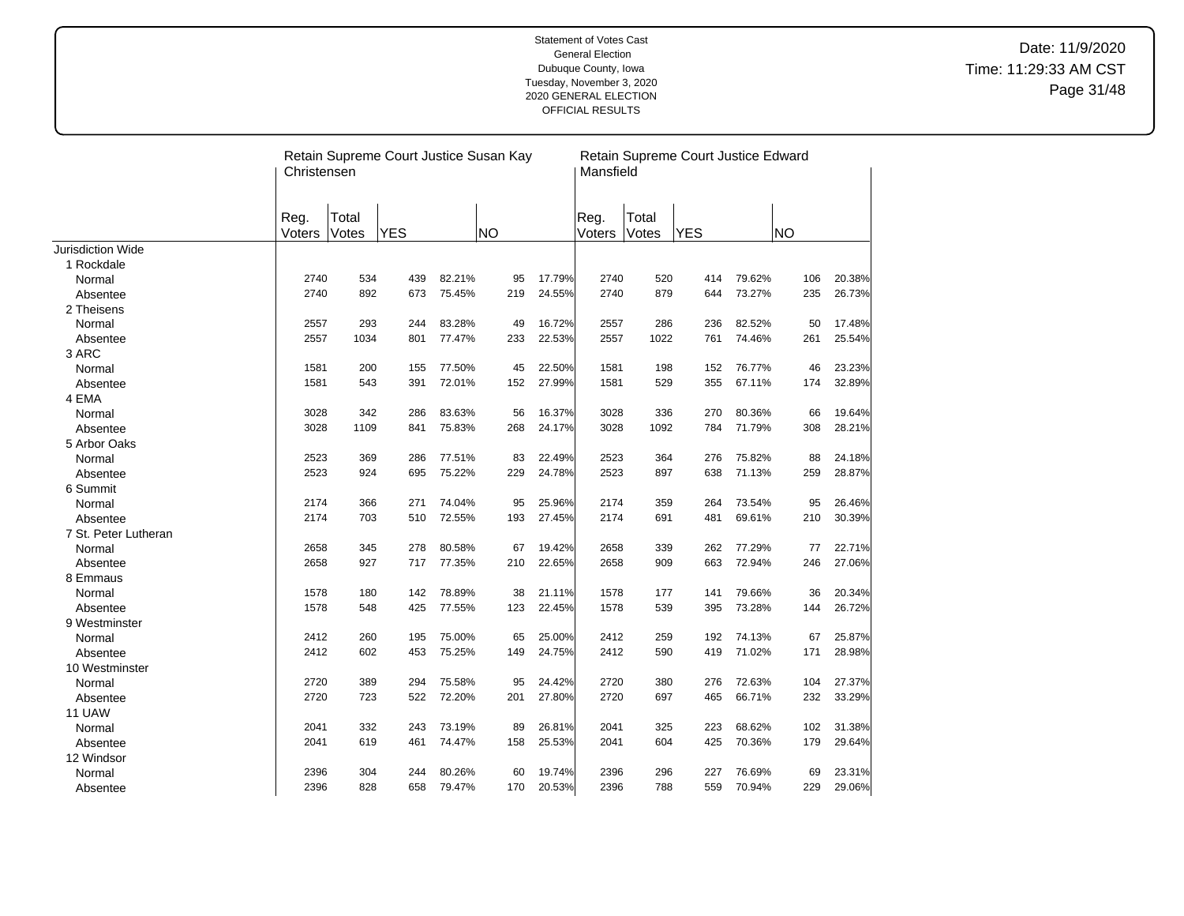Statement of Votes Cast
General Election
Dubuque County, Iowa
Tuesday, November 3, 2020
2020 GENERAL ELECTION
OFFICIAL RESULTS

Date: 11/9/2020
Time: 11:29:33 AM CST

| | Retain Supreme Court Justice Susan Kay Christensen | | | | | | Retain Supreme Court Justice Edward Mansfield | | | | | |
|---|---|---|---|---|---|---|---|---|---|---|---|---|
| | Reg. Voters | Total Votes | YES | | NO | | Reg. Voters | Total Votes | YES | | NO | |
| Jurisdiction Wide | | | | | | | | | | | | |
| 1 Rockdale | | | | | | | | | | | | |
| Normal | 2740 | 534 | 439 | 82.21% | 95 | 17.79% | 2740 | 520 | 414 | 79.62% | 106 | 20.38% |
| Absentee | 2740 | 892 | 673 | 75.45% | 219 | 24.55% | 2740 | 879 | 644 | 73.27% | 235 | 26.73% |
| 2 Theisens | | | | | | | | | | | | |
| Normal | 2557 | 293 | 244 | 83.28% | 49 | 16.72% | 2557 | 286 | 236 | 82.52% | 50 | 17.48% |
| Absentee | 2557 | 1034 | 801 | 77.47% | 233 | 22.53% | 2557 | 1022 | 761 | 74.46% | 261 | 25.54% |
| 3 ARC | | | | | | | | | | | | |
| Normal | 1581 | 200 | 155 | 77.50% | 45 | 22.50% | 1581 | 198 | 152 | 76.77% | 46 | 23.23% |
| Absentee | 1581 | 543 | 391 | 72.01% | 152 | 27.99% | 1581 | 529 | 355 | 67.11% | 174 | 32.89% |
| 4 EMA | | | | | | | | | | | | |
| Normal | 3028 | 342 | 286 | 83.63% | 56 | 16.37% | 3028 | 336 | 270 | 80.36% | 66 | 19.64% |
| Absentee | 3028 | 1109 | 841 | 75.83% | 268 | 24.17% | 3028 | 1092 | 784 | 71.79% | 308 | 28.21% |
| 5 Arbor Oaks | | | | | | | | | | | | |
| Normal | 2523 | 369 | 286 | 77.51% | 83 | 22.49% | 2523 | 364 | 276 | 75.82% | 88 | 24.18% |
| Absentee | 2523 | 924 | 695 | 75.22% | 229 | 24.78% | 2523 | 897 | 638 | 71.13% | 259 | 28.87% |
| 6 Summit | | | | | | | | | | | | |
| Normal | 2174 | 366 | 271 | 74.04% | 95 | 25.96% | 2174 | 359 | 264 | 73.54% | 95 | 26.46% |
| Absentee | 2174 | 703 | 510 | 72.55% | 193 | 27.45% | 2174 | 691 | 481 | 69.61% | 210 | 30.39% |
| 7 St. Peter Lutheran | | | | | | | | | | | | |
| Normal | 2658 | 345 | 278 | 80.58% | 67 | 19.42% | 2658 | 339 | 262 | 77.29% | 77 | 22.71% |
| Absentee | 2658 | 927 | 717 | 77.35% | 210 | 22.65% | 2658 | 909 | 663 | 72.94% | 246 | 27.06% |
| 8 Emmaus | | | | | | | | | | | | |
| Normal | 1578 | 180 | 142 | 78.89% | 38 | 21.11% | 1578 | 177 | 141 | 79.66% | 36 | 20.34% |
| Absentee | 1578 | 548 | 425 | 77.55% | 123 | 22.45% | 1578 | 539 | 395 | 73.28% | 144 | 26.72% |
| 9 Westminster | | | | | | | | | | | | |
| Normal | 2412 | 260 | 195 | 75.00% | 65 | 25.00% | 2412 | 259 | 192 | 74.13% | 67 | 25.87% |
| Absentee | 2412 | 602 | 453 | 75.25% | 149 | 24.75% | 2412 | 590 | 419 | 71.02% | 171 | 28.98% |
| 10 Westminster | | | | | | | | | | | | |
| Normal | 2720 | 389 | 294 | 75.58% | 95 | 24.42% | 2720 | 380 | 276 | 72.63% | 104 | 27.37% |
| Absentee | 2720 | 723 | 522 | 72.20% | 201 | 27.80% | 2720 | 697 | 465 | 66.71% | 232 | 33.29% |
| 11 UAW | | | | | | | | | | | | |
| Normal | 2041 | 332 | 243 | 73.19% | 89 | 26.81% | 2041 | 325 | 223 | 68.62% | 102 | 31.38% |
| Absentee | 2041 | 619 | 461 | 74.47% | 158 | 25.53% | 2041 | 604 | 425 | 70.36% | 179 | 29.64% |
| 12 Windsor | | | | | | | | | | | | |
| Normal | 2396 | 304 | 244 | 80.26% | 60 | 19.74% | 2396 | 296 | 227 | 76.69% | 69 | 23.31% |
| Absentee | 2396 | 828 | 658 | 79.47% | 170 | 20.53% | 2396 | 788 | 559 | 70.94% | 229 | 29.06% |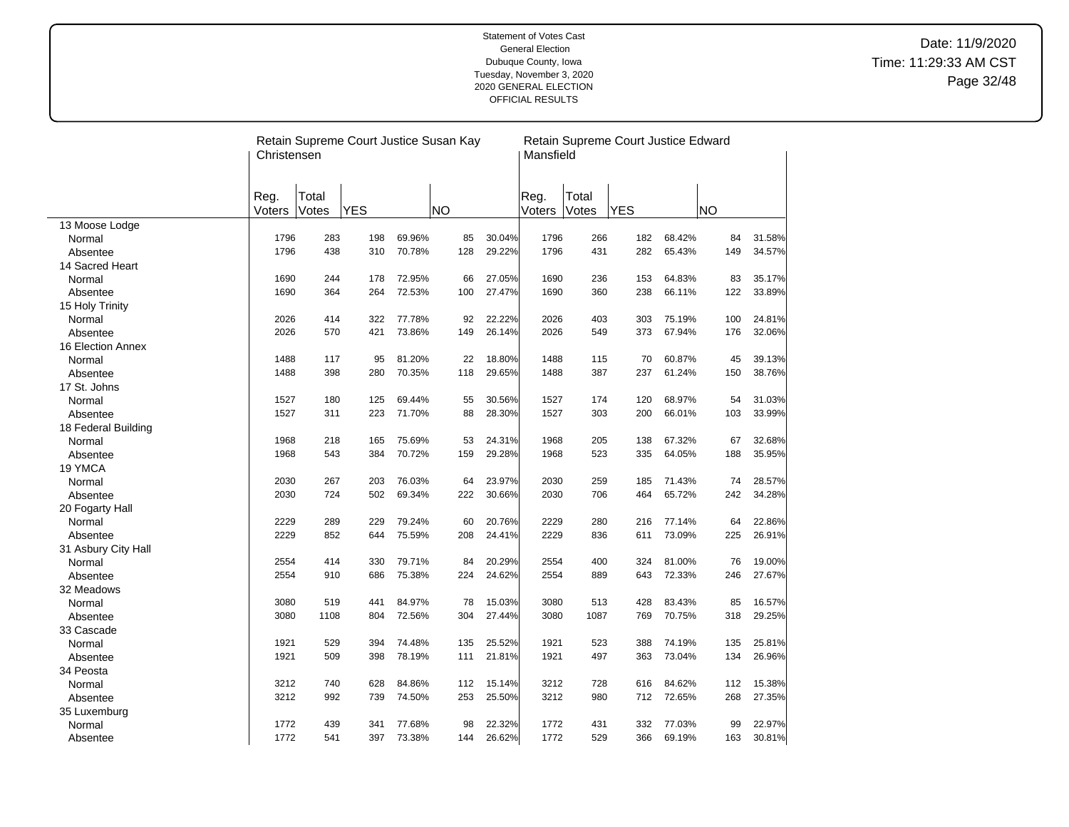Statement of Votes Cast
General Election
Dubuque County, Iowa
Tuesday, November 3, 2020
2020 GENERAL ELECTION
OFFICIAL RESULTS

Date: 11/9/2020
Time: 11:29:33 AM CST

| | Retain Supreme Court Justice Susan Kay Christensen | | | | | | Retain Supreme Court Justice Edward Mansfield | | | | | |
|---|---|---|---|---|---|---|---|---|---|---|---|---|
| | Reg. Voters | Total Votes | YES | | NO | | Reg. Voters | Total Votes | YES | | NO | |
| 13 Moose Lodge | | | | | | | | | | | | |
| Normal | 1796 | 283 | 198 | 69.96% | 85 | 30.04% | 1796 | 266 | 182 | 68.42% | 84 | 31.58% |
| Absentee | 1796 | 438 | 310 | 70.78% | 128 | 29.22% | 1796 | 431 | 282 | 65.43% | 149 | 34.57% |
| 14 Sacred Heart | | | | | | | | | | | | |
| Normal | 1690 | 244 | 178 | 72.95% | 66 | 27.05% | 1690 | 236 | 153 | 64.83% | 83 | 35.17% |
| Absentee | 1690 | 364 | 264 | 72.53% | 100 | 27.47% | 1690 | 360 | 238 | 66.11% | 122 | 33.89% |
| 15 Holy Trinity | | | | | | | | | | | | |
| Normal | 2026 | 414 | 322 | 77.78% | 92 | 22.22% | 2026 | 403 | 303 | 75.19% | 100 | 24.81% |
| Absentee | 2026 | 570 | 421 | 73.86% | 149 | 26.14% | 2026 | 549 | 373 | 67.94% | 176 | 32.06% |
| 16 Election Annex | | | | | | | | | | | | |
| Normal | 1488 | 117 | 95 | 81.20% | 22 | 18.80% | 1488 | 115 | 70 | 60.87% | 45 | 39.13% |
| Absentee | 1488 | 398 | 280 | 70.35% | 118 | 29.65% | 1488 | 387 | 237 | 61.24% | 150 | 38.76% |
| 17 St. Johns | | | | | | | | | | | | |
| Normal | 1527 | 180 | 125 | 69.44% | 55 | 30.56% | 1527 | 174 | 120 | 68.97% | 54 | 31.03% |
| Absentee | 1527 | 311 | 223 | 71.70% | 88 | 28.30% | 1527 | 303 | 200 | 66.01% | 103 | 33.99% |
| 18 Federal Building | | | | | | | | | | | | |
| Normal | 1968 | 218 | 165 | 75.69% | 53 | 24.31% | 1968 | 205 | 138 | 67.32% | 67 | 32.68% |
| Absentee | 1968 | 543 | 384 | 70.72% | 159 | 29.28% | 1968 | 523 | 335 | 64.05% | 188 | 35.95% |
| 19 YMCA | | | | | | | | | | | | |
| Normal | 2030 | 267 | 203 | 76.03% | 64 | 23.97% | 2030 | 259 | 185 | 71.43% | 74 | 28.57% |
| Absentee | 2030 | 724 | 502 | 69.34% | 222 | 30.66% | 2030 | 706 | 464 | 65.72% | 242 | 34.28% |
| 20 Fogarty Hall | | | | | | | | | | | | |
| Normal | 2229 | 289 | 229 | 79.24% | 60 | 20.76% | 2229 | 280 | 216 | 77.14% | 64 | 22.86% |
| Absentee | 2229 | 852 | 644 | 75.59% | 208 | 24.41% | 2229 | 836 | 611 | 73.09% | 225 | 26.91% |
| 31 Asbury City Hall | | | | | | | | | | | | |
| Normal | 2554 | 414 | 330 | 79.71% | 84 | 20.29% | 2554 | 400 | 324 | 81.00% | 76 | 19.00% |
| Absentee | 2554 | 910 | 686 | 75.38% | 224 | 24.62% | 2554 | 889 | 643 | 72.33% | 246 | 27.67% |
| 32 Meadows | | | | | | | | | | | | |
| Normal | 3080 | 519 | 441 | 84.97% | 78 | 15.03% | 3080 | 513 | 428 | 83.43% | 85 | 16.57% |
| Absentee | 3080 | 1108 | 804 | 72.56% | 304 | 27.44% | 3080 | 1087 | 769 | 70.75% | 318 | 29.25% |
| 33 Cascade | | | | | | | | | | | | |
| Normal | 1921 | 529 | 394 | 74.48% | 135 | 25.52% | 1921 | 523 | 388 | 74.19% | 135 | 25.81% |
| Absentee | 1921 | 509 | 398 | 78.19% | 111 | 21.81% | 1921 | 497 | 363 | 73.04% | 134 | 26.96% |
| 34 Peosta | | | | | | | | | | | | |
| Normal | 3212 | 740 | 628 | 84.86% | 112 | 15.14% | 3212 | 728 | 616 | 84.62% | 112 | 15.38% |
| Absentee | 3212 | 992 | 739 | 74.50% | 253 | 25.50% | 3212 | 980 | 712 | 72.65% | 268 | 27.35% |
| 35 Luxemburg | | | | | | | | | | | | |
| Normal | 1772 | 439 | 341 | 77.68% | 98 | 22.32% | 1772 | 431 | 332 | 77.03% | 99 | 22.97% |
| Absentee | 1772 | 541 | 397 | 73.38% | 144 | 26.62% | 1772 | 529 | 366 | 69.19% | 163 | 30.81% |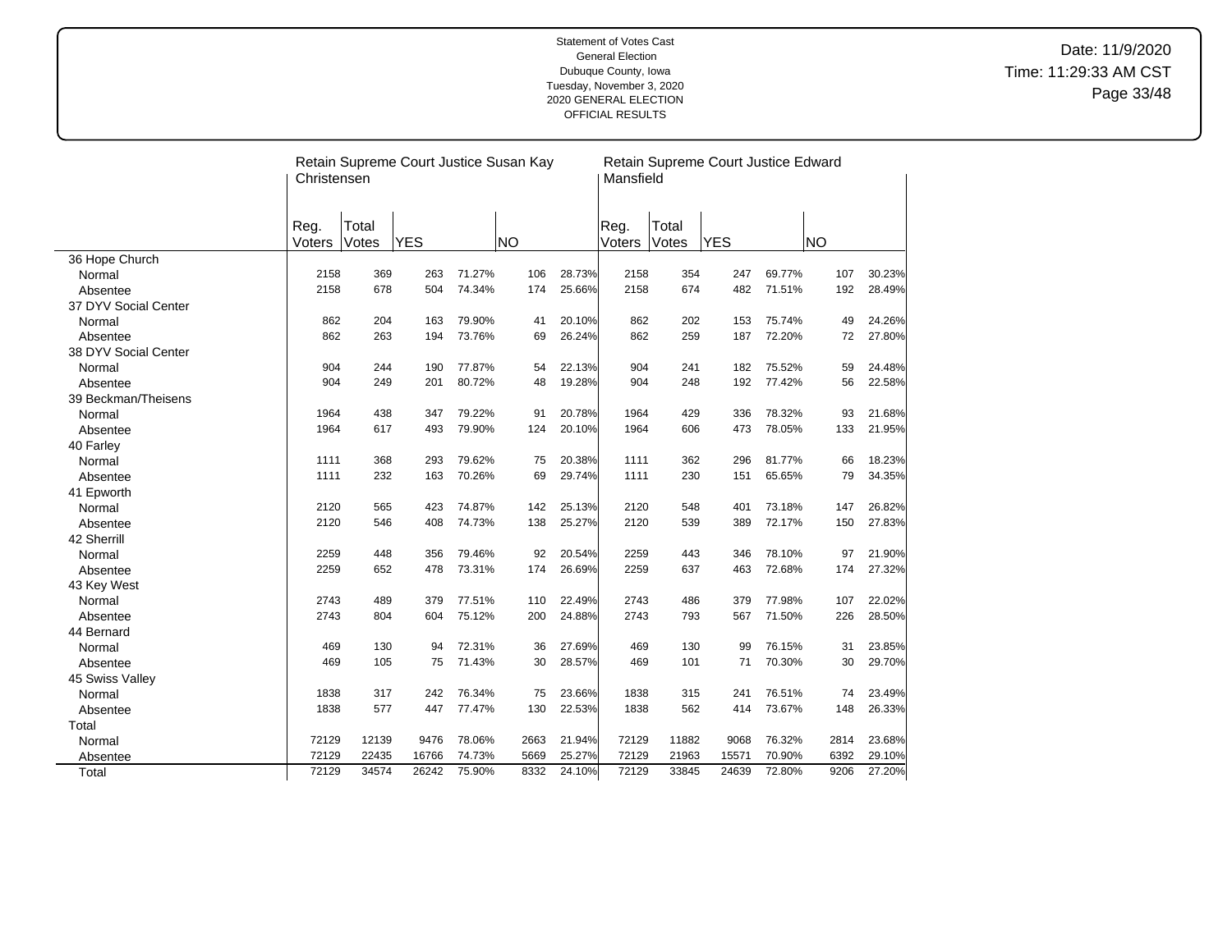| | Retain Supreme Court Justice Susan Kay Christensen | | | | | | Retain Supreme Court Justice Edward Mansfield | | | | | |
|---|---|---|---|---|---|---|---|---|---|---|---|---|
| | Reg. Voters | Total Votes | YES | | NO | | Reg. Voters | Total Votes | YES | | NO | |
| 36 Hope Church | | | | | | | | | | | | |
| Normal | 2158 | 369 | 263 | 71.27% | 106 | 28.73% | 2158 | 354 | 247 | 69.77% | 107 | 30.23% |
| Absentee | 2158 | 678 | 504 | 74.34% | 174 | 25.66% | 2158 | 674 | 482 | 71.51% | 192 | 28.49% |
| 37 DYV Social Center | | | | | | | | | | | | |
| Normal | 862 | 204 | 163 | 79.90% | 41 | 20.10% | 862 | 202 | 153 | 75.74% | 49 | 24.26% |
| Absentee | 862 | 263 | 194 | 73.76% | 69 | 26.24% | 862 | 259 | 187 | 72.20% | 72 | 27.80% |
| 38 DYV Social Center | | | | | | | | | | | | |
| Normal | 904 | 244 | 190 | 77.87% | 54 | 22.13% | 904 | 241 | 182 | 75.52% | 59 | 24.48% |
| Absentee | 904 | 249 | 201 | 80.72% | 48 | 19.28% | 904 | 248 | 192 | 77.42% | 56 | 22.58% |
| 39 Beckman/Theisens | | | | | | | | | | | | |
| Normal | 1964 | 438 | 347 | 79.22% | 91 | 20.78% | 1964 | 429 | 336 | 78.32% | 93 | 21.68% |
| Absentee | 1964 | 617 | 493 | 79.90% | 124 | 20.10% | 1964 | 606 | 473 | 78.05% | 133 | 21.95% |
| 40 Farley | | | | | | | | | | | | |
| Normal | 1111 | 368 | 293 | 79.62% | 75 | 20.38% | 1111 | 362 | 296 | 81.77% | 66 | 18.23% |
| Absentee | 1111 | 232 | 163 | 70.26% | 69 | 29.74% | 1111 | 230 | 151 | 65.65% | 79 | 34.35% |
| 41 Epworth | | | | | | | | | | | | |
| Normal | 2120 | 565 | 423 | 74.87% | 142 | 25.13% | 2120 | 548 | 401 | 73.18% | 147 | 26.82% |
| Absentee | 2120 | 546 | 408 | 74.73% | 138 | 25.27% | 2120 | 539 | 389 | 72.17% | 150 | 27.83% |
| 42 Sherrill | | | | | | | | | | | | |
| Normal | 2259 | 448 | 356 | 79.46% | 92 | 20.54% | 2259 | 443 | 346 | 78.10% | 97 | 21.90% |
| Absentee | 2259 | 652 | 478 | 73.31% | 174 | 26.69% | 2259 | 637 | 463 | 72.68% | 174 | 27.32% |
| 43 Key West | | | | | | | | | | | | |
| Normal | 2743 | 489 | 379 | 77.51% | 110 | 22.49% | 2743 | 486 | 379 | 77.98% | 107 | 22.02% |
| Absentee | 2743 | 804 | 604 | 75.12% | 200 | 24.88% | 2743 | 793 | 567 | 71.50% | 226 | 28.50% |
| 44 Bernard | | | | | | | | | | | | |
| Normal | 469 | 130 | 94 | 72.31% | 36 | 27.69% | 469 | 130 | 99 | 76.15% | 31 | 23.85% |
| Absentee | 469 | 105 | 75 | 71.43% | 30 | 28.57% | 469 | 101 | 71 | 70.30% | 30 | 29.70% |
| 45 Swiss Valley | | | | | | | | | | | | |
| Normal | 1838 | 317 | 242 | 76.34% | 75 | 23.66% | 1838 | 315 | 241 | 76.51% | 74 | 23.49% |
| Absentee | 1838 | 577 | 447 | 77.47% | 130 | 22.53% | 1838 | 562 | 414 | 73.67% | 148 | 26.33% |
| Total | | | | | | | | | | | | |
| Normal | 72129 | 12139 | 9476 | 78.06% | 2663 | 21.94% | 72129 | 11882 | 9068 | 76.32% | 2814 | 23.68% |
| Absentee | 72129 | 22435 | 16766 | 74.73% | 5669 | 25.27% | 72129 | 21963 | 15571 | 70.90% | 6392 | 29.10% |
| Total | 72129 | 34574 | 26242 | 75.90% | 8332 | 24.10% | 72129 | 33845 | 24639 | 72.80% | 9206 | 27.20% |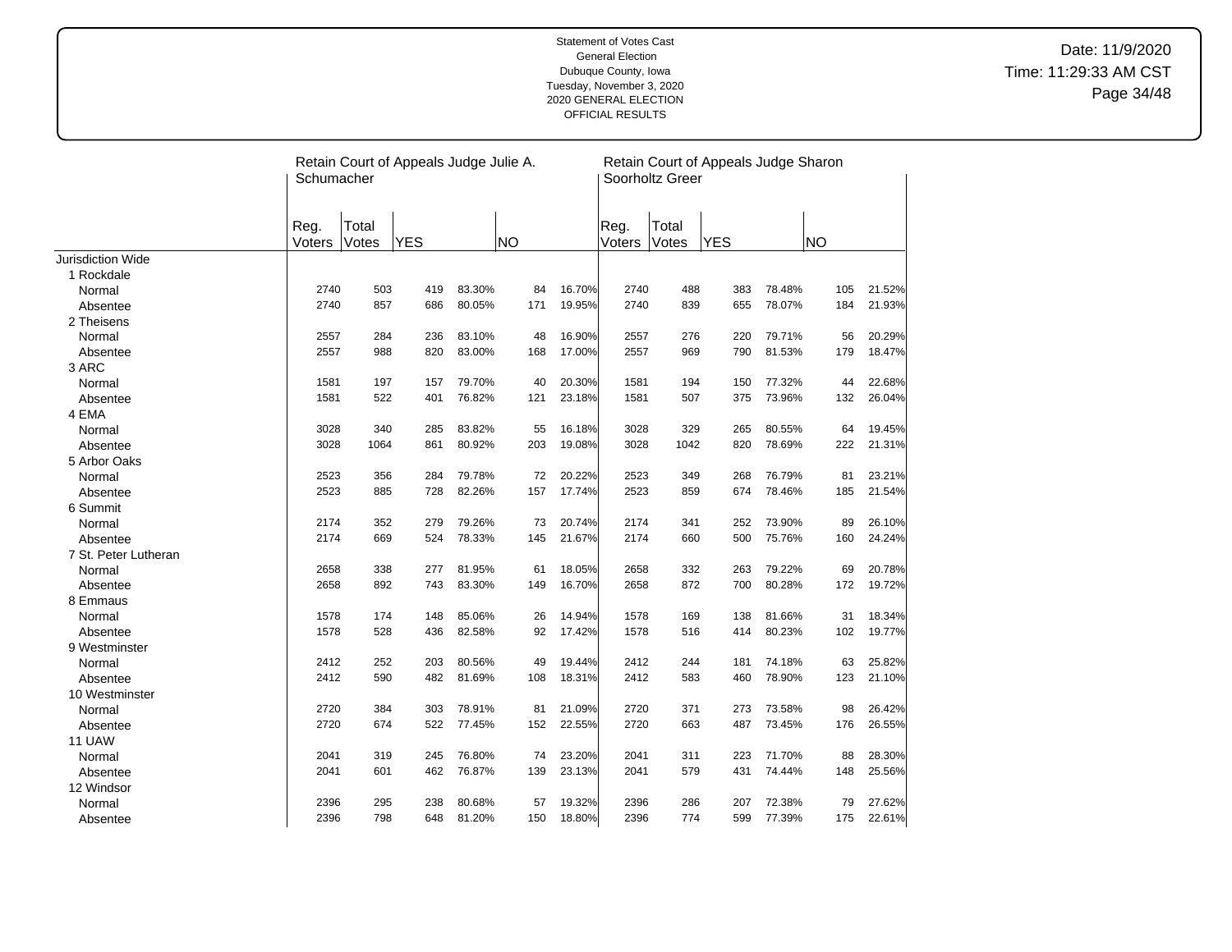Statement of Votes Cast
General Election
Dubuque County, Iowa
Tuesday, November 3, 2020
2020 GENERAL ELECTION
OFFICIAL RESULTS

Date: 11/9/2020
Time: 11:29:33 AM CST

| | Retain Court of Appeals Judge Julie A. Schumacher | | | | | | Retain Court of Appeals Judge Sharon Soorholtz Greer | | | | | |
|---|---|---|---|---|---|---|---|---|---|---|---|---|
| | Reg. Voters | Total Votes | YES | | NO | | Reg. Voters | Total Votes | YES | | NO | |
| Jurisdiction Wide | | | | | | | | | | | | |
| 1 Rockdale | | | | | | | | | | | | |
| Normal | 2740 | 503 | 419 | 83.30% | 84 | 16.70% | 2740 | 488 | 383 | 78.48% | 105 | 21.52% |
| Absentee | 2740 | 857 | 686 | 80.05% | 171 | 19.95% | 2740 | 839 | 655 | 78.07% | 184 | 21.93% |
| 2 Theisens | | | | | | | | | | | | |
| Normal | 2557 | 284 | 236 | 83.10% | 48 | 16.90% | 2557 | 276 | 220 | 79.71% | 56 | 20.29% |
| Absentee | 2557 | 988 | 820 | 83.00% | 168 | 17.00% | 2557 | 969 | 790 | 81.53% | 179 | 18.47% |
| 3 ARC | | | | | | | | | | | | |
| Normal | 1581 | 197 | 157 | 79.70% | 40 | 20.30% | 1581 | 194 | 150 | 77.32% | 44 | 22.68% |
| Absentee | 1581 | 522 | 401 | 76.82% | 121 | 23.18% | 1581 | 507 | 375 | 73.96% | 132 | 26.04% |
| 4 EMA | | | | | | | | | | | | |
| Normal | 3028 | 340 | 285 | 83.82% | 55 | 16.18% | 3028 | 329 | 265 | 80.55% | 64 | 19.45% |
| Absentee | 3028 | 1064 | 861 | 80.92% | 203 | 19.08% | 3028 | 1042 | 820 | 78.69% | 222 | 21.31% |
| 5 Arbor Oaks | | | | | | | | | | | | |
| Normal | 2523 | 356 | 284 | 79.78% | 72 | 20.22% | 2523 | 349 | 268 | 76.79% | 81 | 23.21% |
| Absentee | 2523 | 885 | 728 | 82.26% | 157 | 17.74% | 2523 | 859 | 674 | 78.46% | 185 | 21.54% |
| 6 Summit | | | | | | | | | | | | |
| Normal | 2174 | 352 | 279 | 79.26% | 73 | 20.74% | 2174 | 341 | 252 | 73.90% | 89 | 26.10% |
| Absentee | 2174 | 669 | 524 | 78.33% | 145 | 21.67% | 2174 | 660 | 500 | 75.76% | 160 | 24.24% |
| 7 St. Peter Lutheran | | | | | | | | | | | | |
| Normal | 2658 | 338 | 277 | 81.95% | 61 | 18.05% | 2658 | 332 | 263 | 79.22% | 69 | 20.78% |
| Absentee | 2658 | 892 | 743 | 83.30% | 149 | 16.70% | 2658 | 872 | 700 | 80.28% | 172 | 19.72% |
| 8 Emmaus | | | | | | | | | | | | |
| Normal | 1578 | 174 | 148 | 85.06% | 26 | 14.94% | 1578 | 169 | 138 | 81.66% | 31 | 18.34% |
| Absentee | 1578 | 528 | 436 | 82.58% | 92 | 17.42% | 1578 | 516 | 414 | 80.23% | 102 | 19.77% |
| 9 Westminster | | | | | | | | | | | | |
| Normal | 2412 | 252 | 203 | 80.56% | 49 | 19.44% | 2412 | 244 | 181 | 74.18% | 63 | 25.82% |
| Absentee | 2412 | 590 | 482 | 81.69% | 108 | 18.31% | 2412 | 583 | 460 | 78.90% | 123 | 21.10% |
| 10 Westminster | | | | | | | | | | | | |
| Normal | 2720 | 384 | 303 | 78.91% | 81 | 21.09% | 2720 | 371 | 273 | 73.58% | 98 | 26.42% |
| Absentee | 2720 | 674 | 522 | 77.45% | 152 | 22.55% | 2720 | 663 | 487 | 73.45% | 176 | 26.55% |
| 11 UAW | | | | | | | | | | | | |
| Normal | 2041 | 319 | 245 | 76.80% | 74 | 23.20% | 2041 | 311 | 223 | 71.70% | 88 | 28.30% |
| Absentee | 2041 | 601 | 462 | 76.87% | 139 | 23.13% | 2041 | 579 | 431 | 74.44% | 148 | 25.56% |
| 12 Windsor | | | | | | | | | | | | |
| Normal | 2396 | 295 | 238 | 80.68% | 57 | 19.32% | 2396 | 286 | 207 | 72.38% | 79 | 27.62% |
| Absentee | 2396 | 798 | 648 | 81.20% | 150 | 18.80% | 2396 | 774 | 599 | 77.39% | 175 | 22.61% |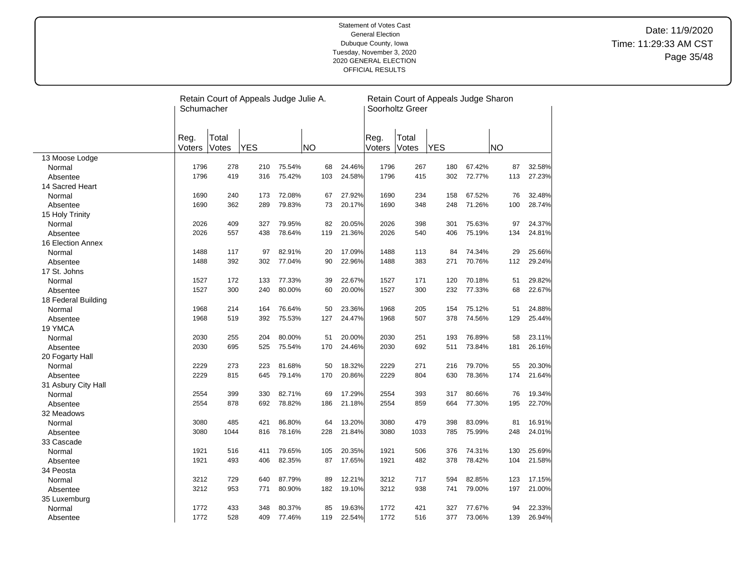Statement of Votes Cast
General Election
Dubuque County, Iowa
Tuesday, November 3, 2020
2020 GENERAL ELECTION
OFFICIAL RESULTS

Date: 11/9/2020
Time: 11:29:33 AM CST

| | Retain Court of Appeals Judge Julie A. Schumacher | | | | | | Retain Court of Appeals Judge Sharon Soorholtz Greer | | | | | |
|---|---|---|---|---|---|---|---|---|---|---|---|---|
| | Reg. Voters | Total Votes | YES | | NO | | Reg. Voters | Total Votes | YES | | NO | |
| 13 Moose Lodge | | | | | | | | | | | | |
| Normal | 1796 | 278 | 210 | 75.54% | 68 | 24.46% | 1796 | 267 | 180 | 67.42% | 87 | 32.58% |
| Absentee | 1796 | 419 | 316 | 75.42% | 103 | 24.58% | 1796 | 415 | 302 | 72.77% | 113 | 27.23% |
| 14 Sacred Heart | | | | | | | | | | | | |
| Normal | 1690 | 240 | 173 | 72.08% | 67 | 27.92% | 1690 | 234 | 158 | 67.52% | 76 | 32.48% |
| Absentee | 1690 | 362 | 289 | 79.83% | 73 | 20.17% | 1690 | 348 | 248 | 71.26% | 100 | 28.74% |
| 15 Holy Trinity | | | | | | | | | | | | |
| Normal | 2026 | 409 | 327 | 79.95% | 82 | 20.05% | 2026 | 398 | 301 | 75.63% | 97 | 24.37% |
| Absentee | 2026 | 557 | 438 | 78.64% | 119 | 21.36% | 2026 | 540 | 406 | 75.19% | 134 | 24.81% |
| 16 Election Annex | | | | | | | | | | | | |
| Normal | 1488 | 117 | 97 | 82.91% | 20 | 17.09% | 1488 | 113 | 84 | 74.34% | 29 | 25.66% |
| Absentee | 1488 | 392 | 302 | 77.04% | 90 | 22.96% | 1488 | 383 | 271 | 70.76% | 112 | 29.24% |
| 17 St. Johns | | | | | | | | | | | | |
| Normal | 1527 | 172 | 133 | 77.33% | 39 | 22.67% | 1527 | 171 | 120 | 70.18% | 51 | 29.82% |
| Absentee | 1527 | 300 | 240 | 80.00% | 60 | 20.00% | 1527 | 300 | 232 | 77.33% | 68 | 22.67% |
| 18 Federal Building | | | | | | | | | | | | |
| Normal | 1968 | 214 | 164 | 76.64% | 50 | 23.36% | 1968 | 205 | 154 | 75.12% | 51 | 24.88% |
| Absentee | 1968 | 519 | 392 | 75.53% | 127 | 24.47% | 1968 | 507 | 378 | 74.56% | 129 | 25.44% |
| 19 YMCA | | | | | | | | | | | | |
| Normal | 2030 | 255 | 204 | 80.00% | 51 | 20.00% | 2030 | 251 | 193 | 76.89% | 58 | 23.11% |
| Absentee | 2030 | 695 | 525 | 75.54% | 170 | 24.46% | 2030 | 692 | 511 | 73.84% | 181 | 26.16% |
| 20 Fogarty Hall | | | | | | | | | | | | |
| Normal | 2229 | 273 | 223 | 81.68% | 50 | 18.32% | 2229 | 271 | 216 | 79.70% | 55 | 20.30% |
| Absentee | 2229 | 815 | 645 | 79.14% | 170 | 20.86% | 2229 | 804 | 630 | 78.36% | 174 | 21.64% |
| 31 Asbury City Hall | | | | | | | | | | | | |
| Normal | 2554 | 399 | 330 | 82.71% | 69 | 17.29% | 2554 | 393 | 317 | 80.66% | 76 | 19.34% |
| Absentee | 2554 | 878 | 692 | 78.82% | 186 | 21.18% | 2554 | 859 | 664 | 77.30% | 195 | 22.70% |
| 32 Meadows | | | | | | | | | | | | |
| Normal | 3080 | 485 | 421 | 86.80% | 64 | 13.20% | 3080 | 479 | 398 | 83.09% | 81 | 16.91% |
| Absentee | 3080 | 1044 | 816 | 78.16% | 228 | 21.84% | 3080 | 1033 | 785 | 75.99% | 248 | 24.01% |
| 33 Cascade | | | | | | | | | | | | |
| Normal | 1921 | 516 | 411 | 79.65% | 105 | 20.35% | 1921 | 506 | 376 | 74.31% | 130 | 25.69% |
| Absentee | 1921 | 493 | 406 | 82.35% | 87 | 17.65% | 1921 | 482 | 378 | 78.42% | 104 | 21.58% |
| 34 Peosta | | | | | | | | | | | | |
| Normal | 3212 | 729 | 640 | 87.79% | 89 | 12.21% | 3212 | 717 | 594 | 82.85% | 123 | 17.15% |
| Absentee | 3212 | 953 | 771 | 80.90% | 182 | 19.10% | 3212 | 938 | 741 | 79.00% | 197 | 21.00% |
| 35 Luxemburg | | | | | | | | | | | | |
| Normal | 1772 | 433 | 348 | 80.37% | 85 | 19.63% | 1772 | 421 | 327 | 77.67% | 94 | 22.33% |
| Absentee | 1772 | 528 | 409 | 77.46% | 119 | 22.54% | 1772 | 516 | 377 | 73.06% | 139 | 26.94% |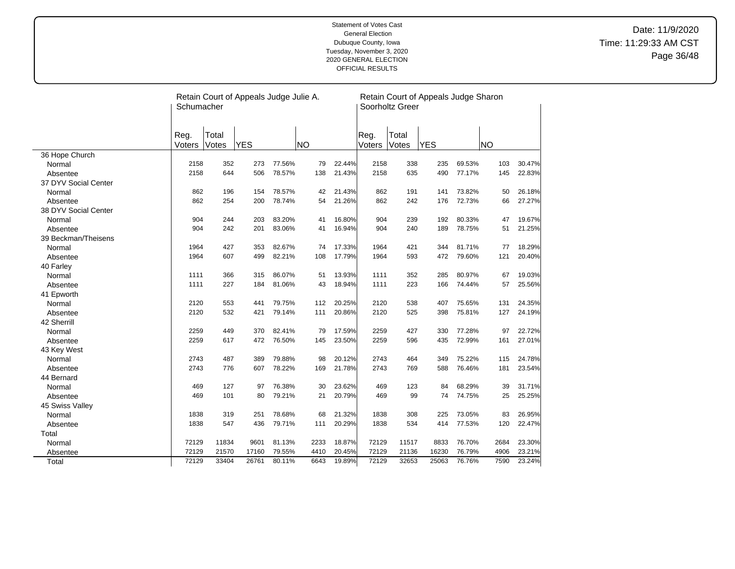Statement of Votes Cast
General Election
Dubuque County, Iowa
Tuesday, November 3, 2020
2020 GENERAL ELECTION
OFFICIAL RESULTS

Date: 11/9/2020
Time: 11:29:33 AM CST

| | Retain Court of Appeals Judge Julie A. Schumacher | | | | | | Retain Court of Appeals Judge Sharon Soorholtz Greer | | | | | |
|---|---|---|---|---|---|---|---|---|---|---|---|---|
| | Reg. Voters | Total Votes | YES | | NO | | Reg. Voters | Total Votes | YES | | NO | |
| 36 Hope Church | | | | | | | | | | | | |
| Normal | 2158 | 352 | 273 | 77.56% | 79 | 22.44% | 2158 | 338 | 235 | 69.53% | 103 | 30.47% |
| Absentee | 2158 | 644 | 506 | 78.57% | 138 | 21.43% | 2158 | 635 | 490 | 77.17% | 145 | 22.83% |
| 37 DYV Social Center | | | | | | | | | | | | |
| Normal | 862 | 196 | 154 | 78.57% | 42 | 21.43% | 862 | 191 | 141 | 73.82% | 50 | 26.18% |
| Absentee | 862 | 254 | 200 | 78.74% | 54 | 21.26% | 862 | 242 | 176 | 72.73% | 66 | 27.27% |
| 38 DYV Social Center | | | | | | | | | | | | |
| Normal | 904 | 244 | 203 | 83.20% | 41 | 16.80% | 904 | 239 | 192 | 80.33% | 47 | 19.67% |
| Absentee | 904 | 242 | 201 | 83.06% | 41 | 16.94% | 904 | 240 | 189 | 78.75% | 51 | 21.25% |
| 39 Beckman/Theisens | | | | | | | | | | | | |
| Normal | 1964 | 427 | 353 | 82.67% | 74 | 17.33% | 1964 | 421 | 344 | 81.71% | 77 | 18.29% |
| Absentee | 1964 | 607 | 499 | 82.21% | 108 | 17.79% | 1964 | 593 | 472 | 79.60% | 121 | 20.40% |
| 40 Farley | | | | | | | | | | | | |
| Normal | 1111 | 366 | 315 | 86.07% | 51 | 13.93% | 1111 | 352 | 285 | 80.97% | 67 | 19.03% |
| Absentee | 1111 | 227 | 184 | 81.06% | 43 | 18.94% | 1111 | 223 | 166 | 74.44% | 57 | 25.56% |
| 41 Epworth | | | | | | | | | | | | |
| Normal | 2120 | 553 | 441 | 79.75% | 112 | 20.25% | 2120 | 538 | 407 | 75.65% | 131 | 24.35% |
| Absentee | 2120 | 532 | 421 | 79.14% | 111 | 20.86% | 2120 | 525 | 398 | 75.81% | 127 | 24.19% |
| 42 Sherrill | | | | | | | | | | | | |
| Normal | 2259 | 449 | 370 | 82.41% | 79 | 17.59% | 2259 | 427 | 330 | 77.28% | 97 | 22.72% |
| Absentee | 2259 | 617 | 472 | 76.50% | 145 | 23.50% | 2259 | 596 | 435 | 72.99% | 161 | 27.01% |
| 43 Key West | | | | | | | | | | | | |
| Normal | 2743 | 487 | 389 | 79.88% | 98 | 20.12% | 2743 | 464 | 349 | 75.22% | 115 | 24.78% |
| Absentee | 2743 | 776 | 607 | 78.22% | 169 | 21.78% | 2743 | 769 | 588 | 76.46% | 181 | 23.54% |
| 44 Bernard | | | | | | | | | | | | |
| Normal | 469 | 127 | 97 | 76.38% | 30 | 23.62% | 469 | 123 | 84 | 68.29% | 39 | 31.71% |
| Absentee | 469 | 101 | 80 | 79.21% | 21 | 20.79% | 469 | 99 | 74 | 74.75% | 25 | 25.25% |
| 45 Swiss Valley | | | | | | | | | | | | |
| Normal | 1838 | 319 | 251 | 78.68% | 68 | 21.32% | 1838 | 308 | 225 | 73.05% | 83 | 26.95% |
| Absentee | 1838 | 547 | 436 | 79.71% | 111 | 20.29% | 1838 | 534 | 414 | 77.53% | 120 | 22.47% |
| Total | | | | | | | | | | | | |
| Normal | 72129 | 11834 | 9601 | 81.13% | 2233 | 18.87% | 72129 | 11517 | 8833 | 76.70% | 2684 | 23.30% |
| Absentee | 72129 | 21570 | 17160 | 79.55% | 4410 | 20.45% | 72129 | 21136 | 16230 | 76.79% | 4906 | 23.21% |
| Total | 72129 | 33404 | 26761 | 80.11% | 6643 | 19.89% | 72129 | 32653 | 25063 | 76.76% | 7590 | 23.24% |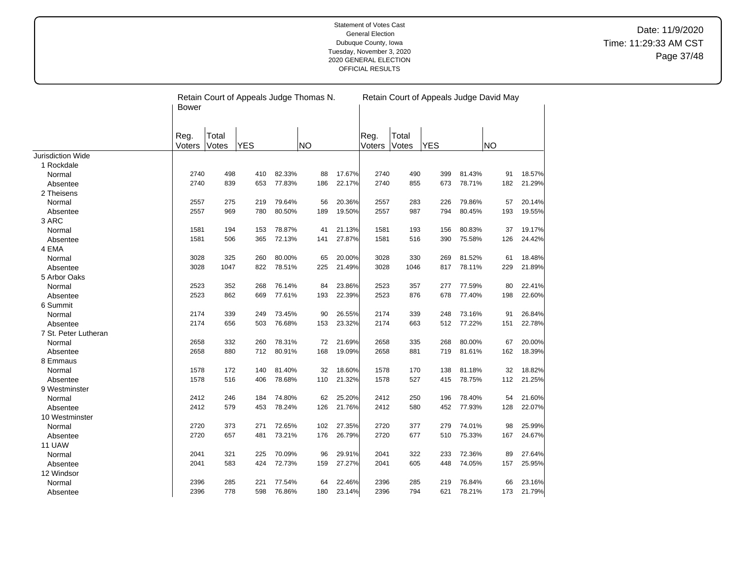Statement of Votes Cast
General Election
Dubuque County, Iowa
Tuesday, November 3, 2020
2020 GENERAL ELECTION
OFFICIAL RESULTS

Date: 11/9/2020
Time: 11:29:33 AM CST

| | Retain Court of Appeals Judge Thomas N. Bower | | | | | | Retain Court of Appeals Judge David May | | | | | |
|---|---|---|---|---|---|---|---|---|---|---|---|---|
| | Reg. Voters | Total Votes | YES | | NO | | Reg. Voters | Total Votes | YES | | NO | |
| Jurisdiction Wide | | | | | | | | | | | | |
| 1 Rockdale | | | | | | | | | | | | |
| Normal | 2740 | 498 | 410 | 82.33% | 88 | 17.67% | 2740 | 490 | 399 | 81.43% | 91 | 18.57% |
| Absentee | 2740 | 839 | 653 | 77.83% | 186 | 22.17% | 2740 | 855 | 673 | 78.71% | 182 | 21.29% |
| 2 Theisens | | | | | | | | | | | | |
| Normal | 2557 | 275 | 219 | 79.64% | 56 | 20.36% | 2557 | 283 | 226 | 79.86% | 57 | 20.14% |
| Absentee | 2557 | 969 | 780 | 80.50% | 189 | 19.50% | 2557 | 987 | 794 | 80.45% | 193 | 19.55% |
| 3 ARC | | | | | | | | | | | | |
| Normal | 1581 | 194 | 153 | 78.87% | 41 | 21.13% | 1581 | 193 | 156 | 80.83% | 37 | 19.17% |
| Absentee | 1581 | 506 | 365 | 72.13% | 141 | 27.87% | 1581 | 516 | 390 | 75.58% | 126 | 24.42% |
| 4 EMA | | | | | | | | | | | | |
| Normal | 3028 | 325 | 260 | 80.00% | 65 | 20.00% | 3028 | 330 | 269 | 81.52% | 61 | 18.48% |
| Absentee | 3028 | 1047 | 822 | 78.51% | 225 | 21.49% | 3028 | 1046 | 817 | 78.11% | 229 | 21.89% |
| 5 Arbor Oaks | | | | | | | | | | | | |
| Normal | 2523 | 352 | 268 | 76.14% | 84 | 23.86% | 2523 | 357 | 277 | 77.59% | 80 | 22.41% |
| Absentee | 2523 | 862 | 669 | 77.61% | 193 | 22.39% | 2523 | 876 | 678 | 77.40% | 198 | 22.60% |
| 6 Summit | | | | | | | | | | | | |
| Normal | 2174 | 339 | 249 | 73.45% | 90 | 26.55% | 2174 | 339 | 248 | 73.16% | 91 | 26.84% |
| Absentee | 2174 | 656 | 503 | 76.68% | 153 | 23.32% | 2174 | 663 | 512 | 77.22% | 151 | 22.78% |
| 7 St. Peter Lutheran | | | | | | | | | | | | |
| Normal | 2658 | 332 | 260 | 78.31% | 72 | 21.69% | 2658 | 335 | 268 | 80.00% | 67 | 20.00% |
| Absentee | 2658 | 880 | 712 | 80.91% | 168 | 19.09% | 2658 | 881 | 719 | 81.61% | 162 | 18.39% |
| 8 Emmaus | | | | | | | | | | | | |
| Normal | 1578 | 172 | 140 | 81.40% | 32 | 18.60% | 1578 | 170 | 138 | 81.18% | 32 | 18.82% |
| Absentee | 1578 | 516 | 406 | 78.68% | 110 | 21.32% | 1578 | 527 | 415 | 78.75% | 112 | 21.25% |
| 9 Westminster | | | | | | | | | | | | |
| Normal | 2412 | 246 | 184 | 74.80% | 62 | 25.20% | 2412 | 250 | 196 | 78.40% | 54 | 21.60% |
| Absentee | 2412 | 579 | 453 | 78.24% | 126 | 21.76% | 2412 | 580 | 452 | 77.93% | 128 | 22.07% |
| 10 Westminster | | | | | | | | | | | | |
| Normal | 2720 | 373 | 271 | 72.65% | 102 | 27.35% | 2720 | 377 | 279 | 74.01% | 98 | 25.99% |
| Absentee | 2720 | 657 | 481 | 73.21% | 176 | 26.79% | 2720 | 677 | 510 | 75.33% | 167 | 24.67% |
| 11 UAW | | | | | | | | | | | | |
| Normal | 2041 | 321 | 225 | 70.09% | 96 | 29.91% | 2041 | 322 | 233 | 72.36% | 89 | 27.64% |
| Absentee | 2041 | 583 | 424 | 72.73% | 159 | 27.27% | 2041 | 605 | 448 | 74.05% | 157 | 25.95% |
| 12 Windsor | | | | | | | | | | | | |
| Normal | 2396 | 285 | 221 | 77.54% | 64 | 22.46% | 2396 | 285 | 219 | 76.84% | 66 | 23.16% |
| Absentee | 2396 | 778 | 598 | 76.86% | 180 | 23.14% | 2396 | 794 | 621 | 78.21% | 173 | 21.79% |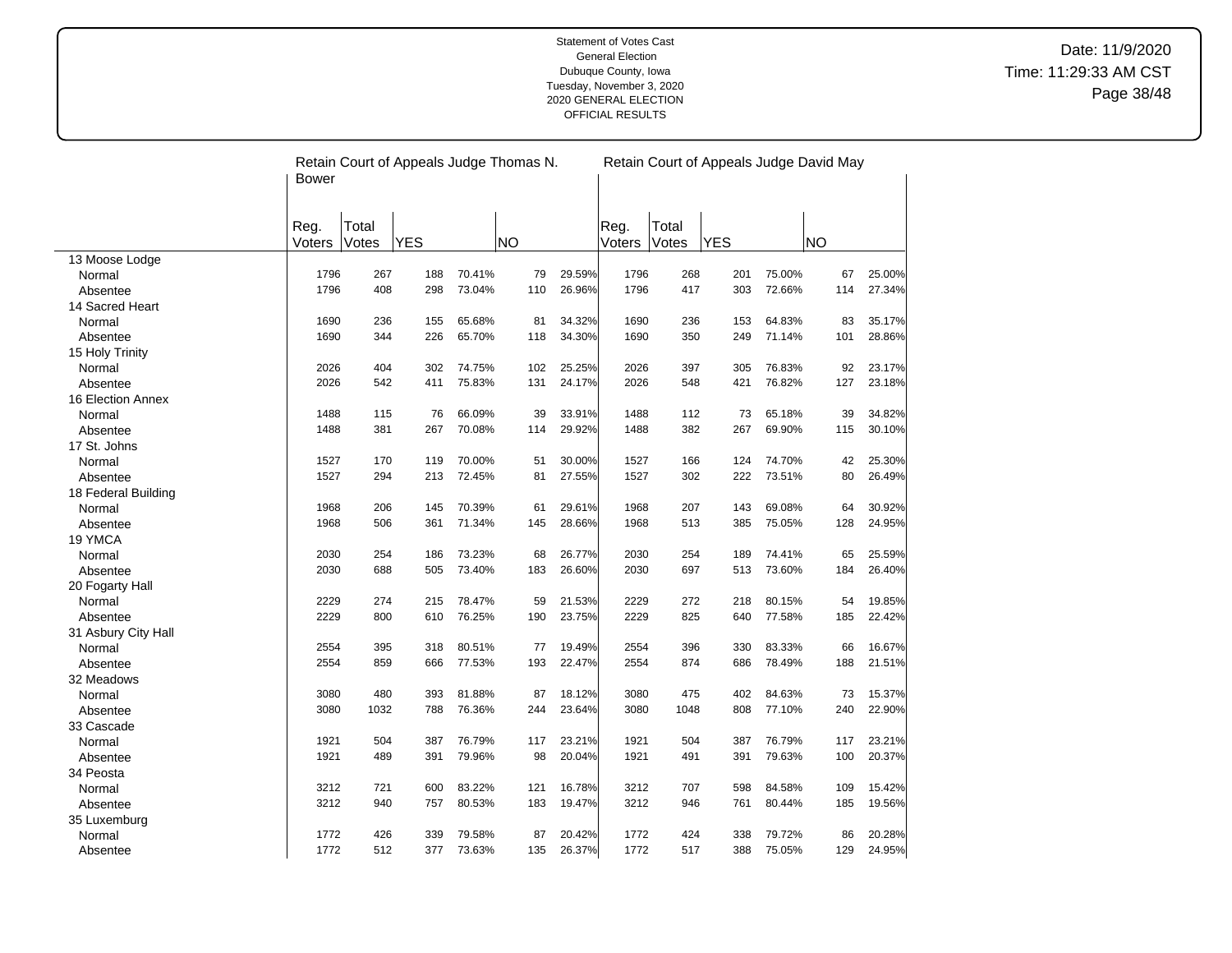Statement of Votes Cast
General Election
Dubuque County, Iowa
Tuesday, November 3, 2020
2020 GENERAL ELECTION
OFFICIAL RESULTS

Date: 11/9/2020
Time: 11:29:33 AM CST

| | Retain Court of Appeals Judge Thomas N. Bower | | | | | | Retain Court of Appeals Judge David May | | | | | |
|---|---|---|---|---|---|---|---|---|---|---|---|---|
| | Reg. Voters | Total Votes | YES | | NO | | Reg. Voters | Total Votes | YES | | NO | |
| **13 Moose Lodge** | | | | | | | | | | | | |
| Normal | 1796 | 267 | 188 | 70.41% | 79 | 29.59% | 1796 | 268 | 201 | 75.00% | 67 | 25.00% |
| Absentee | 1796 | 408 | 298 | 73.04% | 110 | 26.96% | 1796 | 417 | 303 | 72.66% | 114 | 27.34% |
| **14 Sacred Heart** | | | | | | | | | | | | |
| Normal | 1690 | 236 | 155 | 65.68% | 81 | 34.32% | 1690 | 236 | 153 | 64.83% | 83 | 35.17% |
| Absentee | 1690 | 344 | 226 | 65.70% | 118 | 34.30% | 1690 | 350 | 249 | 71.14% | 101 | 28.86% |
| **15 Holy Trinity** | | | | | | | | | | | | |
| Normal | 2026 | 404 | 302 | 74.75% | 102 | 25.25% | 2026 | 397 | 305 | 76.83% | 92 | 23.17% |
| Absentee | 2026 | 542 | 411 | 75.83% | 131 | 24.17% | 2026 | 548 | 421 | 76.82% | 127 | 23.18% |
| **16 Election Annex** | | | | | | | | | | | | |
| Normal | 1488 | 115 | 76 | 66.09% | 39 | 33.91% | 1488 | 112 | 73 | 65.18% | 39 | 34.82% |
| Absentee | 1488 | 381 | 267 | 70.08% | 114 | 29.92% | 1488 | 382 | 267 | 69.90% | 115 | 30.10% |
| **17 St. Johns** | | | | | | | | | | | | |
| Normal | 1527 | 170 | 119 | 70.00% | 51 | 30.00% | 1527 | 166 | 124 | 74.70% | 42 | 25.30% |
| Absentee | 1527 | 294 | 213 | 72.45% | 81 | 27.55% | 1527 | 302 | 222 | 73.51% | 80 | 26.49% |
| **18 Federal Building** | | | | | | | | | | | | |
| Normal | 1968 | 206 | 145 | 70.39% | 61 | 29.61% | 1968 | 207 | 143 | 69.08% | 64 | 30.92% |
| Absentee | 1968 | 506 | 361 | 71.34% | 145 | 28.66% | 1968 | 513 | 385 | 75.05% | 128 | 24.95% |
| **19 YMCA** | | | | | | | | | | | | |
| Normal | 2030 | 254 | 186 | 73.23% | 68 | 26.77% | 2030 | 254 | 189 | 74.41% | 65 | 25.59% |
| Absentee | 2030 | 688 | 505 | 73.40% | 183 | 26.60% | 2030 | 697 | 513 | 73.60% | 184 | 26.40% |
| **20 Fogarty Hall** | | | | | | | | | | | | |
| Normal | 2229 | 274 | 215 | 78.47% | 59 | 21.53% | 2229 | 272 | 218 | 80.15% | 54 | 19.85% |
| Absentee | 2229 | 800 | 610 | 76.25% | 190 | 23.75% | 2229 | 825 | 640 | 77.58% | 185 | 22.42% |
| **31 Asbury City Hall** | | | | | | | | | | | | |
| Normal | 2554 | 395 | 318 | 80.51% | 77 | 19.49% | 2554 | 396 | 330 | 83.33% | 66 | 16.67% |
| Absentee | 2554 | 859 | 666 | 77.53% | 193 | 22.47% | 2554 | 874 | 686 | 78.49% | 188 | 21.51% |
| **32 Meadows** | | | | | | | | | | | | |
| Normal | 3080 | 480 | 393 | 81.88% | 87 | 18.12% | 3080 | 475 | 402 | 84.63% | 73 | 15.37% |
| Absentee | 3080 | 1032 | 788 | 76.36% | 244 | 23.64% | 3080 | 1048 | 808 | 77.10% | 240 | 22.90% |
| **33 Cascade** | | | | | | | | | | | | |
| Normal | 1921 | 504 | 387 | 76.79% | 117 | 23.21% | 1921 | 504 | 387 | 76.79% | 117 | 23.21% |
| Absentee | 1921 | 489 | 391 | 79.96% | 98 | 20.04% | 1921 | 491 | 391 | 79.63% | 100 | 20.37% |
| **34 Peosta** | | | | | | | | | | | | |
| Normal | 3212 | 721 | 600 | 83.22% | 121 | 16.78% | 3212 | 707 | 598 | 84.58% | 109 | 15.42% |
| Absentee | 3212 | 940 | 757 | 80.53% | 183 | 19.47% | 3212 | 946 | 761 | 80.44% | 185 | 19.56% |
| **35 Luxemburg** | | | | | | | | | | | | |
| Normal | 1772 | 426 | 339 | 79.58% | 87 | 20.42% | 1772 | 424 | 338 | 79.72% | 86 | 20.28% |
| Absentee | 1772 | 512 | 377 | 73.63% | 135 | 26.37% | 1772 | 517 | 388 | 75.05% | 129 | 24.95% |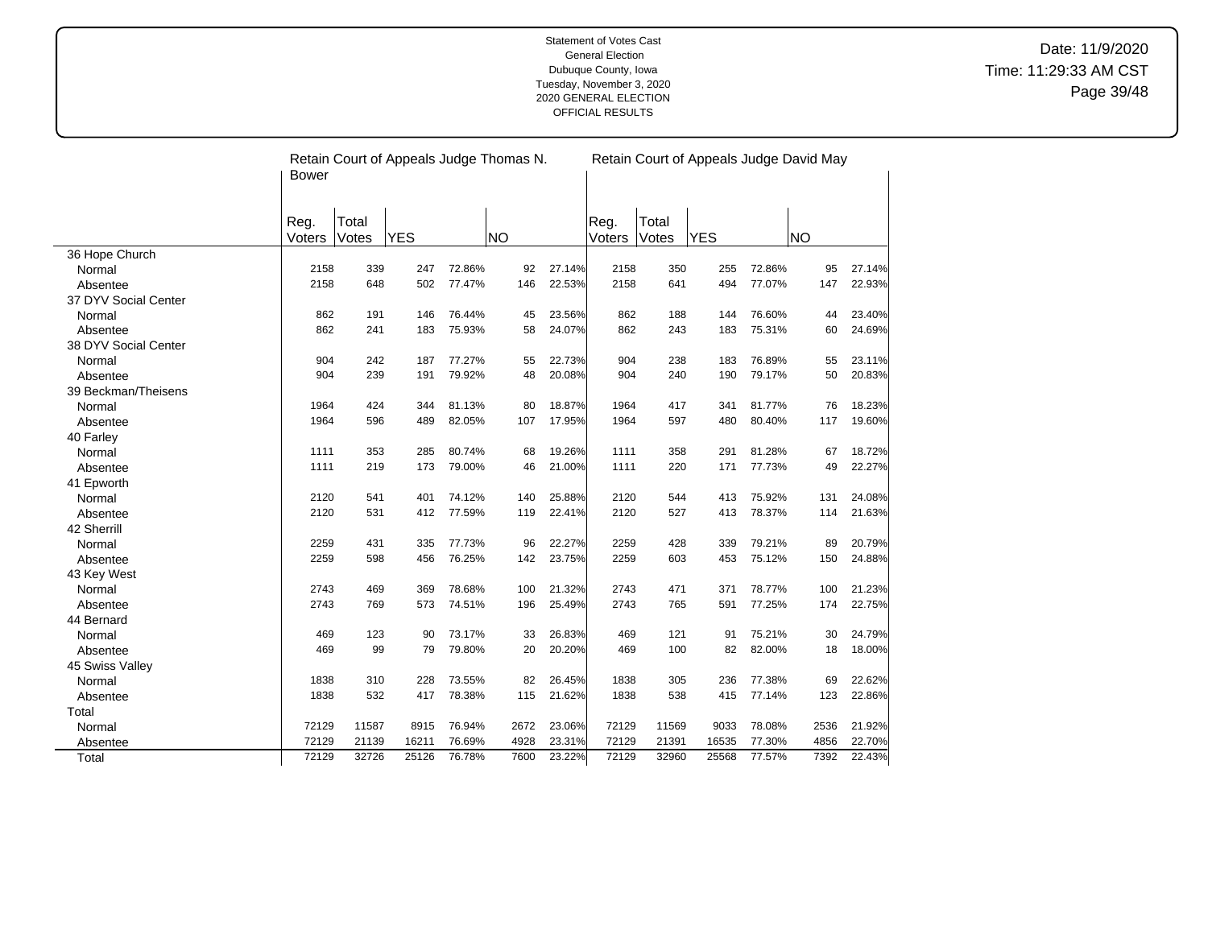Statement of Votes Cast
General Election
Dubuque County, Iowa
Tuesday, November 3, 2020
2020 GENERAL ELECTION
OFFICIAL RESULTS

Date: 11/9/2020
Time: 11:29:33 AM CST

| | Retain Court of Appeals Judge Thomas N. Bower | | | | | | Retain Court of Appeals Judge David May | | | | | |
|---|---|---|---|---|---|---|---|---|---|---|---|---|
| | Reg. Voters | Total Votes | YES | | NO | | Reg. Voters | Total Votes | YES | | NO | |
| **36 Hope Church** | | | | | | | | | | | | |
| Normal | 2158 | 339 | 247 | 72.86% | 92 | 27.14% | 2158 | 350 | 255 | 72.86% | 95 | 27.14% |
| Absentee | 2158 | 648 | 502 | 77.47% | 146 | 22.53% | 2158 | 641 | 494 | 77.07% | 147 | 22.93% |
| **37 DYV Social Center** | | | | | | | | | | | | |
| Normal | 862 | 191 | 146 | 76.44% | 45 | 23.56% | 862 | 188 | 144 | 76.60% | 44 | 23.40% |
| Absentee | 862 | 241 | 183 | 75.93% | 58 | 24.07% | 862 | 243 | 183 | 75.31% | 60 | 24.69% |
| **38 DYV Social Center** | | | | | | | | | | | | |
| Normal | 904 | 242 | 187 | 77.27% | 55 | 22.73% | 904 | 238 | 183 | 76.89% | 55 | 23.11% |
| Absentee | 904 | 239 | 191 | 79.92% | 48 | 20.08% | 904 | 240 | 190 | 79.17% | 50 | 20.83% |
| **39 Beckman/Theisens** | | | | | | | | | | | | |
| Normal | 1964 | 424 | 344 | 81.13% | 80 | 18.87% | 1964 | 417 | 341 | 81.77% | 76 | 18.23% |
| Absentee | 1964 | 596 | 489 | 82.05% | 107 | 17.95% | 1964 | 597 | 480 | 80.40% | 117 | 19.60% |
| **40 Farley** | | | | | | | | | | | | |
| Normal | 1111 | 353 | 285 | 80.74% | 68 | 19.26% | 1111 | 358 | 291 | 81.28% | 67 | 18.72% |
| Absentee | 1111 | 219 | 173 | 79.00% | 46 | 21.00% | 1111 | 220 | 171 | 77.73% | 49 | 22.27% |
| **41 Epworth** | | | | | | | | | | | | |
| Normal | 2120 | 541 | 401 | 74.12% | 140 | 25.88% | 2120 | 544 | 413 | 75.92% | 131 | 24.08% |
| Absentee | 2120 | 531 | 412 | 77.59% | 119 | 22.41% | 2120 | 527 | 413 | 78.37% | 114 | 21.63% |
| **42 Sherrill** | | | | | | | | | | | | |
| Normal | 2259 | 431 | 335 | 77.73% | 96 | 22.27% | 2259 | 428 | 339 | 79.21% | 89 | 20.79% |
| Absentee | 2259 | 598 | 456 | 76.25% | 142 | 23.75% | 2259 | 603 | 453 | 75.12% | 150 | 24.88% |
| **43 Key West** | | | | | | | | | | | | |
| Normal | 2743 | 469 | 369 | 78.68% | 100 | 21.32% | 2743 | 471 | 371 | 78.77% | 100 | 21.23% |
| Absentee | 2743 | 769 | 573 | 74.51% | 196 | 25.49% | 2743 | 765 | 591 | 77.25% | 174 | 22.75% |
| **44 Bernard** | | | | | | | | | | | | |
| Normal | 469 | 123 | 90 | 73.17% | 33 | 26.83% | 469 | 121 | 91 | 75.21% | 30 | 24.79% |
| Absentee | 469 | 99 | 79 | 79.80% | 20 | 20.20% | 469 | 100 | 82 | 82.00% | 18 | 18.00% |
| **45 Swiss Valley** | | | | | | | | | | | | |
| Normal | 1838 | 310 | 228 | 73.55% | 82 | 26.45% | 1838 | 305 | 236 | 77.38% | 69 | 22.62% |
| Absentee | 1838 | 532 | 417 | 78.38% | 115 | 21.62% | 1838 | 538 | 415 | 77.14% | 123 | 22.86% |
| **Total** | | | | | | | | | | | | |
| Normal | 72129 | 11587 | 8915 | 76.94% | 2672 | 23.06% | 72129 | 11569 | 9033 | 78.08% | 2536 | 21.92% |
| Absentee | 72129 | 21139 | 16211 | 76.69% | 4928 | 23.31% | 72129 | 21391 | 16535 | 77.30% | 4856 | 22.70% |
| Total | 72129 | 32726 | 25126 | 76.78% | 7600 | 23.22% | 72129 | 32960 | 25568 | 77.57% | 7392 | 22.43% |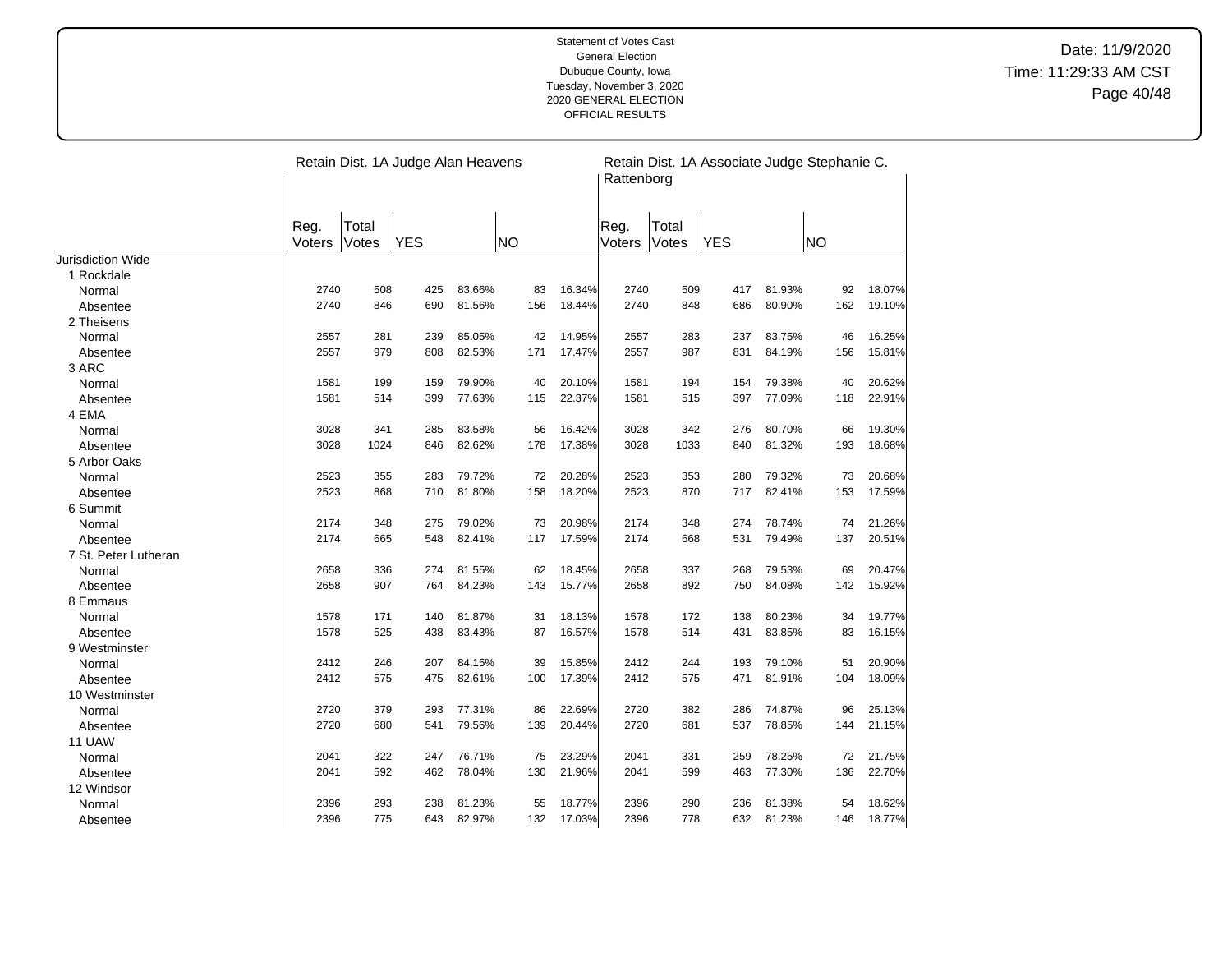Statement of Votes Cast
General Election
Dubuque County, Iowa
Tuesday, November 3, 2020
2020 GENERAL ELECTION
OFFICIAL RESULTS

Date: 11/9/2020
Time: 11:29:33 AM CST

| | Retain Dist. 1A Judge Alan Heavens | | | | | | Retain Dist. 1A Associate Judge Stephanie C. Rattenborg | | | | | |
|---|---|---|---|---|---|---|---|---|---|---|---|---|
| | Reg. Voters | Total Votes | YES | | NO | | Reg. Voters | Total Votes | YES | | NO | |
| Jurisdiction Wide | | | | | | | | | | | | |
| 1 Rockdale | | | | | | | | | | | | |
| Normal | 2740 | 508 | 425 | 83.66% | 83 | 16.34% | 2740 | 509 | 417 | 81.93% | 92 | 18.07% |
| Absentee | 2740 | 846 | 690 | 81.56% | 156 | 18.44% | 2740 | 848 | 686 | 80.90% | 162 | 19.10% |
| 2 Theisens | | | | | | | | | | | | |
| Normal | 2557 | 281 | 239 | 85.05% | 42 | 14.95% | 2557 | 283 | 237 | 83.75% | 46 | 16.25% |
| Absentee | 2557 | 979 | 808 | 82.53% | 171 | 17.47% | 2557 | 987 | 831 | 84.19% | 156 | 15.81% |
| 3 ARC | | | | | | | | | | | | |
| Normal | 1581 | 199 | 159 | 79.90% | 40 | 20.10% | 1581 | 194 | 154 | 79.38% | 40 | 20.62% |
| Absentee | 1581 | 514 | 399 | 77.63% | 115 | 22.37% | 1581 | 515 | 397 | 77.09% | 118 | 22.91% |
| 4 EMA | | | | | | | | | | | | |
| Normal | 3028 | 341 | 285 | 83.58% | 56 | 16.42% | 3028 | 342 | 276 | 80.70% | 66 | 19.30% |
| Absentee | 3028 | 1024 | 846 | 82.62% | 178 | 17.38% | 3028 | 1033 | 840 | 81.32% | 193 | 18.68% |
| 5 Arbor Oaks | | | | | | | | | | | | |
| Normal | 2523 | 355 | 283 | 79.72% | 72 | 20.28% | 2523 | 353 | 280 | 79.32% | 73 | 20.68% |
| Absentee | 2523 | 868 | 710 | 81.80% | 158 | 18.20% | 2523 | 870 | 717 | 82.41% | 153 | 17.59% |
| 6 Summit | | | | | | | | | | | | |
| Normal | 2174 | 348 | 275 | 79.02% | 73 | 20.98% | 2174 | 348 | 274 | 78.74% | 74 | 21.26% |
| Absentee | 2174 | 665 | 548 | 82.41% | 117 | 17.59% | 2174 | 668 | 531 | 79.49% | 137 | 20.51% |
| 7 St. Peter Lutheran | | | | | | | | | | | | |
| Normal | 2658 | 336 | 274 | 81.55% | 62 | 18.45% | 2658 | 337 | 268 | 79.53% | 69 | 20.47% |
| Absentee | 2658 | 907 | 764 | 84.23% | 143 | 15.77% | 2658 | 892 | 750 | 84.08% | 142 | 15.92% |
| 8 Emmaus | | | | | | | | | | | | |
| Normal | 1578 | 171 | 140 | 81.87% | 31 | 18.13% | 1578 | 172 | 138 | 80.23% | 34 | 19.77% |
| Absentee | 1578 | 525 | 438 | 83.43% | 87 | 16.57% | 1578 | 514 | 431 | 83.85% | 83 | 16.15% |
| 9 Westminster | | | | | | | | | | | | |
| Normal | 2412 | 246 | 207 | 84.15% | 39 | 15.85% | 2412 | 244 | 193 | 79.10% | 51 | 20.90% |
| Absentee | 2412 | 575 | 475 | 82.61% | 100 | 17.39% | 2412 | 575 | 471 | 81.91% | 104 | 18.09% |
| 10 Westminster | | | | | | | | | | | | |
| Normal | 2720 | 379 | 293 | 77.31% | 86 | 22.69% | 2720 | 382 | 286 | 74.87% | 96 | 25.13% |
| Absentee | 2720 | 680 | 541 | 79.56% | 139 | 20.44% | 2720 | 681 | 537 | 78.85% | 144 | 21.15% |
| 11 UAW | | | | | | | | | | | | |
| Normal | 2041 | 322 | 247 | 76.71% | 75 | 23.29% | 2041 | 331 | 259 | 78.25% | 72 | 21.75% |
| Absentee | 2041 | 592 | 462 | 78.04% | 130 | 21.96% | 2041 | 599 | 463 | 77.30% | 136 | 22.70% |
| 12 Windsor | | | | | | | | | | | | |
| Normal | 2396 | 293 | 238 | 81.23% | 55 | 18.77% | 2396 | 290 | 236 | 81.38% | 54 | 18.62% |
| Absentee | 2396 | 775 | 643 | 82.97% | 132 | 17.03% | 2396 | 778 | 632 | 81.23% | 146 | 18.77% |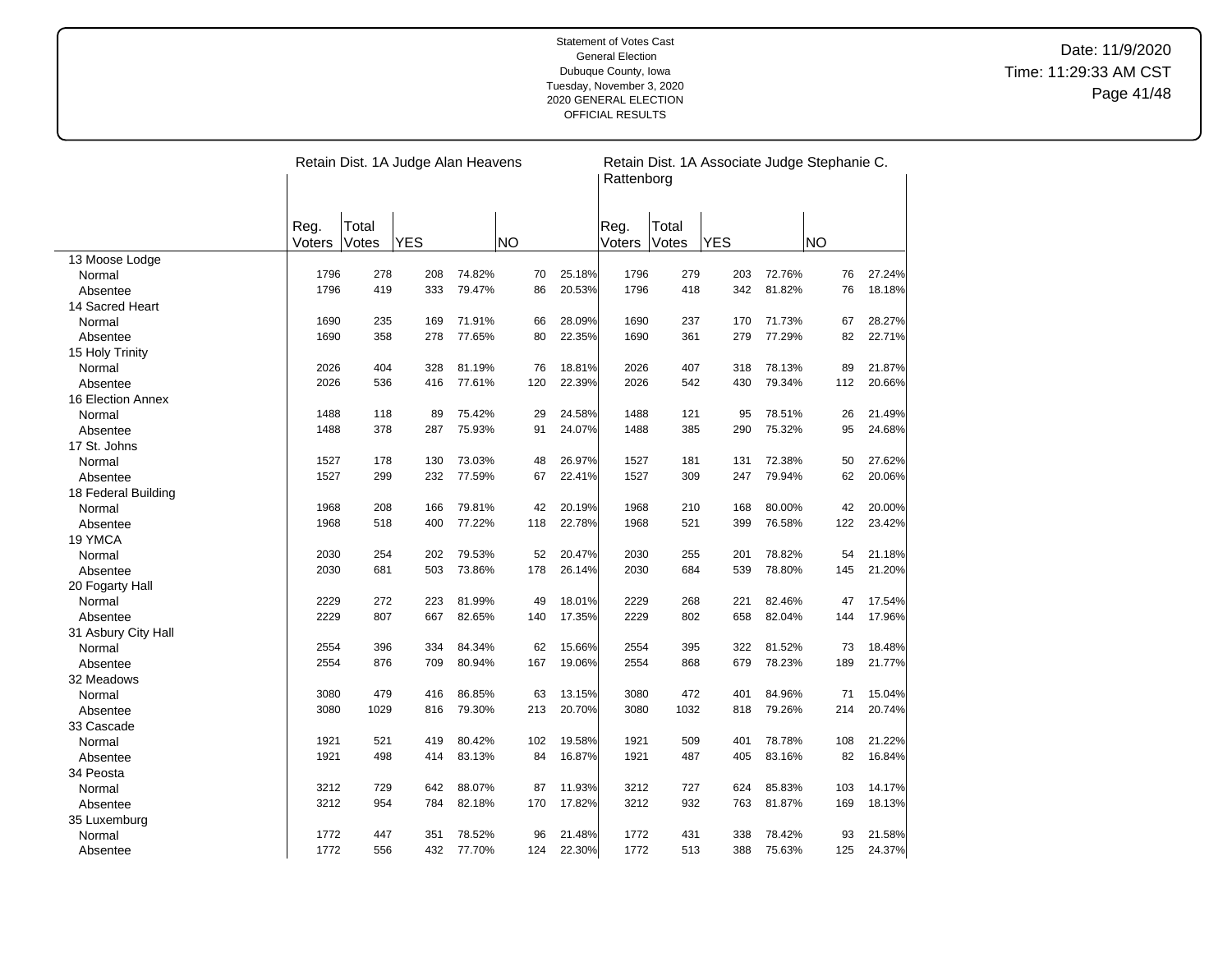Statement of Votes Cast
General Election
Dubuque County, Iowa
Tuesday, November 3, 2020
2020 GENERAL ELECTION
OFFICIAL RESULTS

Date: 11/9/2020
Time: 11:29:33 AM CST

| | Retain Dist. 1A Judge Alan Heavens | | | | | | Retain Dist. 1A Associate Judge Stephanie C. Rattenborg | | | | | |
|---|---|---|---|---|---|---|---|---|---|---|---|---|
| | Reg. Voters | Total Votes | YES | | NO | | Reg. Voters | Total Votes | YES | | NO | |
| 13 Moose Lodge | | | | | | | | | | | | |
| Normal | 1796 | 278 | 208 | 74.82% | 70 | 25.18% | 1796 | 279 | 203 | 72.76% | 76 | 27.24% |
| Absentee | 1796 | 419 | 333 | 79.47% | 86 | 20.53% | 1796 | 418 | 342 | 81.82% | 76 | 18.18% |
| 14 Sacred Heart | | | | | | | | | | | | |
| Normal | 1690 | 235 | 169 | 71.91% | 66 | 28.09% | 1690 | 237 | 170 | 71.73% | 67 | 28.27% |
| Absentee | 1690 | 358 | 278 | 77.65% | 80 | 22.35% | 1690 | 361 | 279 | 77.29% | 82 | 22.71% |
| 15 Holy Trinity | | | | | | | | | | | | |
| Normal | 2026 | 404 | 328 | 81.19% | 76 | 18.81% | 2026 | 407 | 318 | 78.13% | 89 | 21.87% |
| Absentee | 2026 | 536 | 416 | 77.61% | 120 | 22.39% | 2026 | 542 | 430 | 79.34% | 112 | 20.66% |
| 16 Election Annex | | | | | | | | | | | | |
| Normal | 1488 | 118 | 89 | 75.42% | 29 | 24.58% | 1488 | 121 | 95 | 78.51% | 26 | 21.49% |
| Absentee | 1488 | 378 | 287 | 75.93% | 91 | 24.07% | 1488 | 385 | 290 | 75.32% | 95 | 24.68% |
| 17 St. Johns | | | | | | | | | | | | |
| Normal | 1527 | 178 | 130 | 73.03% | 48 | 26.97% | 1527 | 181 | 131 | 72.38% | 50 | 27.62% |
| Absentee | 1527 | 299 | 232 | 77.59% | 67 | 22.41% | 1527 | 309 | 247 | 79.94% | 62 | 20.06% |
| 18 Federal Building | | | | | | | | | | | | |
| Normal | 1968 | 208 | 166 | 79.81% | 42 | 20.19% | 1968 | 210 | 168 | 80.00% | 42 | 20.00% |
| Absentee | 1968 | 518 | 400 | 77.22% | 118 | 22.78% | 1968 | 521 | 399 | 76.58% | 122 | 23.42% |
| 19 YMCA | | | | | | | | | | | | |
| Normal | 2030 | 254 | 202 | 79.53% | 52 | 20.47% | 2030 | 255 | 201 | 78.82% | 54 | 21.18% |
| Absentee | 2030 | 681 | 503 | 73.86% | 178 | 26.14% | 2030 | 684 | 539 | 78.80% | 145 | 21.20% |
| 20 Fogarty Hall | | | | | | | | | | | | |
| Normal | 2229 | 272 | 223 | 81.99% | 49 | 18.01% | 2229 | 268 | 221 | 82.46% | 47 | 17.54% |
| Absentee | 2229 | 807 | 667 | 82.65% | 140 | 17.35% | 2229 | 802 | 658 | 82.04% | 144 | 17.96% |
| 31 Asbury City Hall | | | | | | | | | | | | |
| Normal | 2554 | 396 | 334 | 84.34% | 62 | 15.66% | 2554 | 395 | 322 | 81.52% | 73 | 18.48% |
| Absentee | 2554 | 876 | 709 | 80.94% | 167 | 19.06% | 2554 | 868 | 679 | 78.23% | 189 | 21.77% |
| 32 Meadows | | | | | | | | | | | | |
| Normal | 3080 | 479 | 416 | 86.85% | 63 | 13.15% | 3080 | 472 | 401 | 84.96% | 71 | 15.04% |
| Absentee | 3080 | 1029 | 816 | 79.30% | 213 | 20.70% | 3080 | 1032 | 818 | 79.26% | 214 | 20.74% |
| 33 Cascade | | | | | | | | | | | | |
| Normal | 1921 | 521 | 419 | 80.42% | 102 | 19.58% | 1921 | 509 | 401 | 78.78% | 108 | 21.22% |
| Absentee | 1921 | 498 | 414 | 83.13% | 84 | 16.87% | 1921 | 487 | 405 | 83.16% | 82 | 16.84% |
| 34 Peosta | | | | | | | | | | | | |
| Normal | 3212 | 729 | 642 | 88.07% | 87 | 11.93% | 3212 | 727 | 624 | 85.83% | 103 | 14.17% |
| Absentee | 3212 | 954 | 784 | 82.18% | 170 | 17.82% | 3212 | 932 | 763 | 81.87% | 169 | 18.13% |
| 35 Luxemburg | | | | | | | | | | | | |
| Normal | 1772 | 447 | 351 | 78.52% | 96 | 21.48% | 1772 | 431 | 338 | 78.42% | 93 | 21.58% |
| Absentee | 1772 | 556 | 432 | 77.70% | 124 | 22.30% | 1772 | 513 | 388 | 75.63% | 125 | 24.37% |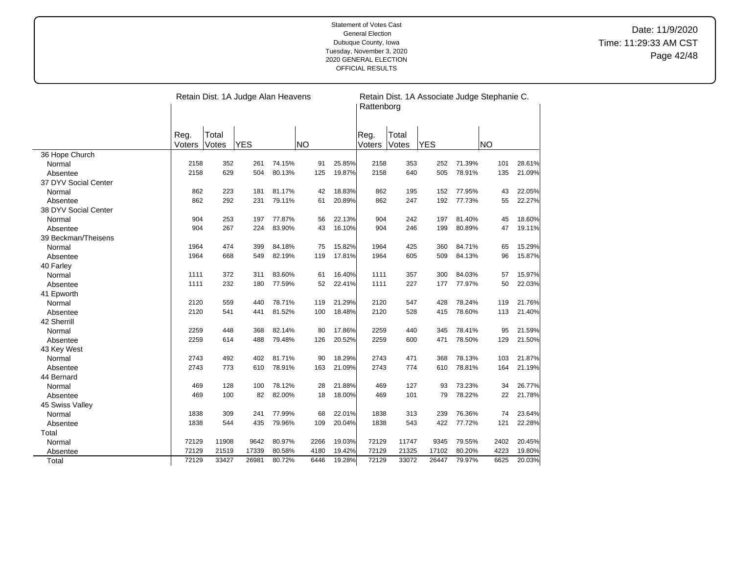Statement of Votes Cast
General Election
Dubuque County, Iowa
Tuesday, November 3, 2020
2020 GENERAL ELECTION
OFFICIAL RESULTS

Date: 11/9/2020
Time: 11:29:33 AM CST

| | Retain Dist. 1A Judge Alan Heavens | | | | | | Retain Dist. 1A Associate Judge Stephanie C. Rattenborg | | | | | |
|---|---|---|---|---|---|---|---|---|---|---|---|---|
| | Reg. Voters | Total Votes | YES | | NO | | Reg. Voters | Total Votes | YES | | NO | |
| 36 Hope Church | | | | | | | | | | | | |
| Normal | 2158 | 352 | 261 | 74.15% | 91 | 25.85% | 2158 | 353 | 252 | 71.39% | 101 | 28.61% |
| Absentee | 2158 | 629 | 504 | 80.13% | 125 | 19.87% | 2158 | 640 | 505 | 78.91% | 135 | 21.09% |
| 37 DYV Social Center | | | | | | | | | | | | |
| Normal | 862 | 223 | 181 | 81.17% | 42 | 18.83% | 862 | 195 | 152 | 77.95% | 43 | 22.05% |
| Absentee | 862 | 292 | 231 | 79.11% | 61 | 20.89% | 862 | 247 | 192 | 77.73% | 55 | 22.27% |
| 38 DYV Social Center | | | | | | | | | | | | |
| Normal | 904 | 253 | 197 | 77.87% | 56 | 22.13% | 904 | 242 | 197 | 81.40% | 45 | 18.60% |
| Absentee | 904 | 267 | 224 | 83.90% | 43 | 16.10% | 904 | 246 | 199 | 80.89% | 47 | 19.11% |
| 39 Beckman/Theisens | | | | | | | | | | | | |
| Normal | 1964 | 474 | 399 | 84.18% | 75 | 15.82% | 1964 | 425 | 360 | 84.71% | 65 | 15.29% |
| Absentee | 1964 | 668 | 549 | 82.19% | 119 | 17.81% | 1964 | 605 | 509 | 84.13% | 96 | 15.87% |
| 40 Farley | | | | | | | | | | | | |
| Normal | 1111 | 372 | 311 | 83.60% | 61 | 16.40% | 1111 | 357 | 300 | 84.03% | 57 | 15.97% |
| Absentee | 1111 | 232 | 180 | 77.59% | 52 | 22.41% | 1111 | 227 | 177 | 77.97% | 50 | 22.03% |
| 41 Epworth | | | | | | | | | | | | |
| Normal | 2120 | 559 | 440 | 78.71% | 119 | 21.29% | 2120 | 547 | 428 | 78.24% | 119 | 21.76% |
| Absentee | 2120 | 541 | 441 | 81.52% | 100 | 18.48% | 2120 | 528 | 415 | 78.60% | 113 | 21.40% |
| 42 Sherrill | | | | | | | | | | | | |
| Normal | 2259 | 448 | 368 | 82.14% | 80 | 17.86% | 2259 | 440 | 345 | 78.41% | 95 | 21.59% |
| Absentee | 2259 | 614 | 488 | 79.48% | 126 | 20.52% | 2259 | 600 | 471 | 78.50% | 129 | 21.50% |
| 43 Key West | | | | | | | | | | | | |
| Normal | 2743 | 492 | 402 | 81.71% | 90 | 18.29% | 2743 | 471 | 368 | 78.13% | 103 | 21.87% |
| Absentee | 2743 | 773 | 610 | 78.91% | 163 | 21.09% | 2743 | 774 | 610 | 78.81% | 164 | 21.19% |
| 44 Bernard | | | | | | | | | | | | |
| Normal | 469 | 128 | 100 | 78.12% | 28 | 21.88% | 469 | 127 | 93 | 73.23% | 34 | 26.77% |
| Absentee | 469 | 100 | 82 | 82.00% | 18 | 18.00% | 469 | 101 | 79 | 78.22% | 22 | 21.78% |
| 45 Swiss Valley | | | | | | | | | | | | |
| Normal | 1838 | 309 | 241 | 77.99% | 68 | 22.01% | 1838 | 313 | 239 | 76.36% | 74 | 23.64% |
| Absentee | 1838 | 544 | 435 | 79.96% | 109 | 20.04% | 1838 | 543 | 422 | 77.72% | 121 | 22.28% |
| Total | | | | | | | | | | | | |
| Normal | 72129 | 11908 | 9642 | 80.97% | 2266 | 19.03% | 72129 | 11747 | 9345 | 79.55% | 2402 | 20.45% |
| Absentee | 72129 | 21519 | 17339 | 80.58% | 4180 | 19.42% | 72129 | 21325 | 17102 | 80.20% | 4223 | 19.80% |
| Total | 72129 | 33427 | 26981 | 80.72% | 6446 | 19.28% | 72129 | 33072 | 26447 | 79.97% | 6625 | 20.03% |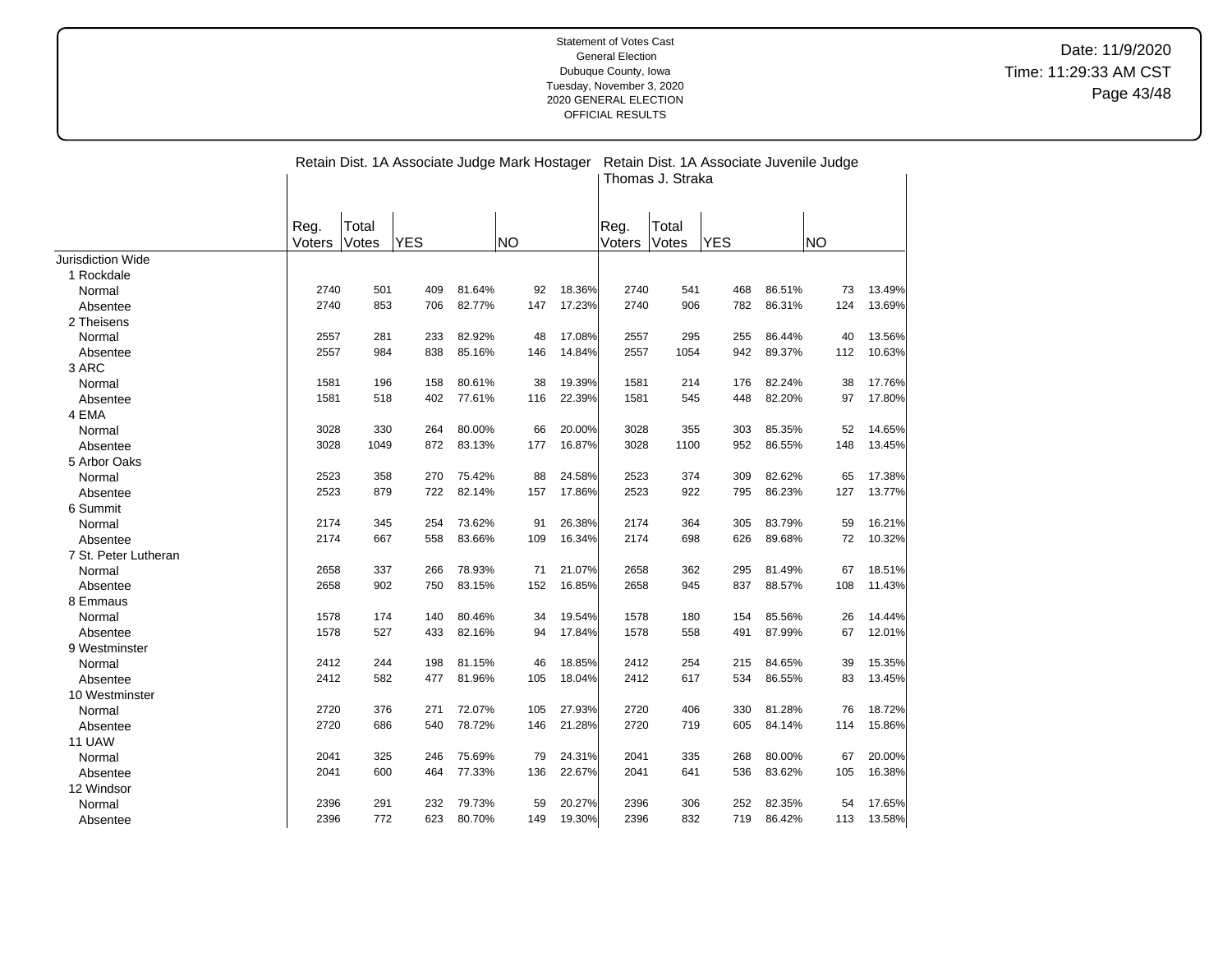Statement of Votes Cast
General Election
Dubuque County, Iowa
Tuesday, November 3, 2020
2020 GENERAL ELECTION
OFFICIAL RESULTS

Date: 11/9/2020
Time: 11:29:33 AM CST

| | Retain Dist. 1A Associate Judge Mark Hostager | | | | | | Retain Dist. 1A Associate Juvenile Judge Thomas J. Straka | | | | | |
|---|---|---|---|---|---|---|---|---|---|---|---|---|
| | Reg. Voters | Total Votes | YES | | NO | | Reg. Voters | Total Votes | YES | | NO | |
| Jurisdiction Wide | | | | | | | | | | | | |
| 1 Rockdale | | | | | | | | | | | | |
| Normal | 2740 | 501 | 409 | 81.64% | 92 | 18.36% | 2740 | 541 | 468 | 86.51% | 73 | 13.49% |
| Absentee | 2740 | 853 | 706 | 82.77% | 147 | 17.23% | 2740 | 906 | 782 | 86.31% | 124 | 13.69% |
| 2 Theisens | | | | | | | | | | | | |
| Normal | 2557 | 281 | 233 | 82.92% | 48 | 17.08% | 2557 | 295 | 255 | 86.44% | 40 | 13.56% |
| Absentee | 2557 | 984 | 838 | 85.16% | 146 | 14.84% | 2557 | 1054 | 942 | 89.37% | 112 | 10.63% |
| 3 ARC | | | | | | | | | | | | |
| Normal | 1581 | 196 | 158 | 80.61% | 38 | 19.39% | 1581 | 214 | 176 | 82.24% | 38 | 17.76% |
| Absentee | 1581 | 518 | 402 | 77.61% | 116 | 22.39% | 1581 | 545 | 448 | 82.20% | 97 | 17.80% |
| 4 EMA | | | | | | | | | | | | |
| Normal | 3028 | 330 | 264 | 80.00% | 66 | 20.00% | 3028 | 355 | 303 | 85.35% | 52 | 14.65% |
| Absentee | 3028 | 1049 | 872 | 83.13% | 177 | 16.87% | 3028 | 1100 | 952 | 86.55% | 148 | 13.45% |
| 5 Arbor Oaks | | | | | | | | | | | | |
| Normal | 2523 | 358 | 270 | 75.42% | 88 | 24.58% | 2523 | 374 | 309 | 82.62% | 65 | 17.38% |
| Absentee | 2523 | 879 | 722 | 82.14% | 157 | 17.86% | 2523 | 922 | 795 | 86.23% | 127 | 13.77% |
| 6 Summit | | | | | | | | | | | | |
| Normal | 2174 | 345 | 254 | 73.62% | 91 | 26.38% | 2174 | 364 | 305 | 83.79% | 59 | 16.21% |
| Absentee | 2174 | 667 | 558 | 83.66% | 109 | 16.34% | 2174 | 698 | 626 | 89.68% | 72 | 10.32% |
| 7 St. Peter Lutheran | | | | | | | | | | | | |
| Normal | 2658 | 337 | 266 | 78.93% | 71 | 21.07% | 2658 | 362 | 295 | 81.49% | 67 | 18.51% |
| Absentee | 2658 | 902 | 750 | 83.15% | 152 | 16.85% | 2658 | 945 | 837 | 88.57% | 108 | 11.43% |
| 8 Emmaus | | | | | | | | | | | | |
| Normal | 1578 | 174 | 140 | 80.46% | 34 | 19.54% | 1578 | 180 | 154 | 85.56% | 26 | 14.44% |
| Absentee | 1578 | 527 | 433 | 82.16% | 94 | 17.84% | 1578 | 558 | 491 | 87.99% | 67 | 12.01% |
| 9 Westminster | | | | | | | | | | | | |
| Normal | 2412 | 244 | 198 | 81.15% | 46 | 18.85% | 2412 | 254 | 215 | 84.65% | 39 | 15.35% |
| Absentee | 2412 | 582 | 477 | 81.96% | 105 | 18.04% | 2412 | 617 | 534 | 86.55% | 83 | 13.45% |
| 10 Westminster | | | | | | | | | | | | |
| Normal | 2720 | 376 | 271 | 72.07% | 105 | 27.93% | 2720 | 406 | 330 | 81.28% | 76 | 18.72% |
| Absentee | 2720 | 686 | 540 | 78.72% | 146 | 21.28% | 2720 | 719 | 605 | 84.14% | 114 | 15.86% |
| 11 UAW | | | | | | | | | | | | |
| Normal | 2041 | 325 | 246 | 75.69% | 79 | 24.31% | 2041 | 335 | 268 | 80.00% | 67 | 20.00% |
| Absentee | 2041 | 600 | 464 | 77.33% | 136 | 22.67% | 2041 | 641 | 536 | 83.62% | 105 | 16.38% |
| 12 Windsor | | | | | | | | | | | | |
| Normal | 2396 | 291 | 232 | 79.73% | 59 | 20.27% | 2396 | 306 | 252 | 82.35% | 54 | 17.65% |
| Absentee | 2396 | 772 | 623 | 80.70% | 149 | 19.30% | 2396 | 832 | 719 | 86.42% | 113 | 13.58% |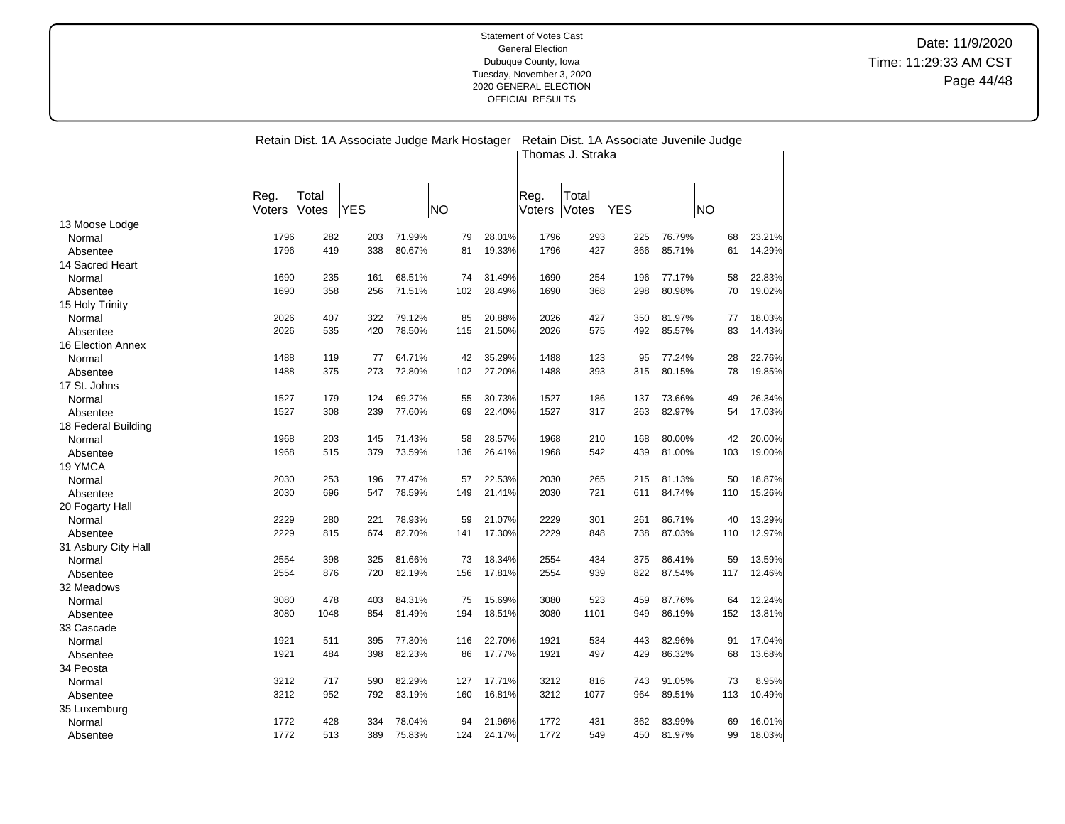Statement of Votes Cast
General Election
Dubuque County, Iowa
Tuesday, November 3, 2020
2020 GENERAL ELECTION
OFFICIAL RESULTS

Date: 11/9/2020
Time: 11:29:33 AM CST

| | Retain Dist. 1A Associate Judge Mark Hostager | | | | | | Retain Dist. 1A Associate Juvenile Judge Thomas J. Straka | | | | | |
|---|---|---|---|---|---|---|---|---|---|---|---|---|
| | Reg. Voters | Total Votes | YES | | NO | | Reg. Voters | Total Votes | YES | | NO | |
| **13 Moose Lodge** | | | | | | | | | | | | |
| Normal | 1796 | 282 | 203 | 71.99% | 79 | 28.01% | 1796 | 293 | 225 | 76.79% | 68 | 23.21% |
| Absentee | 1796 | 419 | 338 | 80.67% | 81 | 19.33% | 1796 | 427 | 366 | 85.71% | 61 | 14.29% |
| **14 Sacred Heart** | | | | | | | | | | | | |
| Normal | 1690 | 235 | 161 | 68.51% | 74 | 31.49% | 1690 | 254 | 196 | 77.17% | 58 | 22.83% |
| Absentee | 1690 | 358 | 256 | 71.51% | 102 | 28.49% | 1690 | 368 | 298 | 80.98% | 70 | 19.02% |
| **15 Holy Trinity** | | | | | | | | | | | | |
| Normal | 2026 | 407 | 322 | 79.12% | 85 | 20.88% | 2026 | 427 | 350 | 81.97% | 77 | 18.03% |
| Absentee | 2026 | 535 | 420 | 78.50% | 115 | 21.50% | 2026 | 575 | 492 | 85.57% | 83 | 14.43% |
| **16 Election Annex** | | | | | | | | | | | | |
| Normal | 1488 | 119 | 77 | 64.71% | 42 | 35.29% | 1488 | 123 | 95 | 77.24% | 28 | 22.76% |
| Absentee | 1488 | 375 | 273 | 72.80% | 102 | 27.20% | 1488 | 393 | 315 | 80.15% | 78 | 19.85% |
| **17 St. Johns** | | | | | | | | | | | | |
| Normal | 1527 | 179 | 124 | 69.27% | 55 | 30.73% | 1527 | 186 | 137 | 73.66% | 49 | 26.34% |
| Absentee | 1527 | 308 | 239 | 77.60% | 69 | 22.40% | 1527 | 317 | 263 | 82.97% | 54 | 17.03% |
| **18 Federal Building** | | | | | | | | | | | | |
| Normal | 1968 | 203 | 145 | 71.43% | 58 | 28.57% | 1968 | 210 | 168 | 80.00% | 42 | 20.00% |
| Absentee | 1968 | 515 | 379 | 73.59% | 136 | 26.41% | 1968 | 542 | 439 | 81.00% | 103 | 19.00% |
| **19 YMCA** | | | | | | | | | | | | |
| Normal | 2030 | 253 | 196 | 77.47% | 57 | 22.53% | 2030 | 265 | 215 | 81.13% | 50 | 18.87% |
| Absentee | 2030 | 696 | 547 | 78.59% | 149 | 21.41% | 2030 | 721 | 611 | 84.74% | 110 | 15.26% |
| **20 Fogarty Hall** | | | | | | | | | | | | |
| Normal | 2229 | 280 | 221 | 78.93% | 59 | 21.07% | 2229 | 301 | 261 | 86.71% | 40 | 13.29% |
| Absentee | 2229 | 815 | 674 | 82.70% | 141 | 17.30% | 2229 | 848 | 738 | 87.03% | 110 | 12.97% |
| **31 Asbury City Hall** | | | | | | | | | | | | |
| Normal | 2554 | 398 | 325 | 81.66% | 73 | 18.34% | 2554 | 434 | 375 | 86.41% | 59 | 13.59% |
| Absentee | 2554 | 876 | 720 | 82.19% | 156 | 17.81% | 2554 | 939 | 822 | 87.54% | 117 | 12.46% |
| **32 Meadows** | | | | | | | | | | | | |
| Normal | 3080 | 478 | 403 | 84.31% | 75 | 15.69% | 3080 | 523 | 459 | 87.76% | 64 | 12.24% |
| Absentee | 3080 | 1048 | 854 | 81.49% | 194 | 18.51% | 3080 | 1101 | 949 | 86.19% | 152 | 13.81% |
| **33 Cascade** | | | | | | | | | | | | |
| Normal | 1921 | 511 | 395 | 77.30% | 116 | 22.70% | 1921 | 534 | 443 | 82.96% | 91 | 17.04% |
| Absentee | 1921 | 484 | 398 | 82.23% | 86 | 17.77% | 1921 | 497 | 429 | 86.32% | 68 | 13.68% |
| **34 Peosta** | | | | | | | | | | | | |
| Normal | 3212 | 717 | 590 | 82.29% | 127 | 17.71% | 3212 | 816 | 743 | 91.05% | 73 | 8.95% |
| Absentee | 3212 | 952 | 792 | 83.19% | 160 | 16.81% | 3212 | 1077 | 964 | 89.51% | 113 | 10.49% |
| **35 Luxemburg** | | | | | | | | | | | | |
| Normal | 1772 | 428 | 334 | 78.04% | 94 | 21.96% | 1772 | 431 | 362 | 83.99% | 69 | 16.01% |
| Absentee | 1772 | 513 | 389 | 75.83% | 124 | 24.17% | 1772 | 549 | 450 | 81.97% | 99 | 18.03% |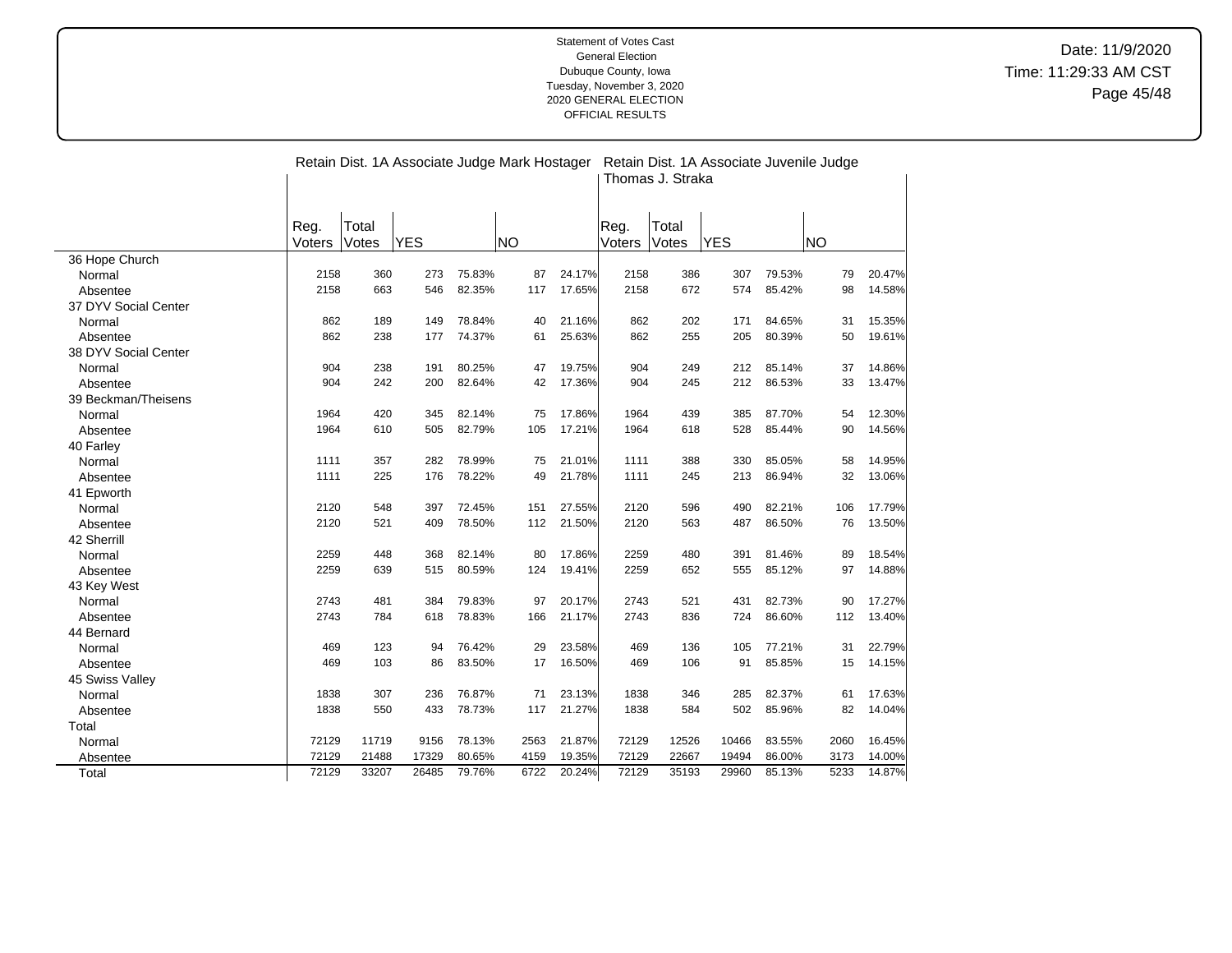Statement of Votes Cast
General Election
Dubuque County, Iowa
Tuesday, November 3, 2020
2020 GENERAL ELECTION
OFFICIAL RESULTS

Date: 11/9/2020
Time: 11:29:33 AM CST

| | Retain Dist. 1A Associate Judge Mark Hostager | | | | | | Retain Dist. 1A Associate Juvenile Judge Thomas J. Straka | | | | | |
|---|---|---|---|---|---|---|---|---|---|---|---|---|
| | Reg. Voters | Total Votes | YES | | NO | | Reg. Voters | Total Votes | YES | | NO | |
| 36 Hope Church | | | | | | | | | | | | |
| Normal | 2158 | 360 | 273 | 75.83% | 87 | 24.17% | 2158 | 386 | 307 | 79.53% | 79 | 20.47% |
| Absentee | 2158 | 663 | 546 | 82.35% | 117 | 17.65% | 2158 | 672 | 574 | 85.42% | 98 | 14.58% |
| 37 DYV Social Center | | | | | | | | | | | | |
| Normal | 862 | 189 | 149 | 78.84% | 40 | 21.16% | 862 | 202 | 171 | 84.65% | 31 | 15.35% |
| Absentee | 862 | 238 | 177 | 74.37% | 61 | 25.63% | 862 | 255 | 205 | 80.39% | 50 | 19.61% |
| 38 DYV Social Center | | | | | | | | | | | | |
| Normal | 904 | 238 | 191 | 80.25% | 47 | 19.75% | 904 | 249 | 212 | 85.14% | 37 | 14.86% |
| Absentee | 904 | 242 | 200 | 82.64% | 42 | 17.36% | 904 | 245 | 212 | 86.53% | 33 | 13.47% |
| 39 Beckman/Theisens | | | | | | | | | | | | |
| Normal | 1964 | 420 | 345 | 82.14% | 75 | 17.86% | 1964 | 439 | 385 | 87.70% | 54 | 12.30% |
| Absentee | 1964 | 610 | 505 | 82.79% | 105 | 17.21% | 1964 | 618 | 528 | 85.44% | 90 | 14.56% |
| 40 Farley | | | | | | | | | | | | |
| Normal | 1111 | 357 | 282 | 78.99% | 75 | 21.01% | 1111 | 388 | 330 | 85.05% | 58 | 14.95% |
| Absentee | 1111 | 225 | 176 | 78.22% | 49 | 21.78% | 1111 | 245 | 213 | 86.94% | 32 | 13.06% |
| 41 Epworth | | | | | | | | | | | | |
| Normal | 2120 | 548 | 397 | 72.45% | 151 | 27.55% | 2120 | 596 | 490 | 82.21% | 106 | 17.79% |
| Absentee | 2120 | 521 | 409 | 78.50% | 112 | 21.50% | 2120 | 563 | 487 | 86.50% | 76 | 13.50% |
| 42 Sherrill | | | | | | | | | | | | |
| Normal | 2259 | 448 | 368 | 82.14% | 80 | 17.86% | 2259 | 480 | 391 | 81.46% | 89 | 18.54% |
| Absentee | 2259 | 639 | 515 | 80.59% | 124 | 19.41% | 2259 | 652 | 555 | 85.12% | 97 | 14.88% |
| 43 Key West | | | | | | | | | | | | |
| Normal | 2743 | 481 | 384 | 79.83% | 97 | 20.17% | 2743 | 521 | 431 | 82.73% | 90 | 17.27% |
| Absentee | 2743 | 784 | 618 | 78.83% | 166 | 21.17% | 2743 | 836 | 724 | 86.60% | 112 | 13.40% |
| 44 Bernard | | | | | | | | | | | | |
| Normal | 469 | 123 | 94 | 76.42% | 29 | 23.58% | 469 | 136 | 105 | 77.21% | 31 | 22.79% |
| Absentee | 469 | 103 | 86 | 83.50% | 17 | 16.50% | 469 | 106 | 91 | 85.85% | 15 | 14.15% |
| 45 Swiss Valley | | | | | | | | | | | | |
| Normal | 1838 | 307 | 236 | 76.87% | 71 | 23.13% | 1838 | 346 | 285 | 82.37% | 61 | 17.63% |
| Absentee | 1838 | 550 | 433 | 78.73% | 117 | 21.27% | 1838 | 584 | 502 | 85.96% | 82 | 14.04% |
| Total | | | | | | | | | | | | |
| Normal | 72129 | 11719 | 9156 | 78.13% | 2563 | 21.87% | 72129 | 12526 | 10466 | 83.55% | 2060 | 16.45% |
| Absentee | 72129 | 21488 | 17329 | 80.65% | 4159 | 19.35% | 72129 | 22667 | 19494 | 86.00% | 3173 | 14.00% |
| Total | 72129 | 33207 | 26485 | 79.76% | 6722 | 20.24% | 72129 | 35193 | 29960 | 85.13% | 5233 | 14.87% |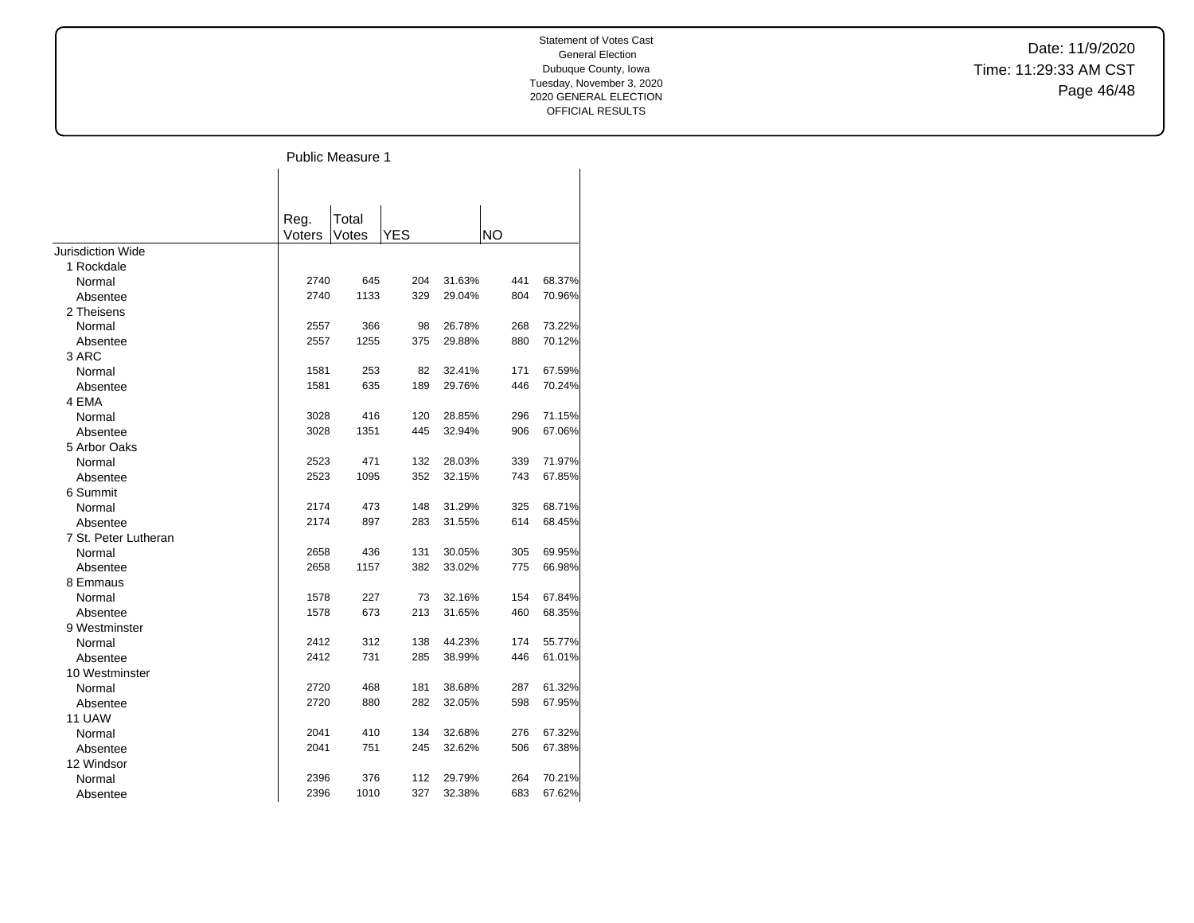Statement of Votes Cast
General Election
Dubuque County, Iowa
Tuesday, November 3, 2020
2020 GENERAL ELECTION
OFFICIAL RESULTS

Date: 11/9/2020
Time: 11:29:33 AM CST

## Public Measure 1

| | Reg. Voters | Total Votes | YES | | NO | |
|---|---|---|---|---|---|---|
| Jurisdiction Wide | | | | | | |
| 1 Rockdale | | | | | | |
| Normal | 2740 | 645 | 204 | 31.63% | 441 | 68.37% |
| Absentee | 2740 | 1133 | 329 | 29.04% | 804 | 70.96% |
| 2 Theisens | | | | | | |
| Normal | 2557 | 366 | 98 | 26.78% | 268 | 73.22% |
| Absentee | 2557 | 1255 | 375 | 29.88% | 880 | 70.12% |
| 3 ARC | | | | | | |
| Normal | 1581 | 253 | 82 | 32.41% | 171 | 67.59% |
| Absentee | 1581 | 635 | 189 | 29.76% | 446 | 70.24% |
| 4 EMA | | | | | | |
| Normal | 3028 | 416 | 120 | 28.85% | 296 | 71.15% |
| Absentee | 3028 | 1351 | 445 | 32.94% | 906 | 67.06% |
| 5 Arbor Oaks | | | | | | |
| Normal | 2523 | 471 | 132 | 28.03% | 339 | 71.97% |
| Absentee | 2523 | 1095 | 352 | 32.15% | 743 | 67.85% |
| 6 Summit | | | | | | |
| Normal | 2174 | 473 | 148 | 31.29% | 325 | 68.71% |
| Absentee | 2174 | 897 | 283 | 31.55% | 614 | 68.45% |
| 7 St. Peter Lutheran | | | | | | |
| Normal | 2658 | 436 | 131 | 30.05% | 305 | 69.95% |
| Absentee | 2658 | 1157 | 382 | 33.02% | 775 | 66.98% |
| 8 Emmaus | | | | | | |
| Normal | 1578 | 227 | 73 | 32.16% | 154 | 67.84% |
| Absentee | 1578 | 673 | 213 | 31.65% | 460 | 68.35% |
| 9 Westminster | | | | | | |
| Normal | 2412 | 312 | 138 | 44.23% | 174 | 55.77% |
| Absentee | 2412 | 731 | 285 | 38.99% | 446 | 61.01% |
| 10 Westminster | | | | | | |
| Normal | 2720 | 468 | 181 | 38.68% | 287 | 61.32% |
| Absentee | 2720 | 880 | 282 | 32.05% | 598 | 67.95% |
| 11 UAW | | | | | | |
| Normal | 2041 | 410 | 134 | 32.68% | 276 | 67.32% |
| Absentee | 2041 | 751 | 245 | 32.62% | 506 | 67.38% |
| 12 Windsor | | | | | | |
| Normal | 2396 | 376 | 112 | 29.79% | 264 | 70.21% |
| Absentee | 2396 | 1010 | 327 | 32.38% | 683 | 67.62% |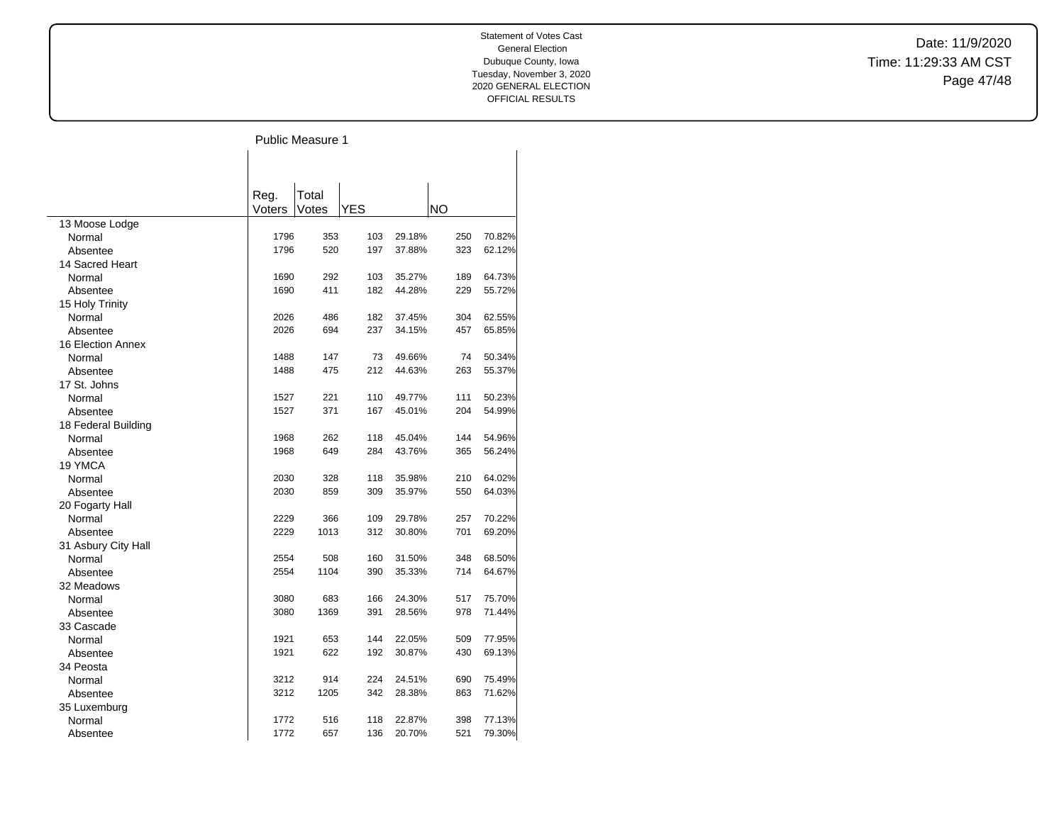Statement of Votes Cast
General Election
Dubuque County, Iowa
Tuesday, November 3, 2020
2020 GENERAL ELECTION
OFFICIAL RESULTS

Date: 11/9/2020
Time: 11:29:33 AM CST

## Public Measure 1

| | Reg. Voters | Total Votes | YES | | NO | |
|---|---|---|---|---|---|---|
| 13 Moose Lodge | | | | | | |
| Normal | 1796 | 353 | 103 | 29.18% | 250 | 70.82% |
| Absentee | 1796 | 520 | 197 | 37.88% | 323 | 62.12% |
| 14 Sacred Heart | | | | | | |
| Normal | 1690 | 292 | 103 | 35.27% | 189 | 64.73% |
| Absentee | 1690 | 411 | 182 | 44.28% | 229 | 55.72% |
| 15 Holy Trinity | | | | | | |
| Normal | 2026 | 486 | 182 | 37.45% | 304 | 62.55% |
| Absentee | 2026 | 694 | 237 | 34.15% | 457 | 65.85% |
| 16 Election Annex | | | | | | |
| Normal | 1488 | 147 | 73 | 49.66% | 74 | 50.34% |
| Absentee | 1488 | 475 | 212 | 44.63% | 263 | 55.37% |
| 17 St. Johns | | | | | | |
| Normal | 1527 | 221 | 110 | 49.77% | 111 | 50.23% |
| Absentee | 1527 | 371 | 167 | 45.01% | 204 | 54.99% |
| 18 Federal Building | | | | | | |
| Normal | 1968 | 262 | 118 | 45.04% | 144 | 54.96% |
| Absentee | 1968 | 649 | 284 | 43.76% | 365 | 56.24% |
| 19 YMCA | | | | | | |
| Normal | 2030 | 328 | 118 | 35.98% | 210 | 64.02% |
| Absentee | 2030 | 859 | 309 | 35.97% | 550 | 64.03% |
| 20 Fogarty Hall | | | | | | |
| Normal | 2229 | 366 | 109 | 29.78% | 257 | 70.22% |
| Absentee | 2229 | 1013 | 312 | 30.80% | 701 | 69.20% |
| 31 Asbury City Hall | | | | | | |
| Normal | 2554 | 508 | 160 | 31.50% | 348 | 68.50% |
| Absentee | 2554 | 1104 | 390 | 35.33% | 714 | 64.67% |
| 32 Meadows | | | | | | |
| Normal | 3080 | 683 | 166 | 24.30% | 517 | 75.70% |
| Absentee | 3080 | 1369 | 391 | 28.56% | 978 | 71.44% |
| 33 Cascade | | | | | | |
| Normal | 1921 | 653 | 144 | 22.05% | 509 | 77.95% |
| Absentee | 1921 | 622 | 192 | 30.87% | 430 | 69.13% |
| 34 Peosta | | | | | | |
| Normal | 3212 | 914 | 224 | 24.51% | 690 | 75.49% |
| Absentee | 3212 | 1205 | 342 | 28.38% | 863 | 71.62% |
| 35 Luxemburg | | | | | | |
| Normal | 1772 | 516 | 118 | 22.87% | 398 | 77.13% |
| Absentee | 1772 | 657 | 136 | 20.70% | 521 | 79.30% |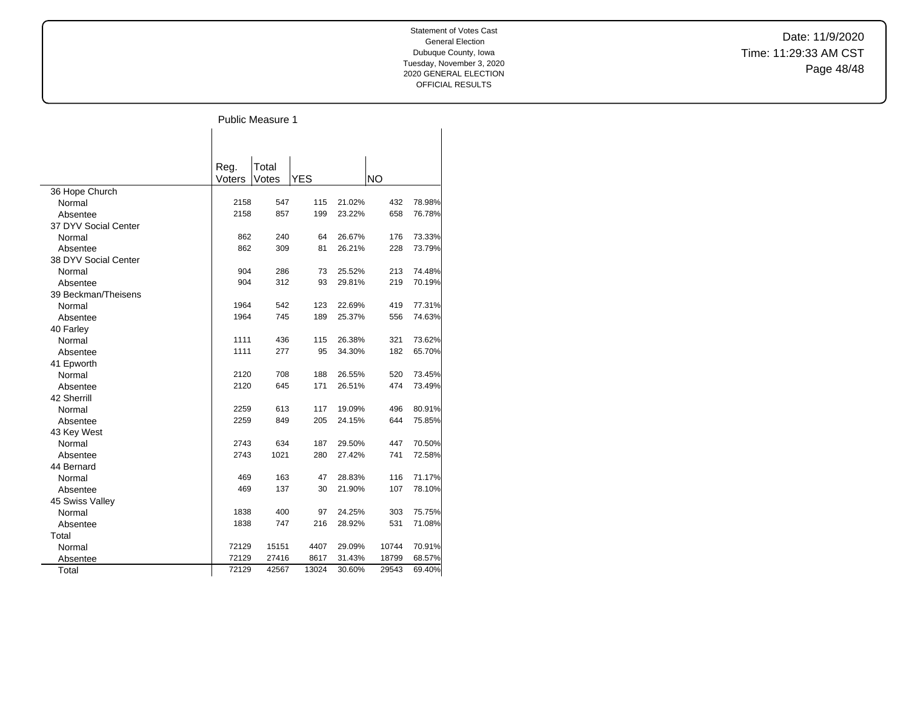Statement of Votes Cast
General Election
Dubuque County, Iowa
Tuesday, November 3, 2020
2020 GENERAL ELECTION
OFFICIAL RESULTS

Date: 11/9/2020
Time: 11:29:33 AM CST

## Public Measure 1

| | Reg. Voters | Total Votes | YES | | NO | |
|---|---|---|---|---|---|---|
| 36 Hope Church | | | | | | |
| Normal | 2158 | 547 | 115 | 21.02% | 432 | 78.98% |
| Absentee | 2158 | 857 | 199 | 23.22% | 658 | 76.78% |
| 37 DYV Social Center | | | | | | |
| Normal | 862 | 240 | 64 | 26.67% | 176 | 73.33% |
| Absentee | 862 | 309 | 81 | 26.21% | 228 | 73.79% |
| 38 DYV Social Center | | | | | | |
| Normal | 904 | 286 | 73 | 25.52% | 213 | 74.48% |
| Absentee | 904 | 312 | 93 | 29.81% | 219 | 70.19% |
| 39 Beckman/Theisens | | | | | | |
| Normal | 1964 | 542 | 123 | 22.69% | 419 | 77.31% |
| Absentee | 1964 | 745 | 189 | 25.37% | 556 | 74.63% |
| 40 Farley | | | | | | |
| Normal | 1111 | 436 | 115 | 26.38% | 321 | 73.62% |
| Absentee | 1111 | 277 | 95 | 34.30% | 182 | 65.70% |
| 41 Epworth | | | | | | |
| Normal | 2120 | 708 | 188 | 26.55% | 520 | 73.45% |
| Absentee | 2120 | 645 | 171 | 26.51% | 474 | 73.49% |
| 42 Sherrill | | | | | | |
| Normal | 2259 | 613 | 117 | 19.09% | 496 | 80.91% |
| Absentee | 2259 | 849 | 205 | 24.15% | 644 | 75.85% |
| 43 Key West | | | | | | |
| Normal | 2743 | 634 | 187 | 29.50% | 447 | 70.50% |
| Absentee | 2743 | 1021 | 280 | 27.42% | 741 | 72.58% |
| 44 Bernard | | | | | | |
| Normal | 469 | 163 | 47 | 28.83% | 116 | 71.17% |
| Absentee | 469 | 137 | 30 | 21.90% | 107 | 78.10% |
| 45 Swiss Valley | | | | | | |
| Normal | 1838 | 400 | 97 | 24.25% | 303 | 75.75% |
| Absentee | 1838 | 747 | 216 | 28.92% | 531 | 71.08% |
| Total | | | | | | |
| Normal | 72129 | 15151 | 4407 | 29.09% | 10744 | 70.91% |
| Absentee | 72129 | 27416 | 8617 | 31.43% | 18799 | 68.57% |
| Total | 72129 | 42567 | 13024 | 30.60% | 29543 | 69.40% |